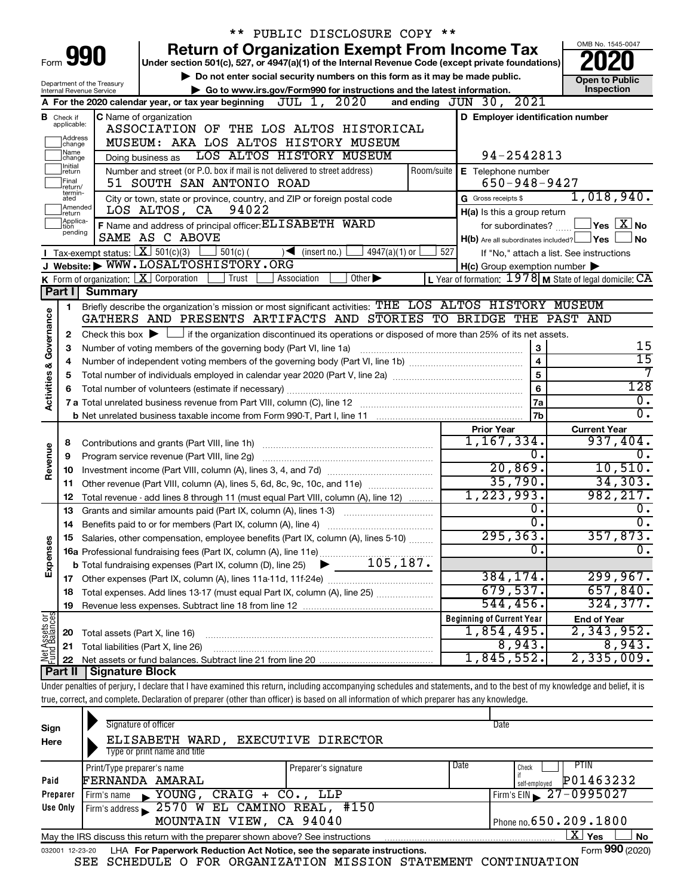\*\* PUBLIC DISCLOSURE COPY \*\*

# Form 990

## Return of Organization Exempt From Income Tax

Under section 501(c), 527, or 4947(a)(1) of the Internal Revenue Code (except private foundations)

▶ Do not enter social security numbers on this form as it may be made public.

▶ Go to www.irs.gov/Form990 for instructions and the latest information.

OMB No. 1545-0047

**2020**

**Open to Public Inspection**

Department of the Treasury
Internal Revenue Service

**A** For the 2020 calendar year, or tax year beginning JUL 1, 2020 and ending JUN 30, 2021

**B** Check if applicable: Address change, Name change, Initial return, Final return/terminated, Amended return, Application pending

**C** Name of organization: ASSOCIATION OF THE LOS ALTOS HISTORICAL MUSEUM: AKA LOS ALTOS HISTORY MUSEUM

Doing business as: LOS ALTOS HISTORY MUSEUM

Number and street (or P.O. box if mail is not delivered to street address): 51 SOUTH SAN ANTONIO ROAD — Room/suite

City or town, state or province, country, and ZIP or foreign postal code: LOS ALTOS, CA 94022

**D** Employer identification number: 94-2542813

**E** Telephone number: 650-948-9427

**G** Gross receipts $ 1,018,940.

**F** Name and address of principal officer: ELISABETH WARD, SAME AS C ABOVE

**H(a)** Is this a group return for subordinates? ☐ Yes ☒ No

**H(b)** Are all subordinates included? ☐ Yes ☐ No — If "No," attach a list. See instructions

**H(c)** Group exemption number ▶

**I** Tax-exempt status: ☒ 501(c)(3) ☐ 501(c) ( ) ◀ (insert no.) ☐ 4947(a)(1) or ☐ 527

**J** Website: ▶ WWW.LOSALTOSHISTORY.ORG

**K** Form of organization: ☒ Corporation ☐ Trust ☐ Association ☐ Other ▶

**L** Year of formation: 1978 **M** State of legal domicile: CA

## Part I Summary

**Activities & Governance**

1 Briefly describe the organization's mission or most significant activities: THE LOS ALTOS HISTORY MUSEUM GATHERS AND PRESENTS ARTIFACTS AND STORIES TO BRIDGE THE PAST AND

2 Check this box ▶ ☐ if the organization discontinued its operations or disposed of more than 25% of its net assets.

| | | Line | Value |
|---|---|---|---|
| 3 | Number of voting members of the governing body (Part VI, line 1a) | 3 | 15 |
| 4 | Number of independent voting members of the governing body (Part VI, line 1b) | 4 | 15 |
| 5 | Total number of individuals employed in calendar year 2020 (Part V, line 2a) | 5 | 7 |
| 6 | Total number of volunteers (estimate if necessary) | 6 | 128 |
| 7a | Total unrelated business revenue from Part VIII, column (C), line 12 | 7a | 0. |
| b | Net unrelated business taxable income from Form 990-T, Part I, line 11 | 7b | 0. |

| | | Prior Year | Current Year |
|---|---|---|---|
| **Revenue** | | | |
| 8 | Contributions and grants (Part VIII, line 1h) | 1,167,334. | 937,404. |
| 9 | Program service revenue (Part VIII, line 2g) | 0. | 0. |
| 10 | Investment income (Part VIII, column (A), lines 3, 4, and 7d) | 20,869. | 10,510. |
| 11 | Other revenue (Part VIII, column (A), lines 5, 6d, 8c, 9c, 10c, and 11e) | 35,790. | 34,303. |
| 12 | Total revenue - add lines 8 through 11 (must equal Part VIII, column (A), line 12) | 1,223,993. | 982,217. |
| **Expenses** | | | |
| 13 | Grants and similar amounts paid (Part IX, column (A), lines 1-3) | 0. | 0. |
| 14 | Benefits paid to or for members (Part IX, column (A), line 4) | 0. | 0. |
| 15 | Salaries, other compensation, employee benefits (Part IX, column (A), lines 5-10) | 295,363. | 357,873. |
| 16a | Professional fundraising fees (Part IX, column (A), line 11e) | 0. | 0. |
| b | Total fundraising expenses (Part IX, column (D), line 25) ▶ 105,187. | | |
| 17 | Other expenses (Part IX, column (A), lines 11a-11d, 11f-24e) | 384,174. | 299,967. |
| 18 | Total expenses. Add lines 13-17 (must equal Part IX, column (A), line 25) | 679,537. | 657,840. |
| 19 | Revenue less expenses. Subtract line 18 from line 12 | 544,456. | 324,377. |

| **Net Assets or Fund Balances** | | Beginning of Current Year | End of Year |
|---|---|---|---|
| 20 | Total assets (Part X, line 16) | 1,854,495. | 2,343,952. |
| 21 | Total liabilities (Part X, line 26) | 8,943. | 8,943. |
| 22 | Net assets or fund balances. Subtract line 21 from line 20 | 1,845,552. | 2,335,009. |

## Part II Signature Block

Under penalties of perjury, I declare that I have examined this return, including accompanying schedules and statements, and to the best of my knowledge and belief, it is true, correct, and complete. Declaration of preparer (other than officer) is based on all information of which preparer has any knowledge.

**Sign Here**

Signature of officer — Date

ELISABETH WARD, EXECUTIVE DIRECTOR
Type or print name and title

**Paid Preparer Use Only**

| Print/Type preparer's name | Preparer's signature | Date | Check ☐ if self-employed | PTIN |
|---|---|---|---|---|
| FERNANDA AMARAL | | | | P01463232 |

Firm's name ▶ YOUNG, CRAIG + CO., LLP — Firm's EIN ▶ 27-0995027

Firm's address ▶ 2570 W EL CAMINO REAL, #150, MOUNTAIN VIEW, CA 94040 — Phone no. 650.209.1800

May the IRS discuss this return with the preparer shown above? See instructions ☒ Yes ☐ No

032001 12-23-20 LHA For Paperwork Reduction Act Notice, see the separate instructions. Form **990** (2020)

SEE SCHEDULE O FOR ORGANIZATION MISSION STATEMENT CONTINUATION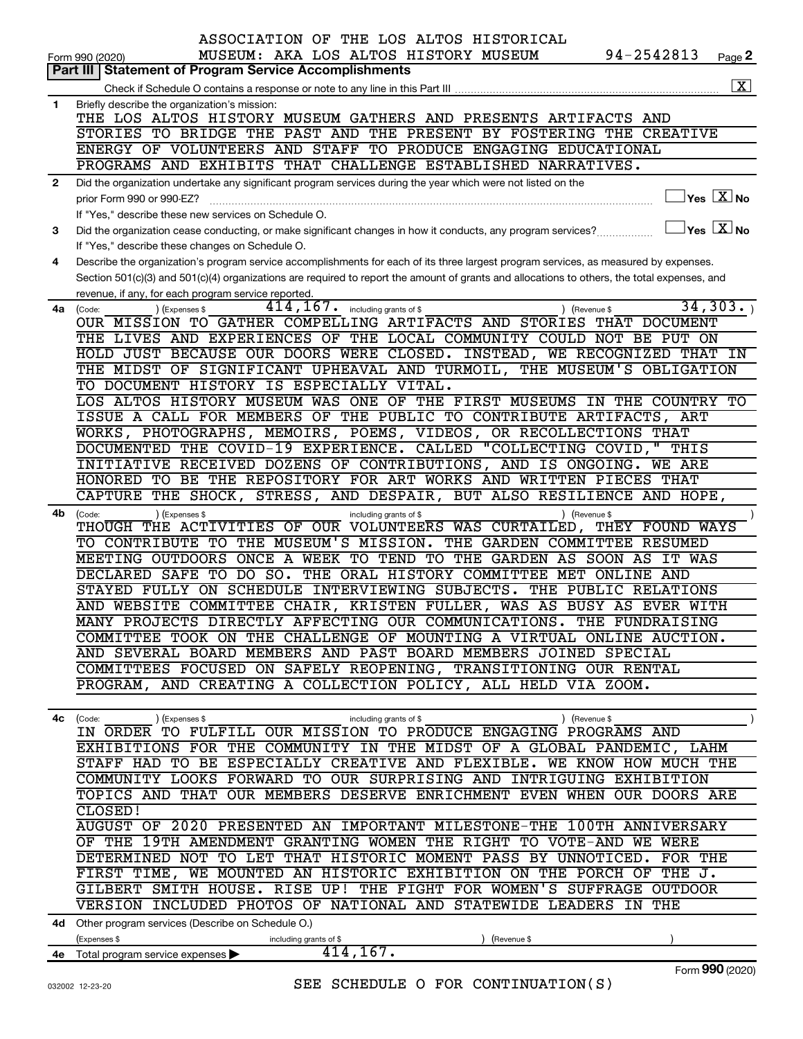ASSOCIATION OF THE LOS ALTOS HISTORICAL MUSEUM: AKA LOS ALTOS HISTORY MUSEUM 94-2542813

Form 990 (2020) Page 2

## Part III Statement of Program Service Accomplishments

Check if Schedule O contains a response or note to any line in this Part III [X]

**1** Briefly describe the organization's mission:

THE LOS ALTOS HISTORY MUSEUM GATHERS AND PRESENTS ARTIFACTS AND STORIES TO BRIDGE THE PAST AND THE PRESENT BY FOSTERING THE CREATIVE ENERGY OF VOLUNTEERS AND STAFF TO PRODUCE ENGAGING EDUCATIONAL PROGRAMS AND EXHIBITS THAT CHALLENGE ESTABLISHED NARRATIVES.

**2** Did the organization undertake any significant program services during the year which were not listed on the prior Form 990 or 990-EZ? [ ] Yes [X] No

If "Yes," describe these new services on Schedule O.

**3** Did the organization cease conducting, or make significant changes in how it conducts, any program services? [ ] Yes [X] No

If "Yes," describe these changes on Schedule O.

**4** Describe the organization's program service accomplishments for each of its three largest program services, as measured by expenses. Section 501(c)(3) and 501(c)(4) organizations are required to report the amount of grants and allocations to others, the total expenses, and revenue, if any, for each program service reported.

**4a** (Code: ) (Expenses $ 414,167. including grants of $ ) (Revenue $ 34,303. )

OUR MISSION TO GATHER COMPELLING ARTIFACTS AND STORIES THAT DOCUMENT THE LIVES AND EXPERIENCES OF THE LOCAL COMMUNITY COULD NOT BE PUT ON HOLD JUST BECAUSE OUR DOORS WERE CLOSED. INSTEAD, WE RECOGNIZED THAT IN THE MIDST OF SIGNIFICANT UPHEAVAL AND TURMOIL, THE MUSEUM'S OBLIGATION TO DOCUMENT HISTORY IS ESPECIALLY VITAL.

LOS ALTOS HISTORY MUSEUM WAS ONE OF THE FIRST MUSEUMS IN THE COUNTRY TO ISSUE A CALL FOR MEMBERS OF THE PUBLIC TO CONTRIBUTE ARTIFACTS, ART WORKS, PHOTOGRAPHS, MEMOIRS, POEMS, VIDEOS, OR RECOLLECTIONS THAT DOCUMENTED THE COVID-19 EXPERIENCE. CALLED "COLLECTING COVID," THIS INITIATIVE RECEIVED DOZENS OF CONTRIBUTIONS, AND IS ONGOING. WE ARE HONORED TO BE THE REPOSITORY FOR ART WORKS AND WRITTEN PIECES THAT CAPTURE THE SHOCK, STRESS, AND DESPAIR, BUT ALSO RESILIENCE AND HOPE,

**4b** (Code: ) (Expenses $ including grants of $ ) (Revenue $ )

THOUGH THE ACTIVITIES OF OUR VOLUNTEERS WAS CURTAILED, THEY FOUND WAYS TO CONTRIBUTE TO THE MUSEUM'S MISSION. THE GARDEN COMMITTEE RESUMED MEETING OUTDOORS ONCE A WEEK TO TEND TO THE GARDEN AS SOON AS IT WAS DECLARED SAFE TO DO SO. THE ORAL HISTORY COMMITTEE MET ONLINE AND STAYED FULLY ON SCHEDULE INTERVIEWING SUBJECTS. THE PUBLIC RELATIONS AND WEBSITE COMMITTEE CHAIR, KRISTEN FULLER, WAS AS BUSY AS EVER WITH MANY PROJECTS DIRECTLY AFFECTING OUR COMMUNICATIONS. THE FUNDRAISING COMMITTEE TOOK ON THE CHALLENGE OF MOUNTING A VIRTUAL ONLINE AUCTION. AND SEVERAL BOARD MEMBERS AND PAST BOARD MEMBERS JOINED SPECIAL COMMITTEES FOCUSED ON SAFELY REOPENING, TRANSITIONING OUR RENTAL PROGRAM, AND CREATING A COLLECTION POLICY, ALL HELD VIA ZOOM.

**4c** (Code: ) (Expenses $ including grants of $ ) (Revenue $ )

IN ORDER TO FULFILL OUR MISSION TO PRODUCE ENGAGING PROGRAMS AND EXHIBITIONS FOR THE COMMUNITY IN THE MIDST OF A GLOBAL PANDEMIC, LAHM STAFF HAD TO BE ESPECIALLY CREATIVE AND FLEXIBLE. WE KNOW HOW MUCH THE COMMUNITY LOOKS FORWARD TO OUR SURPRISING AND INTRIGUING EXHIBITION TOPICS AND THAT OUR MEMBERS DESERVE ENRICHMENT EVEN WHEN OUR DOORS ARE CLOSED!

AUGUST OF 2020 PRESENTED AN IMPORTANT MILESTONE-THE 100TH ANNIVERSARY OF THE 19TH AMENDMENT GRANTING WOMEN THE RIGHT TO VOTE-AND WE WERE DETERMINED NOT TO LET THAT HISTORIC MOMENT PASS BY UNNOTICED. FOR THE FIRST TIME, WE MOUNTED AN HISTORIC EXHIBITION ON THE PORCH OF THE J. GILBERT SMITH HOUSE. RISE UP! THE FIGHT FOR WOMEN'S SUFFRAGE OUTDOOR VERSION INCLUDED PHOTOS OF NATIONAL AND STATEWIDE LEADERS IN THE

**4d** Other program services (Describe on Schedule O.)

(Expenses $ including grants of $ ) (Revenue $ )

**4e** Total program service expenses 414,167.

Form 990 (2020)

SEE SCHEDULE O FOR CONTINUATION(S)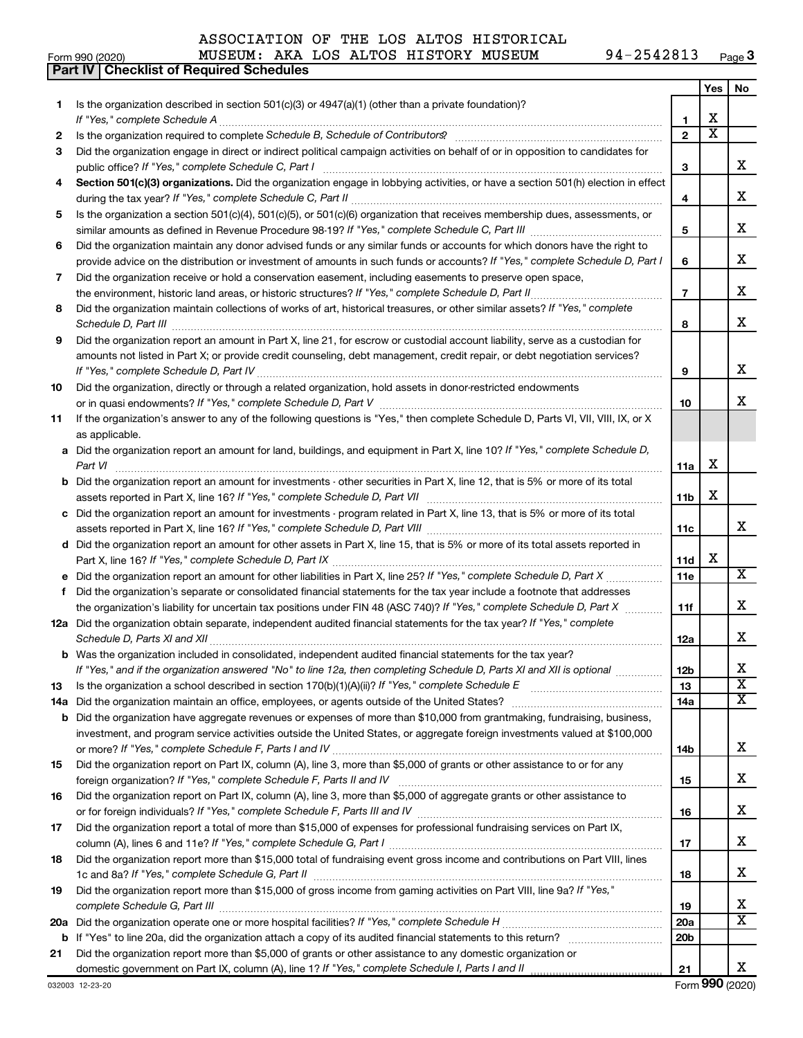ASSOCIATION OF THE LOS ALTOS HISTORICAL MUSEUM: AKA LOS ALTOS HISTORY MUSEUM 94-2542813

Form 990 (2020) Page 3

## Part IV Checklist of Required Schedules

| | | | Yes | No |
|---|---|---|---|---|
| 1 | Is the organization described in section 501(c)(3) or 4947(a)(1) (other than a private foundation)? *If "Yes," complete Schedule A* | 1 | X | |
| 2 | Is the organization required to complete *Schedule B, Schedule of Contributors*? | 2 | X | |
| 3 | Did the organization engage in direct or indirect political campaign activities on behalf of or in opposition to candidates for public office? *If "Yes," complete Schedule C, Part I* | 3 | | X |
| 4 | **Section 501(c)(3) organizations.** Did the organization engage in lobbying activities, or have a section 501(h) election in effect during the tax year? *If "Yes," complete Schedule C, Part II* | 4 | | X |
| 5 | Is the organization a section 501(c)(4), 501(c)(5), or 501(c)(6) organization that receives membership dues, assessments, or similar amounts as defined in Revenue Procedure 98-19? *If "Yes," complete Schedule C, Part III* | 5 | | X |
| 6 | Did the organization maintain any donor advised funds or any similar funds or accounts for which donors have the right to provide advice on the distribution or investment of amounts in such funds or accounts? *If "Yes," complete Schedule D, Part I* | 6 | | X |
| 7 | Did the organization receive or hold a conservation easement, including easements to preserve open space, the environment, historic land areas, or historic structures? *If "Yes," complete Schedule D, Part II* | 7 | | X |
| 8 | Did the organization maintain collections of works of art, historical treasures, or other similar assets? *If "Yes," complete Schedule D, Part III* | 8 | | X |
| 9 | Did the organization report an amount in Part X, line 21, for escrow or custodial account liability, serve as a custodian for amounts not listed in Part X; or provide credit counseling, debt management, credit repair, or debt negotiation services? *If "Yes," complete Schedule D, Part IV* | 9 | | X |
| 10 | Did the organization, directly or through a related organization, hold assets in donor-restricted endowments or in quasi endowments? *If "Yes," complete Schedule D, Part V* | 10 | | X |
| 11 | If the organization's answer to any of the following questions is "Yes," then complete Schedule D, Parts VI, VII, VIII, IX, or X as applicable. | | | |
| a | Did the organization report an amount for land, buildings, and equipment in Part X, line 10? *If "Yes," complete Schedule D, Part VI* | 11a | X | |
| b | Did the organization report an amount for investments - other securities in Part X, line 12, that is 5% or more of its total assets reported in Part X, line 16? *If "Yes," complete Schedule D, Part VII* | 11b | X | |
| c | Did the organization report an amount for investments - program related in Part X, line 13, that is 5% or more of its total assets reported in Part X, line 16? *If "Yes," complete Schedule D, Part VIII* | 11c | | X |
| d | Did the organization report an amount for other assets in Part X, line 15, that is 5% or more of its total assets reported in Part X, line 16? *If "Yes," complete Schedule D, Part IX* | 11d | X | |
| e | Did the organization report an amount for other liabilities in Part X, line 25? *If "Yes," complete Schedule D, Part X* | 11e | | X |
| f | Did the organization's separate or consolidated financial statements for the tax year include a footnote that addresses the organization's liability for uncertain tax positions under FIN 48 (ASC 740)? *If "Yes," complete Schedule D, Part X* | 11f | | X |
| 12a | Did the organization obtain separate, independent audited financial statements for the tax year? *If "Yes," complete Schedule D, Parts XI and XII* | 12a | | X |
| b | Was the organization included in consolidated, independent audited financial statements for the tax year? *If "Yes," and if the organization answered "No" to line 12a, then completing Schedule D, Parts XI and XII is optional* | 12b | | X |
| 13 | Is the organization a school described in section 170(b)(1)(A)(ii)? *If "Yes," complete Schedule E* | 13 | | X |
| 14a | Did the organization maintain an office, employees, or agents outside of the United States? | 14a | | X |
| b | Did the organization have aggregate revenues or expenses of more than $10,000 from grantmaking, fundraising, business, investment, and program service activities outside the United States, or aggregate foreign investments valued at $100,000 or more? *If "Yes," complete Schedule F, Parts I and IV* | 14b | | X |
| 15 | Did the organization report on Part IX, column (A), line 3, more than $5,000 of grants or other assistance to or for any foreign organization? *If "Yes," complete Schedule F, Parts II and IV* | 15 | | X |
| 16 | Did the organization report on Part IX, column (A), line 3, more than $5,000 of aggregate grants or other assistance to or for foreign individuals? *If "Yes," complete Schedule F, Parts III and IV* | 16 | | X |
| 17 | Did the organization report a total of more than $15,000 of expenses for professional fundraising services on Part IX, column (A), lines 6 and 11e? *If "Yes," complete Schedule G, Part I* | 17 | | X |
| 18 | Did the organization report more than $15,000 total of fundraising event gross income and contributions on Part VIII, lines 1c and 8a? *If "Yes," complete Schedule G, Part II* | 18 | | X |
| 19 | Did the organization report more than $15,000 of gross income from gaming activities on Part VIII, line 9a? *If "Yes," complete Schedule G, Part III* | 19 | | X |
| 20a | Did the organization operate one or more hospital facilities? *If "Yes," complete Schedule H* | 20a | | X |
| b | If "Yes" to line 20a, did the organization attach a copy of its audited financial statements to this return? | 20b | | |
| 21 | Did the organization report more than $5,000 of grants or other assistance to any domestic organization or domestic government on Part IX, column (A), line 1? *If "Yes," complete Schedule I, Parts I and II* | 21 | | X |

032003 12-23-20 Form **990** (2020)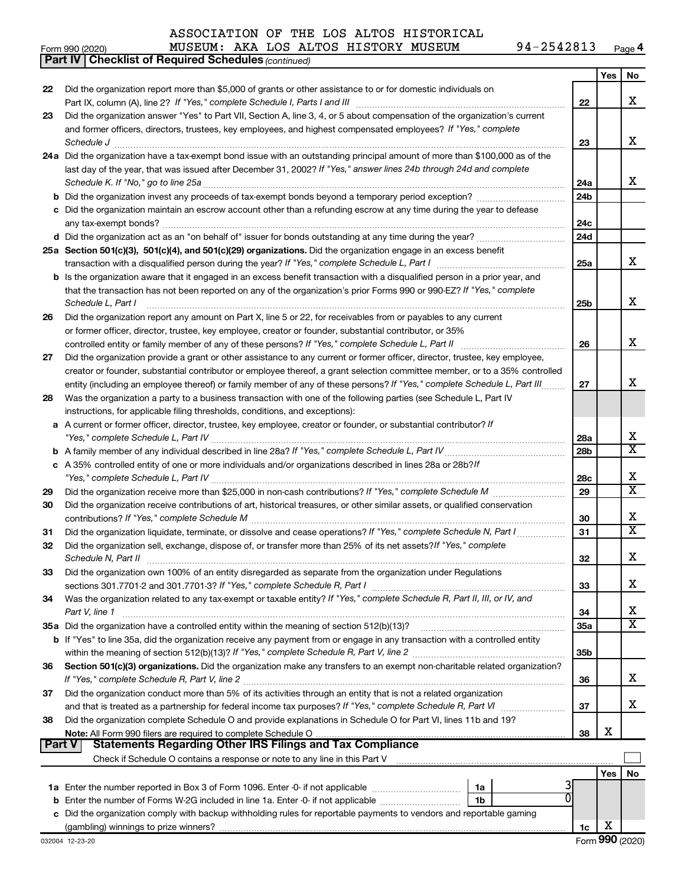ASSOCIATION OF THE LOS ALTOS HISTORICAL MUSEUM: AKA LOS ALTOS HISTORY MUSEUM 94-2542813

Form 990 (2020)

**Part IV | Checklist of Required Schedules** *(continued)*

| | | | Yes | No |
|---|---|---|---|---|
| 22 | Did the organization report more than $5,000 of grants or other assistance to or for domestic individuals on Part IX, column (A), line 2? *If "Yes," complete Schedule I, Parts I and III* | 22 | | X |
| 23 | Did the organization answer "Yes" to Part VII, Section A, line 3, 4, or 5 about compensation of the organization's current and former officers, directors, trustees, key employees, and highest compensated employees? *If "Yes," complete Schedule J* | 23 | | X |
| 24a | Did the organization have a tax-exempt bond issue with an outstanding principal amount of more than $100,000 as of the last day of the year, that was issued after December 31, 2002? *If "Yes," answer lines 24b through 24d and complete Schedule K. If "No," go to line 25a* | 24a | | X |
| b | Did the organization invest any proceeds of tax-exempt bonds beyond a temporary period exception? | 24b | | |
| c | Did the organization maintain an escrow account other than a refunding escrow at any time during the year to defease any tax-exempt bonds? | 24c | | |
| d | Did the organization act as an "on behalf of" issuer for bonds outstanding at any time during the year? | 24d | | |
| 25a | **Section 501(c)(3), 501(c)(4), and 501(c)(29) organizations.** Did the organization engage in an excess benefit transaction with a disqualified person during the year? *If "Yes," complete Schedule L, Part I* | 25a | | X |
| b | Is the organization aware that it engaged in an excess benefit transaction with a disqualified person in a prior year, and that the transaction has not been reported on any of the organization's prior Forms 990 or 990-EZ? *If "Yes," complete Schedule L, Part I* | 25b | | X |
| 26 | Did the organization report any amount on Part X, line 5 or 22, for receivables from or payables to any current or former officer, director, trustee, key employee, creator or founder, substantial contributor, or 35% controlled entity or family member of any of these persons? *If "Yes," complete Schedule L, Part II* | 26 | | X |
| 27 | Did the organization provide a grant or other assistance to any current or former officer, director, trustee, key employee, creator or founder, substantial contributor or employee thereof, a grant selection committee member, or to a 35% controlled entity (including an employee thereof) or family member of any of these persons? *If "Yes," complete Schedule L, Part III* | 27 | | X |
| 28 | Was the organization a party to a business transaction with one of the following parties (see Schedule L, Part IV instructions, for applicable filing thresholds, conditions, and exceptions): | | | |
| a | A current or former officer, director, trustee, key employee, creator or founder, or substantial contributor? *If "Yes," complete Schedule L, Part IV* | 28a | | X |
| b | A family member of any individual described in line 28a? *If "Yes," complete Schedule L, Part IV* | 28b | | X |
| c | A 35% controlled entity of one or more individuals and/or organizations described in lines 28a or 28b? *If "Yes," complete Schedule L, Part IV* | 28c | | X |
| 29 | Did the organization receive more than $25,000 in non-cash contributions? *If "Yes," complete Schedule M* | 29 | | X |
| 30 | Did the organization receive contributions of art, historical treasures, or other similar assets, or qualified conservation contributions? *If "Yes," complete Schedule M* | 30 | | X |
| 31 | Did the organization liquidate, terminate, or dissolve and cease operations? *If "Yes," complete Schedule N, Part I* | 31 | | X |
| 32 | Did the organization sell, exchange, dispose of, or transfer more than 25% of its net assets? *If "Yes," complete Schedule N, Part II* | 32 | | X |
| 33 | Did the organization own 100% of an entity disregarded as separate from the organization under Regulations sections 301.7701-2 and 301.7701-3? *If "Yes," complete Schedule R, Part I* | 33 | | X |
| 34 | Was the organization related to any tax-exempt or taxable entity? *If "Yes," complete Schedule R, Part II, III, or IV, and Part V, line 1* | 34 | | X |
| 35a | Did the organization have a controlled entity within the meaning of section 512(b)(13)? | 35a | | X |
| b | If "Yes" to line 35a, did the organization receive any payment from or engage in any transaction with a controlled entity within the meaning of section 512(b)(13)? *If "Yes," complete Schedule R, Part V, line 2* | 35b | | |
| 36 | **Section 501(c)(3) organizations.** Did the organization make any transfers to an exempt non-charitable related organization? *If "Yes," complete Schedule R, Part V, line 2* | 36 | | X |
| 37 | Did the organization conduct more than 5% of its activities through an entity that is not a related organization and that is treated as a partnership for federal income tax purposes? *If "Yes," complete Schedule R, Part VI* | 37 | | X |
| 38 | Did the organization complete Schedule O and provide explanations in Schedule O for Part VI, lines 11b and 19? **Note:** All Form 990 filers are required to complete Schedule O | 38 | X | |

**Part V | Statements Regarding Other IRS Filings and Tax Compliance**

Check if Schedule O contains a response or note to any line in this Part V

| | | | | | Yes | No |
|---|---|---|---|---|---|---|
| 1a | Enter the number reported in Box 3 of Form 1096. Enter -0- if not applicable | 1a | 3 | | | |
| b | Enter the number of Forms W-2G included in line 1a. Enter -0- if not applicable | 1b | 0 | | | |
| c | Did the organization comply with backup withholding rules for reportable payments to vendors and reportable gaming (gambling) winnings to prize winners? | | | 1c | X | |

032004 12-23-20 Form 990 (2020)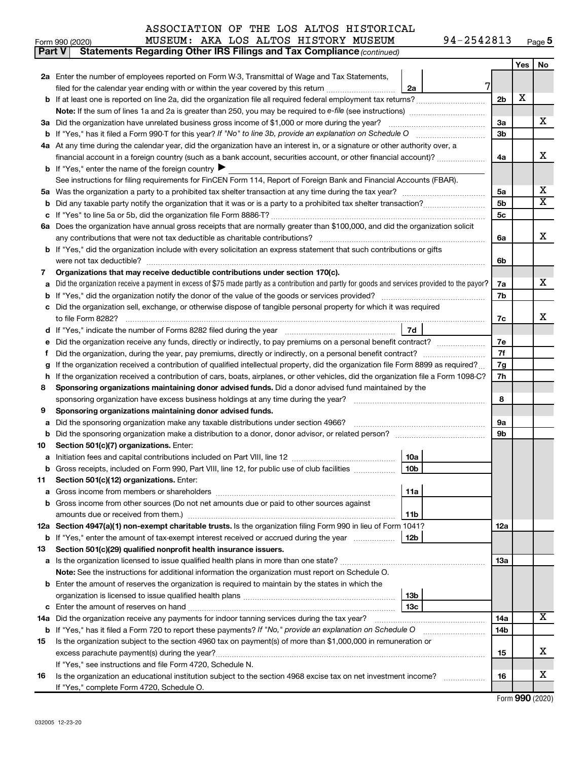ASSOCIATION OF THE LOS ALTOS HISTORICAL MUSEUM: AKA LOS ALTOS HISTORY MUSEUM 94-2542813

Form 990 (2020)

**Part V Statements Regarding Other IRS Filings and Tax Compliance** *(continued)*

| | | | | Yes | No |
|---|---|---|---|---|---|
| **2a** | Enter the number of employees reported on Form W-3, Transmittal of Wage and Tax Statements, filed for the calendar year ending with or within the year covered by this return | 2a 7 | | | |
| **b** | If at least one is reported on line 2a, did the organization file all required federal employment tax returns? | | 2b | X | |
| | **Note:** If the sum of lines 1a and 2a is greater than 250, you may be required to *e-file* (see instructions) | | | | |
| **3a** | Did the organization have unrelated business gross income of $1,000 or more during the year? | | 3a | | X |
| **b** | If "Yes," has it filed a Form 990-T for this year? *If "No" to line 3b, provide an explanation on Schedule O* | | 3b | | |
| **4a** | At any time during the calendar year, did the organization have an interest in, or a signature or other authority over, a financial account in a foreign country (such as a bank account, securities account, or other financial account)? | | 4a | | X |
| **b** | If "Yes," enter the name of the foreign country ▶ | | | | |
| | See instructions for filing requirements for FinCEN Form 114, Report of Foreign Bank and Financial Accounts (FBAR). | | | | |
| **5a** | Was the organization a party to a prohibited tax shelter transaction at any time during the tax year? | | 5a | | X |
| **b** | Did any taxable party notify the organization that it was or is a party to a prohibited tax shelter transaction? | | 5b | | X |
| **c** | If "Yes" to line 5a or 5b, did the organization file Form 8886-T? | | 5c | | |
| **6a** | Does the organization have annual gross receipts that are normally greater than $100,000, and did the organization solicit any contributions that were not tax deductible as charitable contributions? | | 6a | | X |
| **b** | If "Yes," did the organization include with every solicitation an express statement that such contributions or gifts were not tax deductible? | | 6b | | |
| **7** | **Organizations that may receive deductible contributions under section 170(c).** | | | | |
| **a** | Did the organization receive a payment in excess of $75 made partly as a contribution and partly for goods and services provided to the payor? | | 7a | | X |
| **b** | If "Yes," did the organization notify the donor of the value of the goods or services provided? | | 7b | | |
| **c** | Did the organization sell, exchange, or otherwise dispose of tangible personal property for which it was required to file Form 8282? | | 7c | | X |
| **d** | If "Yes," indicate the number of Forms 8282 filed during the year | 7d | | | |
| **e** | Did the organization receive any funds, directly or indirectly, to pay premiums on a personal benefit contract? | | 7e | | |
| **f** | Did the organization, during the year, pay premiums, directly or indirectly, on a personal benefit contract? | | 7f | | |
| **g** | If the organization received a contribution of qualified intellectual property, did the organization file Form 8899 as required? | | 7g | | |
| **h** | If the organization received a contribution of cars, boats, airplanes, or other vehicles, did the organization file a Form 1098-C? | | 7h | | |
| **8** | **Sponsoring organizations maintaining donor advised funds.** Did a donor advised fund maintained by the sponsoring organization have excess business holdings at any time during the year? | | 8 | | |
| **9** | **Sponsoring organizations maintaining donor advised funds.** | | | | |
| **a** | Did the sponsoring organization make any taxable distributions under section 4966? | | 9a | | |
| **b** | Did the sponsoring organization make a distribution to a donor, donor advisor, or related person? | | 9b | | |
| **10** | **Section 501(c)(7) organizations.** Enter: | | | | |
| **a** | Initiation fees and capital contributions included on Part VIII, line 12 | 10a | | | |
| **b** | Gross receipts, included on Form 990, Part VIII, line 12, for public use of club facilities | 10b | | | |
| **11** | **Section 501(c)(12) organizations.** Enter: | | | | |
| **a** | Gross income from members or shareholders | 11a | | | |
| **b** | Gross income from other sources (Do not net amounts due or paid to other sources against amounts due or received from them.) | 11b | | | |
| **12a** | **Section 4947(a)(1) non-exempt charitable trusts.** Is the organization filing Form 990 in lieu of Form 1041? | | 12a | | |
| **b** | If "Yes," enter the amount of tax-exempt interest received or accrued during the year | 12b | | | |
| **13** | **Section 501(c)(29) qualified nonprofit health insurance issuers.** | | | | |
| **a** | Is the organization licensed to issue qualified health plans in more than one state? | | 13a | | |
| | **Note:** See the instructions for additional information the organization must report on Schedule O. | | | | |
| **b** | Enter the amount of reserves the organization is required to maintain by the states in which the organization is licensed to issue qualified health plans | 13b | | | |
| **c** | Enter the amount of reserves on hand | 13c | | | |
| **14a** | Did the organization receive any payments for indoor tanning services during the tax year? | | 14a | | X |
| **b** | If "Yes," has it filed a Form 720 to report these payments? *If "No," provide an explanation on Schedule O* | | 14b | | |
| **15** | Is the organization subject to the section 4960 tax on payment(s) of more than $1,000,000 in remuneration or excess parachute payment(s) during the year? | | 15 | | X |
| | If "Yes," see instructions and file Form 4720, Schedule N. | | | | |
| **16** | Is the organization an educational institution subject to the section 4968 excise tax on net investment income? | | 16 | | X |
| | If "Yes," complete Form 4720, Schedule O. | | | | |

Form **990** (2020)

032005 12-23-20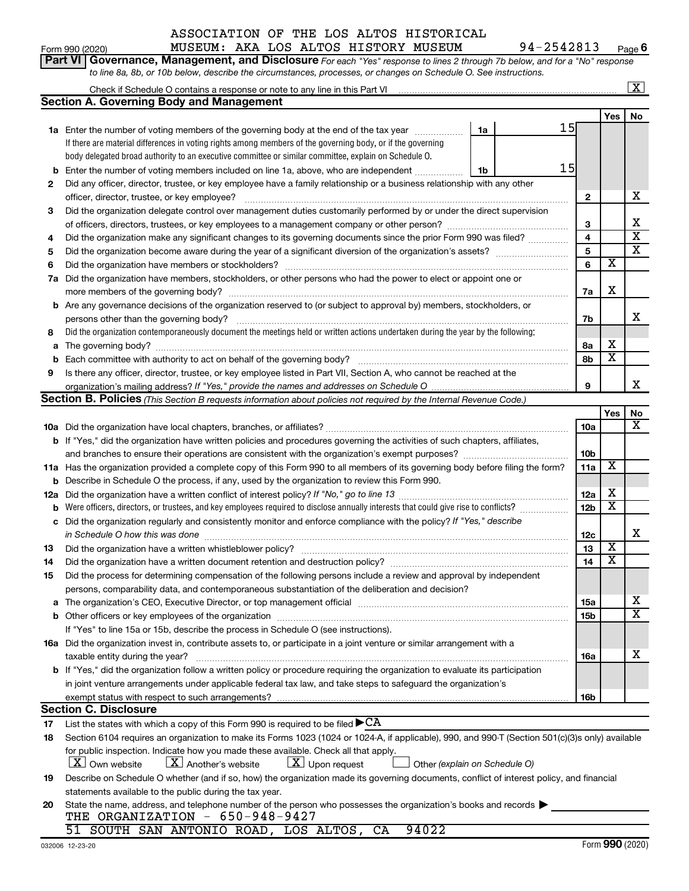ASSOCIATION OF THE LOS ALTOS HISTORICAL MUSEUM: AKA LOS ALTOS HISTORY MUSEUM 94-2542813

Form 990 (2020) Page 6

**Part VI Governance, Management, and Disclosure** *For each "Yes" response to lines 2 through 7b below, and for a "No" response to line 8a, 8b, or 10b below, describe the circumstances, processes, or changes on Schedule O. See instructions.*

Check if Schedule O contains a response or note to any line in this Part VI ..... [X]

## Section A. Governing Body and Management

| | | | | Yes | No |
|---|---|---|---|---|---|
| **1a** | Enter the number of voting members of the governing body at the end of the tax year ..... **1a** 15<br>If there are material differences in voting rights among members of the governing body, or if the governing body delegated broad authority to an executive committee or similar committee, explain on Schedule O. | | | | |
| **b** | Enter the number of voting members included on line 1a, above, who are independent ..... **1b** 15 | | | | |
| **2** | Did any officer, director, trustee, or key employee have a family relationship or a business relationship with any other officer, director, trustee, or key employee? | **2** | | | X |
| **3** | Did the organization delegate control over management duties customarily performed by or under the direct supervision of officers, directors, trustees, or key employees to a management company or other person? | **3** | | | X |
| **4** | Did the organization make any significant changes to its governing documents since the prior Form 990 was filed? | **4** | | | X |
| **5** | Did the organization become aware during the year of a significant diversion of the organization's assets? | **5** | | | X |
| **6** | Did the organization have members or stockholders? | **6** | | X | |
| **7a** | Did the organization have members, stockholders, or other persons who had the power to elect or appoint one or more members of the governing body? | **7a** | | X | |
| **b** | Are any governance decisions of the organization reserved to (or subject to approval by) members, stockholders, or persons other than the governing body? | **7b** | | | X |
| **8** | Did the organization contemporaneously document the meetings held or written actions undertaken during the year by the following: | | | | |
| **a** | The governing body? | **8a** | | X | |
| **b** | Each committee with authority to act on behalf of the governing body? | **8b** | | X | |
| **9** | Is there any officer, director, trustee, or key employee listed in Part VII, Section A, who cannot be reached at the organization's mailing address? *If "Yes," provide the names and addresses on Schedule O* | **9** | | | X |

## Section B. Policies *(This Section B requests information about policies not required by the Internal Revenue Code.)*

| | | | Yes | No |
|---|---|---|---|---|
| **10a** | Did the organization have local chapters, branches, or affiliates? | **10a** | | X |
| **b** | If "Yes," did the organization have written policies and procedures governing the activities of such chapters, affiliates, and branches to ensure their operations are consistent with the organization's exempt purposes? | **10b** | | |
| **11a** | Has the organization provided a complete copy of this Form 990 to all members of its governing body before filing the form? | **11a** | X | |
| **b** | Describe in Schedule O the process, if any, used by the organization to review this Form 990. | | | |
| **12a** | Did the organization have a written conflict of interest policy? *If "No," go to line 13* | **12a** | X | |
| **b** | Were officers, directors, or trustees, and key employees required to disclose annually interests that could give rise to conflicts? | **12b** | X | |
| **c** | Did the organization regularly and consistently monitor and enforce compliance with the policy? *If "Yes," describe in Schedule O how this was done* | **12c** | | X |
| **13** | Did the organization have a written whistleblower policy? | **13** | X | |
| **14** | Did the organization have a written document retention and destruction policy? | **14** | X | |
| **15** | Did the process for determining compensation of the following persons include a review and approval by independent persons, comparability data, and contemporaneous substantiation of the deliberation and decision? | | | |
| **a** | The organization's CEO, Executive Director, or top management official | **15a** | | X |
| **b** | Other officers or key employees of the organization<br>If "Yes" to line 15a or 15b, describe the process in Schedule O (see instructions). | **15b** | | X |
| **16a** | Did the organization invest in, contribute assets to, or participate in a joint venture or similar arrangement with a taxable entity during the year? | **16a** | | X |
| **b** | If "Yes," did the organization follow a written policy or procedure requiring the organization to evaluate its participation in joint venture arrangements under applicable federal tax law, and take steps to safeguard the organization's exempt status with respect to such arrangements? | **16b** | | |

## Section C. Disclosure

**17** List the states with which a copy of this Form 990 is required to be filed ▶ CA

**18** Section 6104 requires an organization to make its Forms 1023 (1024 or 1024-A, if applicable), 990, and 990-T (Section 501(c)(3)s only) available for public inspection. Indicate how you made these available. Check all that apply.

[X] Own website [X] Another's website [X] Upon request [ ] Other *(explain on Schedule O)*

**19** Describe on Schedule O whether (and if so, how) the organization made its governing documents, conflict of interest policy, and financial statements available to the public during the tax year.

**20** State the name, address, and telephone number of the person who possesses the organization's books and records ▶

THE ORGANIZATION - 650-948-9427
51 SOUTH SAN ANTONIO ROAD, LOS ALTOS, CA 94022

032006 12-23-20 Form **990** (2020)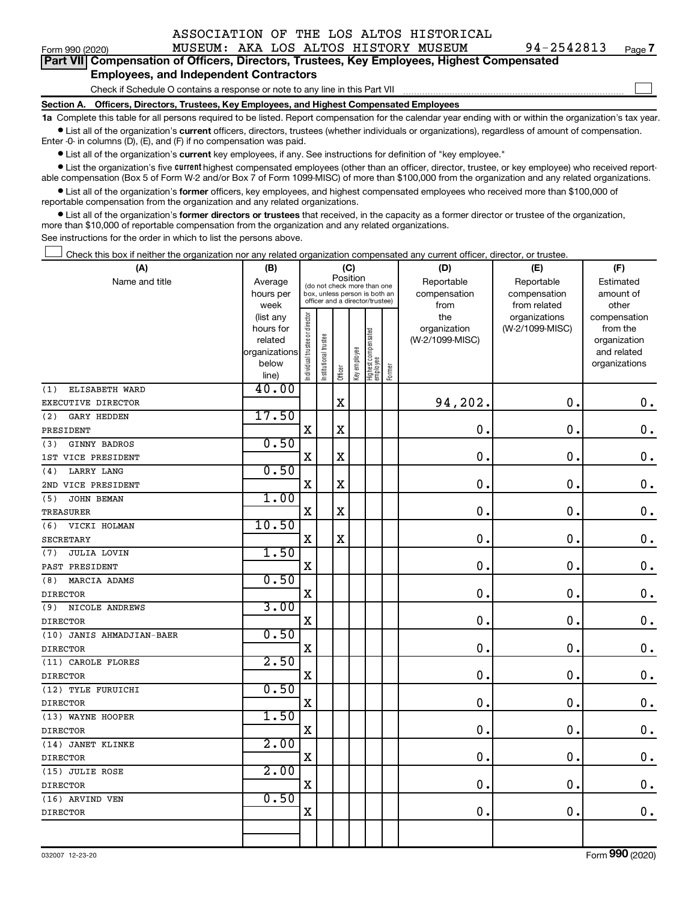Form 990 (2020) ASSOCIATION OF THE LOS ALTOS HISTORICAL MUSEUM: AKA LOS ALTOS HISTORY MUSEUM 94-2542813 Page 7

**Part VII Compensation of Officers, Directors, Trustees, Key Employees, Highest Compensated Employees, and Independent Contractors**

Check if Schedule O contains a response or note to any line in this Part VII ☐

**Section A. Officers, Directors, Trustees, Key Employees, and Highest Compensated Employees**

**1a** Complete this table for all persons required to be listed. Report compensation for the calendar year ending with or within the organization's tax year.

- List all of the organization's **current** officers, directors, trustees (whether individuals or organizations), regardless of amount of compensation. Enter -0- in columns (D), (E), and (F) if no compensation was paid.
- List all of the organization's **current** key employees, if any. See instructions for definition of "key employee."
- List the organization's five **current** highest compensated employees (other than an officer, director, trustee, or key employee) who received reportable compensation (Box 5 of Form W-2 and/or Box 7 of Form 1099-MISC) of more than $100,000 from the organization and any related organizations.
- List all of the organization's **former** officers, key employees, and highest compensated employees who received more than $100,000 of reportable compensation from the organization and any related organizations.
- List all of the organization's **former directors or trustees** that received, in the capacity as a former director or trustee of the organization, more than $10,000 of reportable compensation from the organization and any related organizations.

See instructions for the order in which to list the persons above.

☐ Check this box if neither the organization nor any related organization compensated any current officer, director, or trustee.

| (A) Name and title | (B) Average hours per week (list any hours for related organizations below line) | (C) Position: Individual trustee or director | Institutional trustee | Officer | Key employee | Highest compensated employee | Former | (D) Reportable compensation from the organization (W-2/1099-MISC) | (E) Reportable compensation from related organizations (W-2/1099-MISC) | (F) Estimated amount of other compensation from the organization and related organizations |
|---|---|---|---|---|---|---|---|---|---|---|
| (1) ELISABETH WARD<br>EXECUTIVE DIRECTOR | 40.00 | | | X | | | | 94,202. | 0. | 0. |
| (2) GARY HEDDEN<br>PRESIDENT | 17.50 | X | | X | | | | 0. | 0. | 0. |
| (3) GINNY BADROS<br>1ST VICE PRESIDENT | 0.50 | X | | X | | | | 0. | 0. | 0. |
| (4) LARRY LANG<br>2ND VICE PRESIDENT | 0.50 | X | | X | | | | 0. | 0. | 0. |
| (5) JOHN BEMAN<br>TREASURER | 1.00 | X | | X | | | | 0. | 0. | 0. |
| (6) VICKI HOLMAN<br>SECRETARY | 10.50 | X | | X | | | | 0. | 0. | 0. |
| (7) JULIA LOVIN<br>PAST PRESIDENT | 1.50 | X | | | | | | 0. | 0. | 0. |
| (8) MARCIA ADAMS<br>DIRECTOR | 0.50 | X | | | | | | 0. | 0. | 0. |
| (9) NICOLE ANDREWS<br>DIRECTOR | 3.00 | X | | | | | | 0. | 0. | 0. |
| (10) JANIS AHMADJIAN-BAER<br>DIRECTOR | 0.50 | X | | | | | | 0. | 0. | 0. |
| (11) CAROLE FLORES<br>DIRECTOR | 2.50 | X | | | | | | 0. | 0. | 0. |
| (12) TYLE FURUICHI<br>DIRECTOR | 0.50 | X | | | | | | 0. | 0. | 0. |
| (13) WAYNE HOOPER<br>DIRECTOR | 1.50 | X | | | | | | 0. | 0. | 0. |
| (14) JANET KLINKE<br>DIRECTOR | 2.00 | X | | | | | | 0. | 0. | 0. |
| (15) JULIE ROSE<br>DIRECTOR | 2.00 | X | | | | | | 0. | 0. | 0. |
| (16) ARVIND VEN<br>DIRECTOR | 0.50 | X | | | | | | 0. | 0. | 0. |

032007 12-23-20 Form **990** (2020)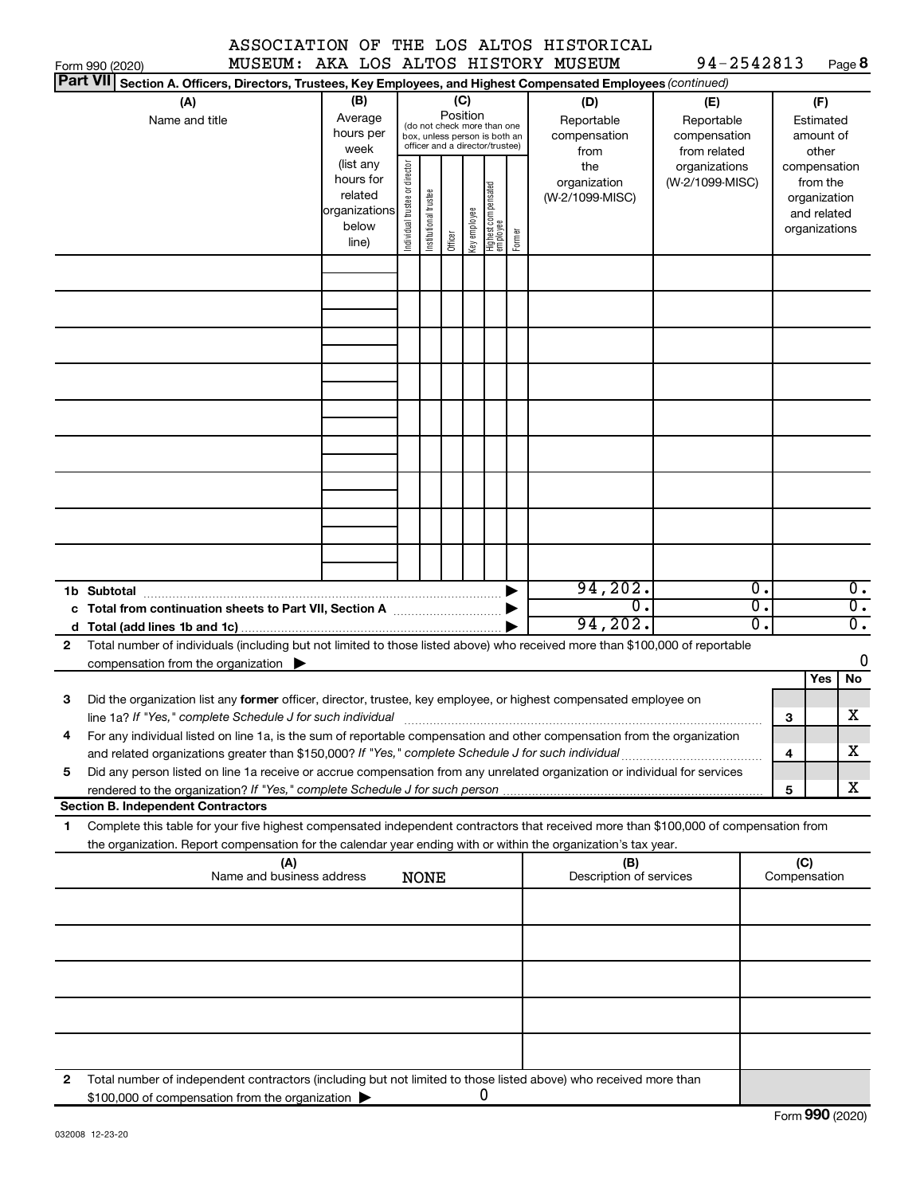ASSOCIATION OF THE LOS ALTOS HISTORICAL MUSEUM: AKA LOS ALTOS HISTORY MUSEUM 94-2542813

Form 990 (2020) Page 8

**Part VII** **Section A. Officers, Directors, Trustees, Key Employees, and Highest Compensated Employees** *(continued)*

| (A) Name and title | (B) Average hours per week (list any hours for related organizations below line) | (C) Position (do not check more than one box, unless person is both an officer and a director/trustee): Individual trustee or director | Institutional trustee | Officer | Key employee | Highest compensated employee | Former | (D) Reportable compensation from the organization (W-2/1099-MISC) | (E) Reportable compensation from related organizations (W-2/1099-MISC) | (F) Estimated amount of other compensation from the organization and related organizations |
|---|---|---|---|---|---|---|---|---|---|---|
| | | | | | | | | | | |
| | | | | | | | | | | |
| | | | | | | | | | | |
| | | | | | | | | | | |
| | | | | | | | | | | |
| | | | | | | | | | | |
| | | | | | | | | | | |
| | | | | | | | | | | |
| | | | | | | | | | | |
| **1b Subtotal** | | | | | | | | 94,202. | 0. | 0. |
| **c Total from continuation sheets to Part VII, Section A** | | | | | | | | 0. | 0. | 0. |
| **d Total (add lines 1b and 1c)** | | | | | | | | 94,202. | 0. | 0. |

**2** Total number of individuals (including but not limited to those listed above) who received more than $100,000 of reportable compensation from the organization ▶ 0

| | | | Yes | No |
|---|---|---|---|---|
| **3** | Did the organization list any **former** officer, director, trustee, key employee, or highest compensated employee on line 1a? *If "Yes," complete Schedule J for such individual* | 3 | | X |
| **4** | For any individual listed on line 1a, is the sum of reportable compensation and other compensation from the organization and related organizations greater than $150,000? *If "Yes," complete Schedule J for such individual* | 4 | | X |
| **5** | Did any person listed on line 1a receive or accrue compensation from any unrelated organization or individual for services rendered to the organization? *If "Yes," complete Schedule J for such person* | 5 | | X |

**Section B. Independent Contractors**

**1** Complete this table for your five highest compensated independent contractors that received more than $100,000 of compensation from the organization. Report compensation for the calendar year ending with or within the organization's tax year.

| (A) Name and business address NONE | (B) Description of services | (C) Compensation |
|---|---|---|
| | | |
| | | |
| | | |
| | | |
| | | |

**2** Total number of independent contractors (including but not limited to those listed above) who received more than $100,000 of compensation from the organization ▶ 0

Form **990** (2020)

032008 12-23-20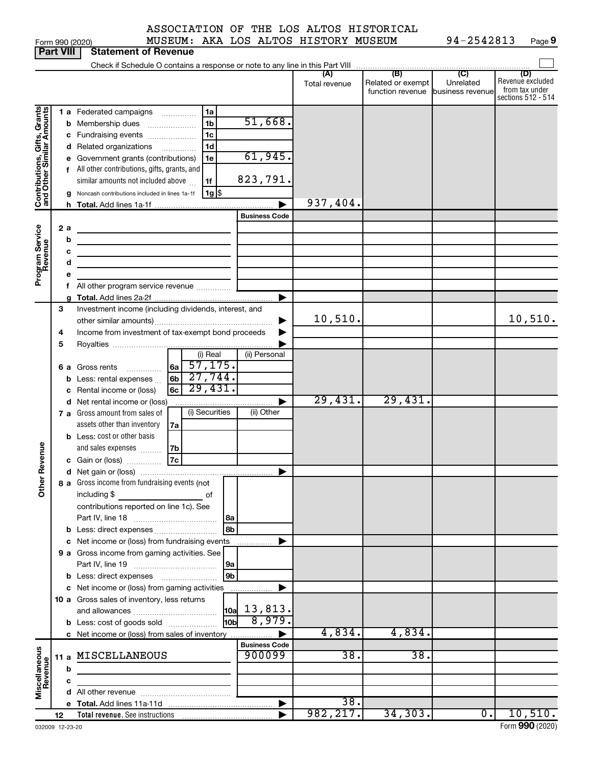ASSOCIATION OF THE LOS ALTOS HISTORICAL MUSEUM: AKA LOS ALTOS HISTORY MUSEUM 94-2542813

Form 990 (2020)

**Part VIII Statement of Revenue**

Check if Schedule O contains a response or note to any line in this Part VIII

| | | | (A) Total revenue | (B) Related or exempt function revenue | (C) Unrelated business revenue | (D) Revenue excluded from tax under sections 512 - 514 |
|---|---|---|---|---|---|---|
| **Contributions, Gifts, Grants and Other Similar Amounts** | | | | | | |
| 1 a | Federated campaigns 1a | | | | | |
| b | Membership dues 1b | 51,668. | | | | |
| c | Fundraising events 1c | | | | | |
| d | Related organizations 1d | | | | | |
| e | Government grants (contributions) 1e | 61,945. | | | | |
| f | All other contributions, gifts, grants, and similar amounts not included above 1f | 823,791. | | | | |
| g | Noncash contributions included in lines 1a-1f 1g $ | | | | | |
| h | Total. Add lines 1a-1f | | 937,404. | | | |
| **Program Service Revenue** | | Business Code | | | | |
| 2 a | | | | | | |
| b | | | | | | |
| c | | | | | | |
| d | | | | | | |
| e | | | | | | |
| f | All other program service revenue | | | | | |
| g | Total. Add lines 2a-2f | | | | | |
| **Other Revenue** | | | | | | |
| 3 | Investment income (including dividends, interest, and other similar amounts) | | 10,510. | | | 10,510. |
| 4 | Income from investment of tax-exempt bond proceeds | | | | | |
| 5 | Royalties | | | | | |
| | | (i) Real / (ii) Personal | | | | |
| 6 a | Gross rents 6a | 57,175. | | | | |
| b | Less: rental expenses 6b | 27,744. | | | | |
| c | Rental income or (loss) 6c | 29,431. | | | | |
| d | Net rental income or (loss) | | 29,431. | 29,431. | | |
| | | (i) Securities / (ii) Other | | | | |
| 7 a | Gross amount from sales of assets other than inventory 7a | | | | | |
| b | Less: cost or other basis and sales expenses 7b | | | | | |
| c | Gain or (loss) 7c | | | | | |
| d | Net gain or (loss) | | | | | |
| 8 a | Gross income from fundraising events (not including $ of contributions reported on line 1c). See Part IV, line 18 8a | | | | | |
| b | Less: direct expenses 8b | | | | | |
| c | Net income or (loss) from fundraising events | | | | | |
| 9 a | Gross income from gaming activities. See Part IV, line 19 9a | | | | | |
| b | Less: direct expenses 9b | | | | | |
| c | Net income or (loss) from gaming activities | | | | | |
| 10 a | Gross sales of inventory, less returns and allowances 10a | 13,813. | | | | |
| b | Less: cost of goods sold 10b | 8,979. | | | | |
| c | Net income or (loss) from sales of inventory | | 4,834. | 4,834. | | |
| **Miscellaneous Revenue** | | Business Code | | | | |
| 11 a | MISCELLANEOUS | 900099 | 38. | 38. | | |
| b | | | | | | |
| c | | | | | | |
| d | All other revenue | | | | | |
| e | Total. Add lines 11a-11d | | 38. | | | |
| 12 | Total revenue. See instructions | | 982,217. | 34,303. | 0. | 10,510. |

032009 12-23-20

Form **990** (2020)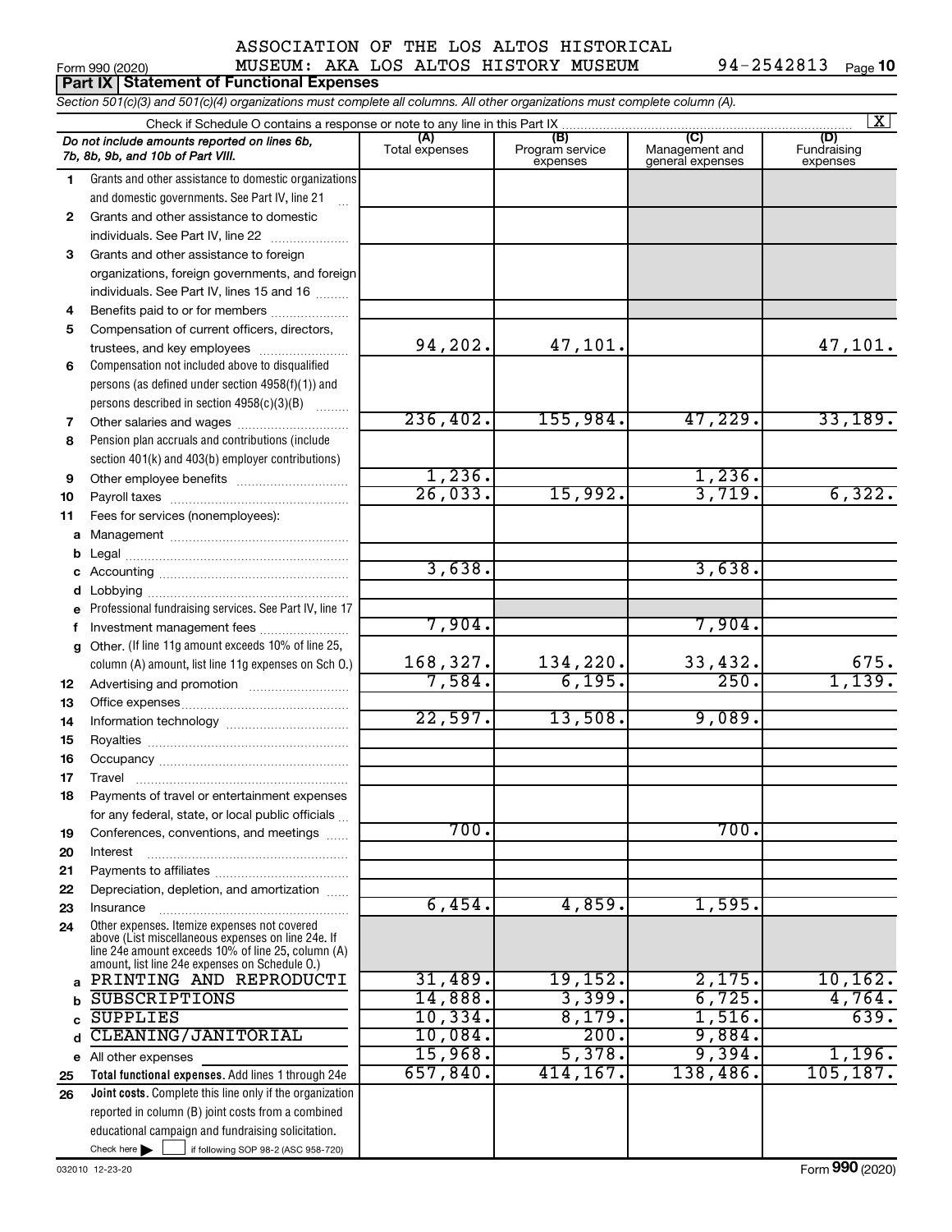ASSOCIATION OF THE LOS ALTOS HISTORICAL MUSEUM: AKA LOS ALTOS HISTORY MUSEUM 94-2542813

Form 990 (2020) Page **10**

**Part IX Statement of Functional Expenses**

*Section 501(c)(3) and 501(c)(4) organizations must complete all columns. All other organizations must complete column (A).*

Check if Schedule O contains a response or note to any line in this Part IX [X]

| | *Do not include amounts reported on lines 6b, 7b, 8b, 9b, and 10b of Part VIII.* | (A) Total expenses | (B) Program service expenses | (C) Management and general expenses | (D) Fundraising expenses |
|---|---|---|---|---|---|
| 1 | Grants and other assistance to domestic organizations and domestic governments. See Part IV, line 21 | | | | |
| 2 | Grants and other assistance to domestic individuals. See Part IV, line 22 | | | | |
| 3 | Grants and other assistance to foreign organizations, foreign governments, and foreign individuals. See Part IV, lines 15 and 16 | | | | |
| 4 | Benefits paid to or for members | | | | |
| 5 | Compensation of current officers, directors, trustees, and key employees | 94,202. | 47,101. | | 47,101. |
| 6 | Compensation not included above to disqualified persons (as defined under section 4958(f)(1)) and persons described in section 4958(c)(3)(B) | | | | |
| 7 | Other salaries and wages | 236,402. | 155,984. | 47,229. | 33,189. |
| 8 | Pension plan accruals and contributions (include section 401(k) and 403(b) employer contributions) | | | | |
| 9 | Other employee benefits | 1,236. | | 1,236. | |
| 10 | Payroll taxes | 26,033. | 15,992. | 3,719. | 6,322. |
| 11 | Fees for services (nonemployees): | | | | |
| a | Management | | | | |
| b | Legal | | | | |
| c | Accounting | 3,638. | | 3,638. | |
| d | Lobbying | | | | |
| e | Professional fundraising services. See Part IV, line 17 | | | | |
| f | Investment management fees | 7,904. | | 7,904. | |
| g | Other. (If line 11g amount exceeds 10% of line 25, column (A) amount, list line 11g expenses on Sch O.) | 168,327. | 134,220. | 33,432. | 675. |
| 12 | Advertising and promotion | 7,584. | 6,195. | 250. | 1,139. |
| 13 | Office expenses | | | | |
| 14 | Information technology | 22,597. | 13,508. | 9,089. | |
| 15 | Royalties | | | | |
| 16 | Occupancy | | | | |
| 17 | Travel | | | | |
| 18 | Payments of travel or entertainment expenses for any federal, state, or local public officials | | | | |
| 19 | Conferences, conventions, and meetings | 700. | | 700. | |
| 20 | Interest | | | | |
| 21 | Payments to affiliates | | | | |
| 22 | Depreciation, depletion, and amortization | | | | |
| 23 | Insurance | 6,454. | 4,859. | 1,595. | |
| 24 | Other expenses. Itemize expenses not covered above (List miscellaneous expenses on line 24e. If line 24e amount exceeds 10% of line 25, column (A) amount, list line 24e expenses on Schedule O.) | | | | |
| a | PRINTING AND REPRODUCTI | 31,489. | 19,152. | 2,175. | 10,162. |
| b | SUBSCRIPTIONS | 14,888. | 3,399. | 6,725. | 4,764. |
| c | SUPPLIES | 10,334. | 8,179. | 1,516. | 639. |
| d | CLEANING/JANITORIAL | 10,084. | 200. | 9,884. | |
| e | All other expenses | 15,968. | 5,378. | 9,394. | 1,196. |
| 25 | **Total functional expenses.** Add lines 1 through 24e | 657,840. | 414,167. | 138,486. | 105,187. |
| 26 | **Joint costs.** Complete this line only if the organization reported in column (B) joint costs from a combined educational campaign and fundraising solicitation. Check here [ ] if following SOP 98-2 (ASC 958-720) | | | | |

032010 12-23-20 Form **990** (2020)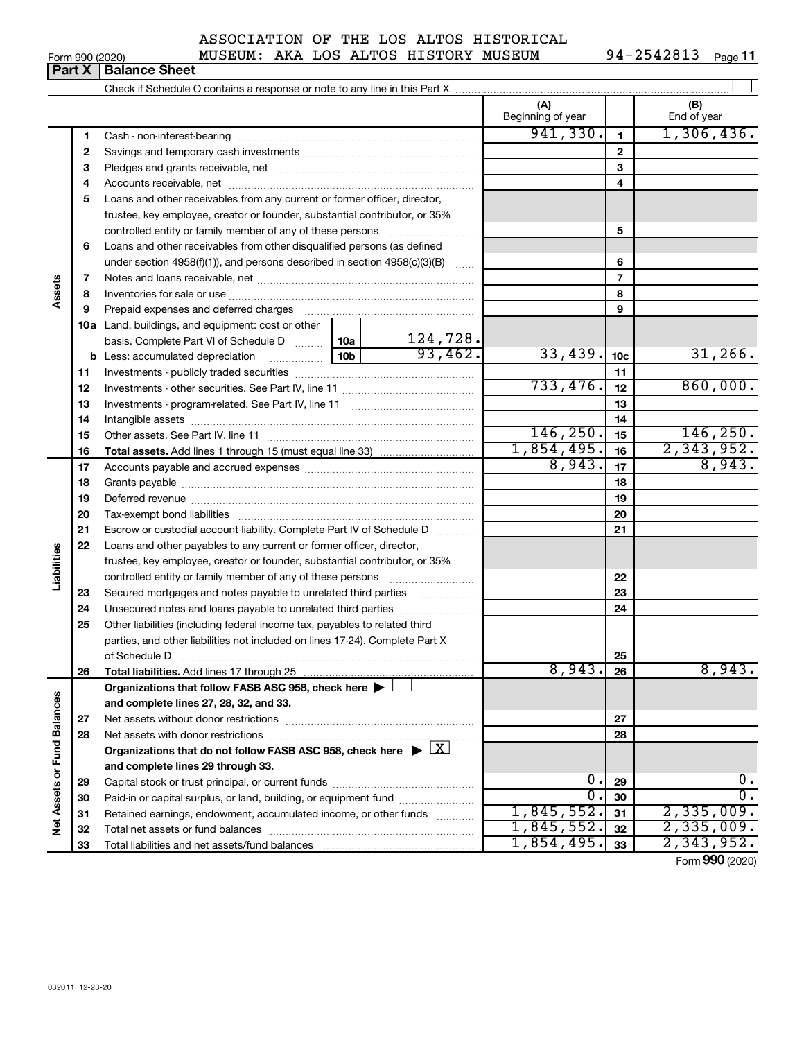ASSOCIATION OF THE LOS ALTOS HISTORICAL MUSEUM: AKA LOS ALTOS HISTORY MUSEUM 94-2542813

Form 990 (2020)

## Part X Balance Sheet

Check if Schedule O contains a response or note to any line in this Part X

| | | | | (A) Beginning of year | | (B) End of year |
|---|---|---|---|---|---|---|
| **Assets** | 1 | Cash - non-interest-bearing | | 941,330. | 1 | 1,306,436. |
| | 2 | Savings and temporary cash investments | | | 2 | |
| | 3 | Pledges and grants receivable, net | | | 3 | |
| | 4 | Accounts receivable, net | | | 4 | |
| | 5 | Loans and other receivables from any current or former officer, director, trustee, key employee, creator or founder, substantial contributor, or 35% controlled entity or family member of any of these persons | | | 5 | |
| | 6 | Loans and other receivables from other disqualified persons (as defined under section 4958(f)(1)), and persons described in section 4958(c)(3)(B) | | | 6 | |
| | 7 | Notes and loans receivable, net | | | 7 | |
| | 8 | Inventories for sale or use | | | 8 | |
| | 9 | Prepaid expenses and deferred charges | | | 9 | |
| | 10a | Land, buildings, and equipment: cost or other basis. Complete Part VI of Schedule D | 10a 124,728. | | | |
| | b | Less: accumulated depreciation | 10b 93,462. | 33,439. | 10c | 31,266. |
| | 11 | Investments - publicly traded securities | | | 11 | |
| | 12 | Investments - other securities. See Part IV, line 11 | | 733,476. | 12 | 860,000. |
| | 13 | Investments - program-related. See Part IV, line 11 | | | 13 | |
| | 14 | Intangible assets | | | 14 | |
| | 15 | Other assets. See Part IV, line 11 | | 146,250. | 15 | 146,250. |
| | 16 | **Total assets.** Add lines 1 through 15 (must equal line 33) | | 1,854,495. | 16 | 2,343,952. |
| **Liabilities** | 17 | Accounts payable and accrued expenses | | 8,943. | 17 | 8,943. |
| | 18 | Grants payable | | | 18 | |
| | 19 | Deferred revenue | | | 19 | |
| | 20 | Tax-exempt bond liabilities | | | 20 | |
| | 21 | Escrow or custodial account liability. Complete Part IV of Schedule D | | | 21 | |
| | 22 | Loans and other payables to any current or former officer, director, trustee, key employee, creator or founder, substantial contributor, or 35% controlled entity or family member of any of these persons | | | 22 | |
| | 23 | Secured mortgages and notes payable to unrelated third parties | | | 23 | |
| | 24 | Unsecured notes and loans payable to unrelated third parties | | | 24 | |
| | 25 | Other liabilities (including federal income tax, payables to related third parties, and other liabilities not included on lines 17-24). Complete Part X of Schedule D | | | 25 | |
| | 26 | **Total liabilities.** Add lines 17 through 25 | | 8,943. | 26 | 8,943. |
| **Net Assets or Fund Balances** | | **Organizations that follow FASB ASC 958, check here** ☐ **and complete lines 27, 28, 32, and 33.** | | | | |
| | 27 | Net assets without donor restrictions | | | 27 | |
| | 28 | Net assets with donor restrictions | | | 28 | |
| | | **Organizations that do not follow FASB ASC 958, check here** ☒ **and complete lines 29 through 33.** | | | | |
| | 29 | Capital stock or trust principal, or current funds | | 0. | 29 | 0. |
| | 30 | Paid-in or capital surplus, or land, building, or equipment fund | | 0. | 30 | 0. |
| | 31 | Retained earnings, endowment, accumulated income, or other funds | | 1,845,552. | 31 | 2,335,009. |
| | 32 | Total net assets or fund balances | | 1,845,552. | 32 | 2,335,009. |
| | 33 | Total liabilities and net assets/fund balances | | 1,854,495. | 33 | 2,343,952. |

Form **990** (2020)

032011 12-23-20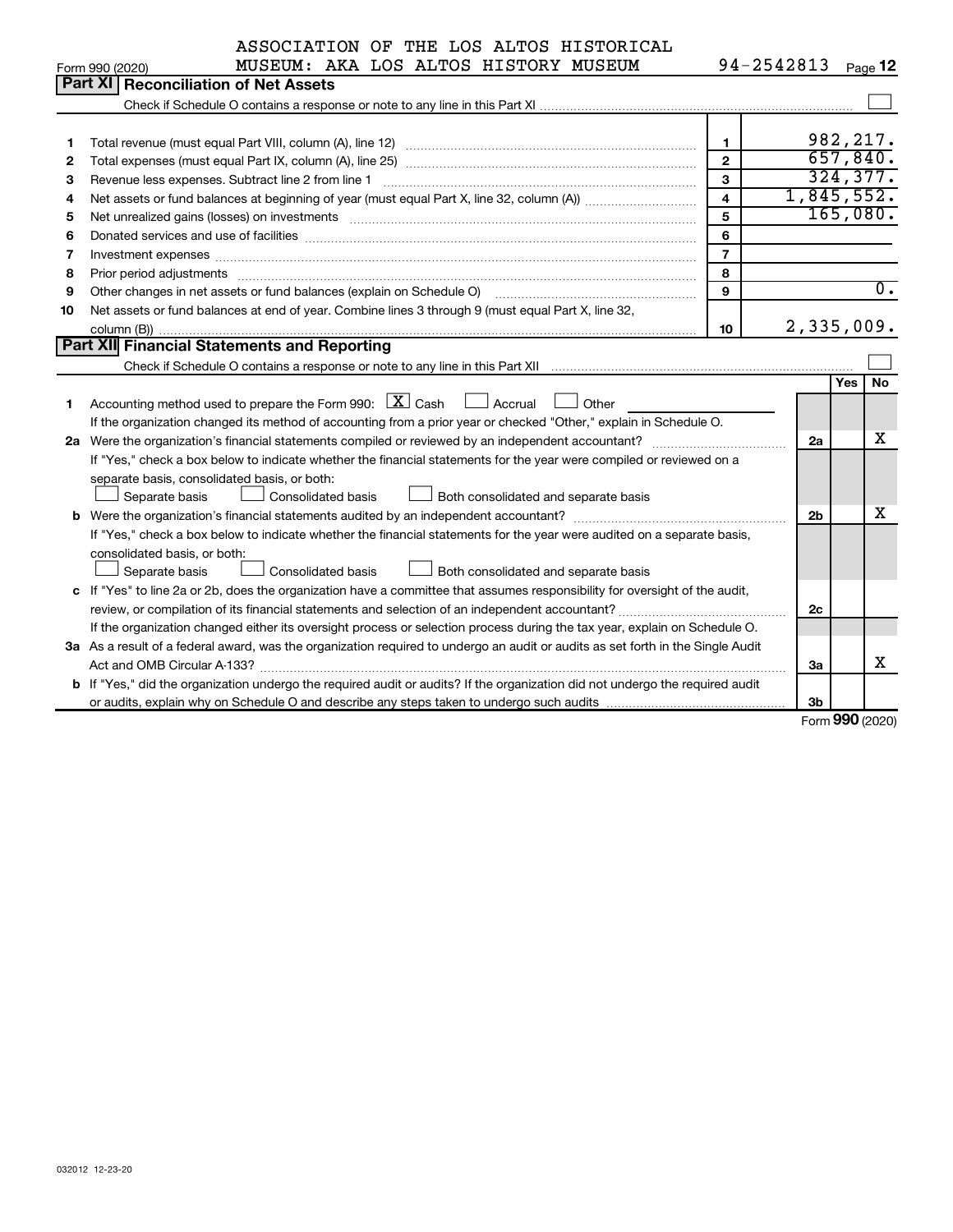ASSOCIATION OF THE LOS ALTOS HISTORICAL MUSEUM: AKA LOS ALTOS HISTORY MUSEUM 94-2542813

Form 990 (2020) Page 12

## Part XI Reconciliation of Net Assets

Check if Schedule O contains a response or note to any line in this Part XI ☐

| | | | |
|---|---|---|---|
| 1 | Total revenue (must equal Part VIII, column (A), line 12) | 1 | 982,217. |
| 2 | Total expenses (must equal Part IX, column (A), line 25) | 2 | 657,840. |
| 3 | Revenue less expenses. Subtract line 2 from line 1 | 3 | 324,377. |
| 4 | Net assets or fund balances at beginning of year (must equal Part X, line 32, column (A)) | 4 | 1,845,552. |
| 5 | Net unrealized gains (losses) on investments | 5 | 165,080. |
| 6 | Donated services and use of facilities | 6 | |
| 7 | Investment expenses | 7 | |
| 8 | Prior period adjustments | 8 | |
| 9 | Other changes in net assets or fund balances (explain on Schedule O) | 9 | 0. |
| 10 | Net assets or fund balances at end of year. Combine lines 3 through 9 (must equal Part X, line 32, column (B)) | 10 | 2,335,009. |

## Part XII Financial Statements and Reporting

Check if Schedule O contains a response or note to any line in this Part XII ☐

| | | | Yes | No |
|---|---|---|---|---|
| 1 | Accounting method used to prepare the Form 990: ☒ Cash ☐ Accrual ☐ Other<br>If the organization changed its method of accounting from a prior year or checked "Other," explain in Schedule O. | | | |
| 2a | Were the organization's financial statements compiled or reviewed by an independent accountant?<br>If "Yes," check a box below to indicate whether the financial statements for the year were compiled or reviewed on a separate basis, consolidated basis, or both:<br>☐ Separate basis ☐ Consolidated basis ☐ Both consolidated and separate basis | 2a | | X |
| b | Were the organization's financial statements audited by an independent accountant?<br>If "Yes," check a box below to indicate whether the financial statements for the year were audited on a separate basis, consolidated basis, or both:<br>☐ Separate basis ☐ Consolidated basis ☐ Both consolidated and separate basis | 2b | | X |
| c | If "Yes" to line 2a or 2b, does the organization have a committee that assumes responsibility for oversight of the audit, review, or compilation of its financial statements and selection of an independent accountant?<br>If the organization changed either its oversight process or selection process during the tax year, explain on Schedule O. | 2c | | |
| 3a | As a result of a federal award, was the organization required to undergo an audit or audits as set forth in the Single Audit Act and OMB Circular A-133? | 3a | | X |
| b | If "Yes," did the organization undergo the required audit or audits? If the organization did not undergo the required audit or audits, explain why on Schedule O and describe any steps taken to undergo such audits | 3b | | |

Form **990** (2020)

032012 12-23-20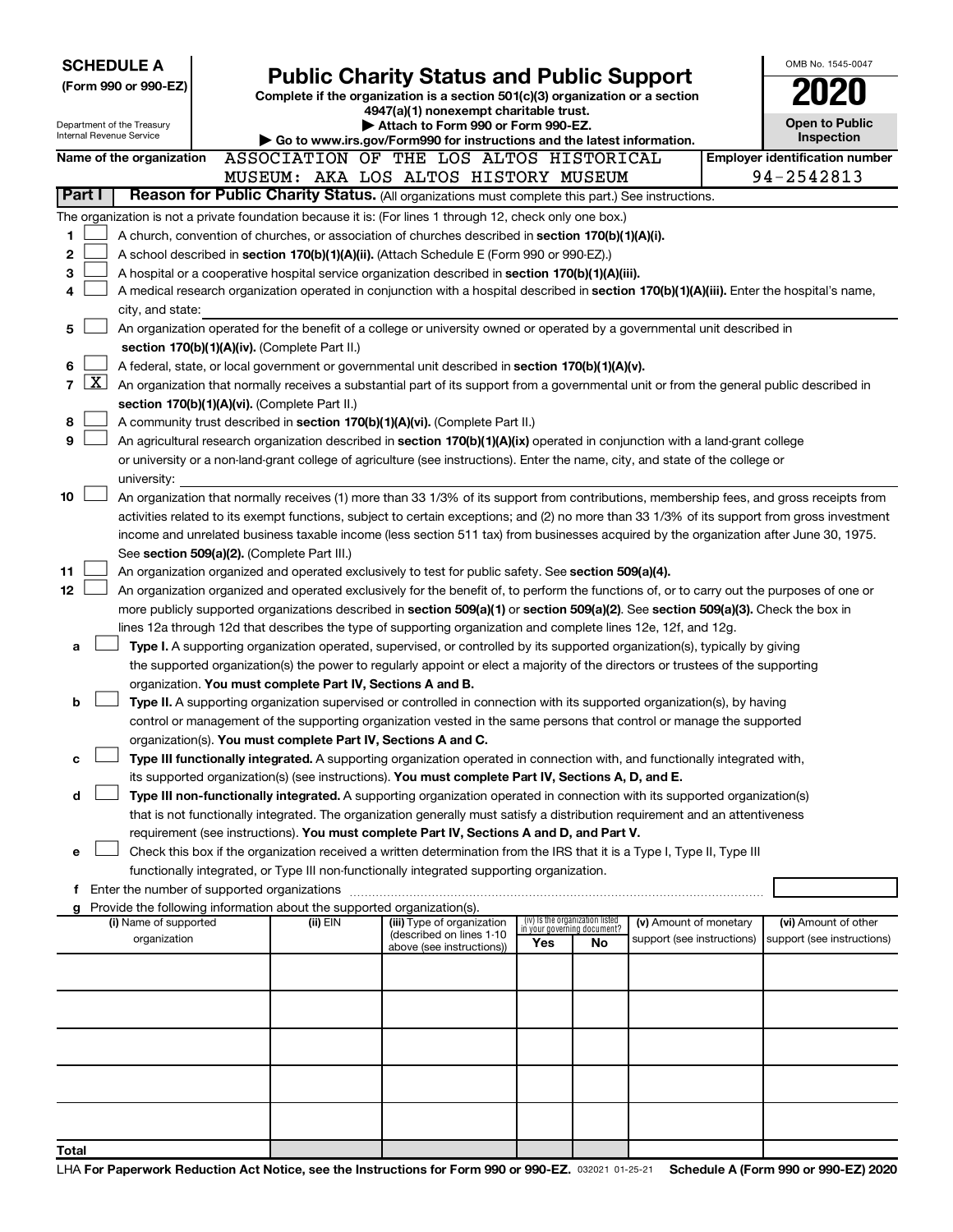**SCHEDULE A**
**(Form 990 or 990-EZ)**

Department of the Treasury
Internal Revenue Service

# Public Charity Status and Public Support

**Complete if the organization is a section 501(c)(3) organization or a section 4947(a)(1) nonexempt charitable trust.**
**▶ Attach to Form 990 or Form 990-EZ.**
**▶ Go to www.irs.gov/Form990 for instructions and the latest information.**

OMB No. 1545-0047
**2020**
**Open to Public Inspection**

**Name of the organization** ASSOCIATION OF THE LOS ALTOS HISTORICAL MUSEUM: AKA LOS ALTOS HISTORY MUSEUM
**Employer identification number** 94-2542813

**Part I** **Reason for Public Charity Status.** (All organizations must complete this part.) See instructions.

The organization is not a private foundation because it is: (For lines 1 through 12, check only one box.)

1 ☐ A church, convention of churches, or association of churches described in **section 170(b)(1)(A)(i).**

2 ☐ A school described in **section 170(b)(1)(A)(ii).** (Attach Schedule E (Form 990 or 990-EZ).)

3 ☐ A hospital or a cooperative hospital service organization described in **section 170(b)(1)(A)(iii).**

4 ☐ A medical research organization operated in conjunction with a hospital described in **section 170(b)(1)(A)(iii).** Enter the hospital's name, city, and state:

5 ☐ An organization operated for the benefit of a college or university owned or operated by a governmental unit described in **section 170(b)(1)(A)(iv).** (Complete Part II.)

6 ☐ A federal, state, or local government or governmental unit described in **section 170(b)(1)(A)(v).**

7 ☒ An organization that normally receives a substantial part of its support from a governmental unit or from the general public described in **section 170(b)(1)(A)(vi).** (Complete Part II.)

8 ☐ A community trust described in **section 170(b)(1)(A)(vi).** (Complete Part II.)

9 ☐ An agricultural research organization described in **section 170(b)(1)(A)(ix)** operated in conjunction with a land-grant college or university or a non-land-grant college of agriculture (see instructions). Enter the name, city, and state of the college or university:

10 ☐ An organization that normally receives (1) more than 33 1/3% of its support from contributions, membership fees, and gross receipts from activities related to its exempt functions, subject to certain exceptions; and (2) no more than 33 1/3% of its support from gross investment income and unrelated business taxable income (less section 511 tax) from businesses acquired by the organization after June 30, 1975. See **section 509(a)(2).** (Complete Part III.)

11 ☐ An organization organized and operated exclusively to test for public safety. See **section 509(a)(4).**

12 ☐ An organization organized and operated exclusively for the benefit of, to perform the functions of, or to carry out the purposes of one or more publicly supported organizations described in **section 509(a)(1)** or **section 509(a)(2)**. See **section 509(a)(3).** Check the box in lines 12a through 12d that describes the type of supporting organization and complete lines 12e, 12f, and 12g.

**a** ☐ **Type I.** A supporting organization operated, supervised, or controlled by its supported organization(s), typically by giving the supported organization(s) the power to regularly appoint or elect a majority of the directors or trustees of the supporting organization. **You must complete Part IV, Sections A and B.**

**b** ☐ **Type II.** A supporting organization supervised or controlled in connection with its supported organization(s), by having control or management of the supporting organization vested in the same persons that control or manage the supported organization(s). **You must complete Part IV, Sections A and C.**

**c** ☐ **Type III functionally integrated.** A supporting organization operated in connection with, and functionally integrated with, its supported organization(s) (see instructions). **You must complete Part IV, Sections A, D, and E.**

**d** ☐ **Type III non-functionally integrated.** A supporting organization operated in connection with its supported organization(s) that is not functionally integrated. The organization generally must satisfy a distribution requirement and an attentiveness requirement (see instructions). **You must complete Part IV, Sections A and D, and Part V.**

**e** ☐ Check this box if the organization received a written determination from the IRS that it is a Type I, Type II, Type III functionally integrated, or Type III non-functionally integrated supporting organization.

**f** Enter the number of supported organizations

**g** Provide the following information about the supported organization(s).

| (i) Name of supported organization | (ii) EIN | (iii) Type of organization (described on lines 1-10 above (see instructions)) | (iv) Is the organization listed in your governing document? Yes | No | (v) Amount of monetary support (see instructions) | (vi) Amount of other support (see instructions) |
|---|---|---|---|---|---|---|
| | | | | | | |
| | | | | | | |
| | | | | | | |
| | | | | | | |
| | | | | | | |
| **Total** | | | | | | |

LHA **For Paperwork Reduction Act Notice, see the Instructions for Form 990 or 990-EZ.** 032021 01-25-21 **Schedule A (Form 990 or 990-EZ) 2020**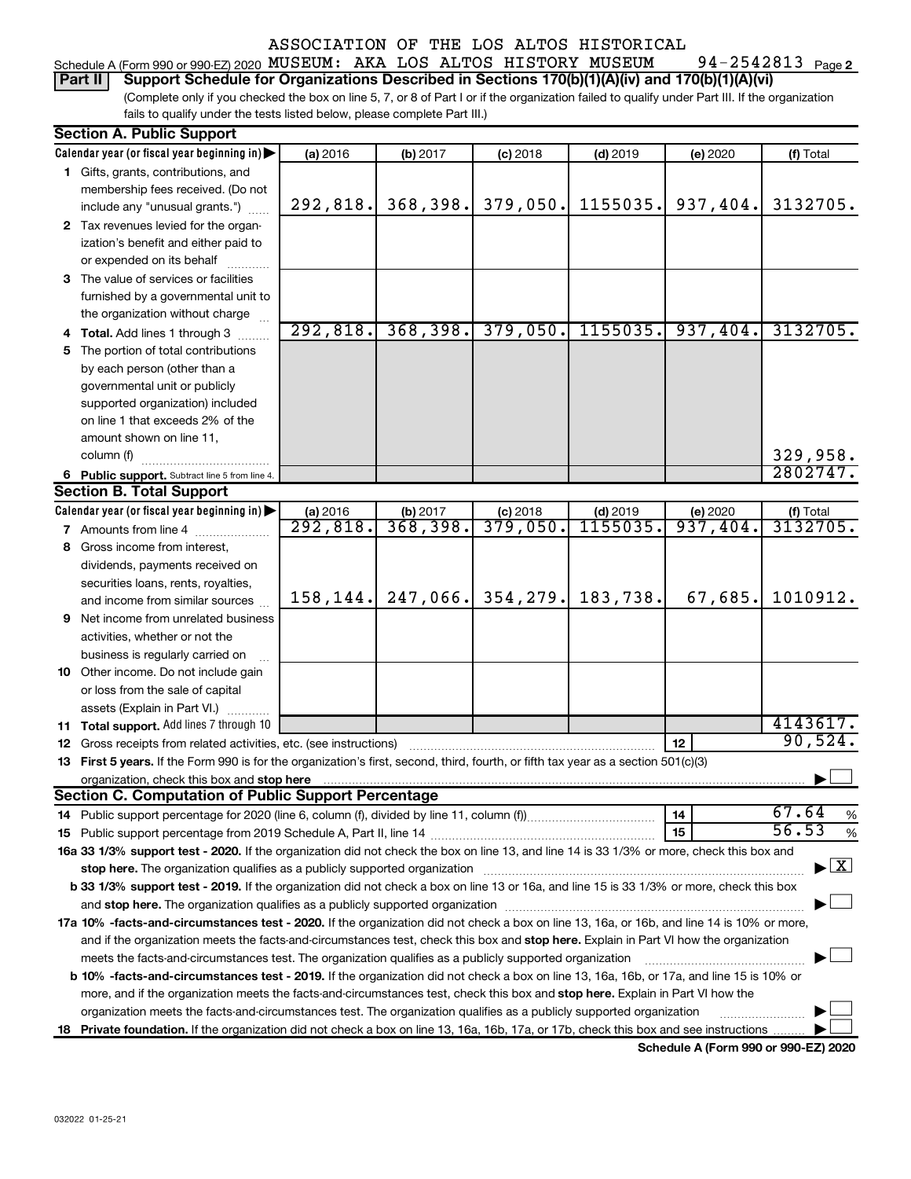ASSOCIATION OF THE LOS ALTOS HISTORICAL

Schedule A (Form 990 or 990-EZ) 2020 MUSEUM: AKA LOS ALTOS HISTORY MUSEUM 94-2542813 Page 2

**Part II** **Support Schedule for Organizations Described in Sections 170(b)(1)(A)(iv) and 170(b)(1)(A)(vi)**

(Complete only if you checked the box on line 5, 7, or 8 of Part I or if the organization failed to qualify under Part III. If the organization fails to qualify under the tests listed below, please complete Part III.)

**Section A. Public Support**

| Calendar year (or fiscal year beginning in) ▶ | (a) 2016 | (b) 2017 | (c) 2018 | (d) 2019 | (e) 2020 | (f) Total |
|---|---|---|---|---|---|---|
| 1 Gifts, grants, contributions, and membership fees received. (Do not include any "unusual grants.") | 292,818. | 368,398. | 379,050. | 1155035. | 937,404. | 3132705. |
| 2 Tax revenues levied for the organization's benefit and either paid to or expended on its behalf | | | | | | |
| 3 The value of services or facilities furnished by a governmental unit to the organization without charge | | | | | | |
| 4 **Total.** Add lines 1 through 3 | 292,818. | 368,398. | 379,050. | 1155035. | 937,404. | 3132705. |
| 5 The portion of total contributions by each person (other than a governmental unit or publicly supported organization) included on line 1 that exceeds 2% of the amount shown on line 11, column (f) | | | | | | 329,958. |
| 6 **Public support.** Subtract line 5 from line 4. | | | | | | 2802747. |

**Section B. Total Support**

| Calendar year (or fiscal year beginning in) ▶ | (a) 2016 | (b) 2017 | (c) 2018 | (d) 2019 | (e) 2020 | (f) Total |
|---|---|---|---|---|---|---|
| 7 Amounts from line 4 | 292,818. | 368,398. | 379,050. | 1155035. | 937,404. | 3132705. |
| 8 Gross income from interest, dividends, payments received on securities loans, rents, royalties, and income from similar sources | 158,144. | 247,066. | 354,279. | 183,738. | 67,685. | 1010912. |
| 9 Net income from unrelated business activities, whether or not the business is regularly carried on | | | | | | |
| 10 Other income. Do not include gain or loss from the sale of capital assets (Explain in Part VI.) | | | | | | |
| 11 **Total support.** Add lines 7 through 10 | | | | | | 4143617. |

12 Gross receipts from related activities, etc. (see instructions) | 12 | 90,524.

13 **First 5 years.** If the Form 990 is for the organization's first, second, third, fourth, or fifth tax year as a section 501(c)(3) organization, check this box and **stop here** ▶ ☐

**Section C. Computation of Public Support Percentage**

14 Public support percentage for 2020 (line 6, column (f), divided by line 11, column (f)) | 14 | 67.64 %

15 Public support percentage from 2019 Schedule A, Part II, line 14 | 15 | 56.53 %

**16a 33 1/3% support test - 2020.** If the organization did not check the box on line 13, and line 14 is 33 1/3% or more, check this box and **stop here.** The organization qualifies as a publicly supported organization ▶ ☒

**b 33 1/3% support test - 2019.** If the organization did not check a box on line 13 or 16a, and line 15 is 33 1/3% or more, check this box and **stop here.** The organization qualifies as a publicly supported organization ▶ ☐

**17a 10% -facts-and-circumstances test - 2020.** If the organization did not check a box on line 13, 16a, or 16b, and line 14 is 10% or more, and if the organization meets the facts-and-circumstances test, check this box and **stop here.** Explain in Part VI how the organization meets the facts-and-circumstances test. The organization qualifies as a publicly supported organization ▶ ☐

**b 10% -facts-and-circumstances test - 2019.** If the organization did not check a box on line 13, 16a, 16b, or 17a, and line 15 is 10% or more, and if the organization meets the facts-and-circumstances test, check this box and **stop here.** Explain in Part VI how the organization meets the facts-and-circumstances test. The organization qualifies as a publicly supported organization ▶ ☐

**18 Private foundation.** If the organization did not check a box on line 13, 16a, 16b, 17a, or 17b, check this box and see instructions ▶ ☐

**Schedule A (Form 990 or 990-EZ) 2020**

032022 01-25-21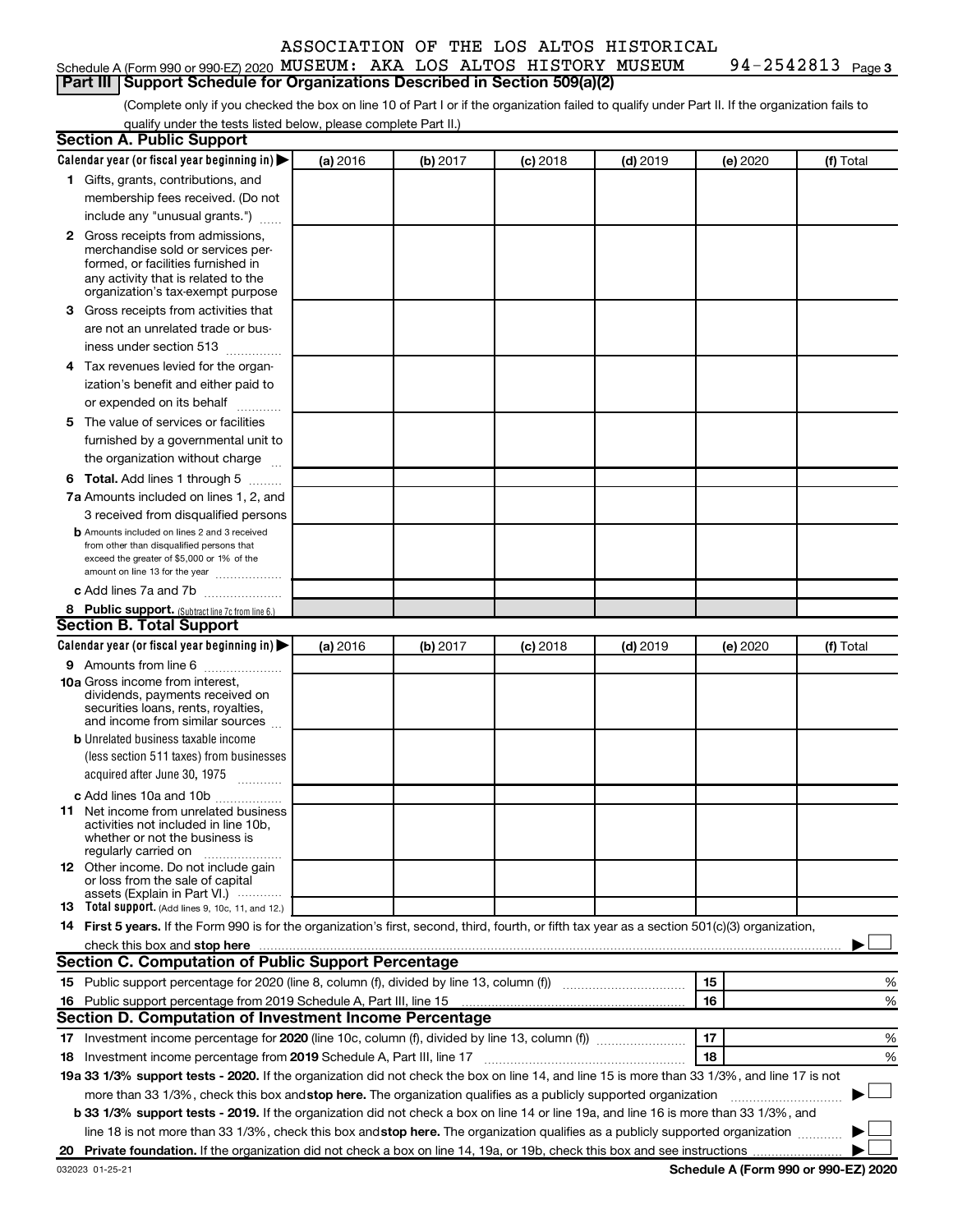ASSOCIATION OF THE LOS ALTOS HISTORICAL

Schedule A (Form 990 or 990-EZ) 2020 MUSEUM: AKA LOS ALTOS HISTORY MUSEUM 94-2542813 Page 3

## Part III Support Schedule for Organizations Described in Section 509(a)(2)

(Complete only if you checked the box on line 10 of Part I or if the organization failed to qualify under Part II. If the organization fails to qualify under the tests listed below, please complete Part II.)

### Section A. Public Support

| Calendar year (or fiscal year beginning in) ▶ | (a) 2016 | (b) 2017 | (c) 2018 | (d) 2019 | (e) 2020 | (f) Total |
|---|---|---|---|---|---|---|
| **1** Gifts, grants, contributions, and membership fees received. (Do not include any "unusual grants.") | | | | | | |
| **2** Gross receipts from admissions, merchandise sold or services performed, or facilities furnished in any activity that is related to the organization's tax-exempt purpose | | | | | | |
| **3** Gross receipts from activities that are not an unrelated trade or business under section 513 | | | | | | |
| **4** Tax revenues levied for the organization's benefit and either paid to or expended on its behalf | | | | | | |
| **5** The value of services or facilities furnished by a governmental unit to the organization without charge | | | | | | |
| **6 Total.** Add lines 1 through 5 | | | | | | |
| **7a** Amounts included on lines 1, 2, and 3 received from disqualified persons | | | | | | |
| **b** Amounts included on lines 2 and 3 received from other than disqualified persons that exceed the greater of $5,000 or 1% of the amount on line 13 for the year | | | | | | |
| **c** Add lines 7a and 7b | | | | | | |
| **8 Public support.** (Subtract line 7c from line 6.) | | | | | | |

### Section B. Total Support

| Calendar year (or fiscal year beginning in) ▶ | (a) 2016 | (b) 2017 | (c) 2018 | (d) 2019 | (e) 2020 | (f) Total |
|---|---|---|---|---|---|---|
| **9** Amounts from line 6 | | | | | | |
| **10a** Gross income from interest, dividends, payments received on securities loans, rents, royalties, and income from similar sources | | | | | | |
| **b** Unrelated business taxable income (less section 511 taxes) from businesses acquired after June 30, 1975 | | | | | | |
| **c** Add lines 10a and 10b | | | | | | |
| **11** Net income from unrelated business activities not included in line 10b, whether or not the business is regularly carried on | | | | | | |
| **12** Other income. Do not include gain or loss from the sale of capital assets (Explain in Part VI.) | | | | | | |
| **13 Total support.** (Add lines 9, 10c, 11, and 12.) | | | | | | |

**14 First 5 years.** If the Form 990 is for the organization's first, second, third, fourth, or fifth tax year as a section 501(c)(3) organization, check this box and **stop here** ▶ ☐

### Section C. Computation of Public Support Percentage

| | | | |
|---|---|---|---|
| **15** Public support percentage for 2020 (line 8, column (f), divided by line 13, column (f)) | 15 | | % |
| **16** Public support percentage from 2019 Schedule A, Part III, line 15 | 16 | | % |

### Section D. Computation of Investment Income Percentage

| | | | |
|---|---|---|---|
| **17** Investment income percentage for **2020** (line 10c, column (f), divided by line 13, column (f)) | 17 | | % |
| **18** Investment income percentage from **2019** Schedule A, Part III, line 17 | 18 | | % |

**19a 33 1/3% support tests - 2020.** If the organization did not check the box on line 14, and line 15 is more than 33 1/3%, and line 17 is not more than 33 1/3%, check this box and **stop here.** The organization qualifies as a publicly supported organization ▶ ☐

**b 33 1/3% support tests - 2019.** If the organization did not check a box on line 14 or line 19a, and line 16 is more than 33 1/3%, and line 18 is not more than 33 1/3%, check this box and **stop here.** The organization qualifies as a publicly supported organization ▶ ☐

**20 Private foundation.** If the organization did not check a box on line 14, 19a, or 19b, check this box and see instructions ▶ ☐

032023 01-25-21

**Schedule A (Form 990 or 990-EZ) 2020**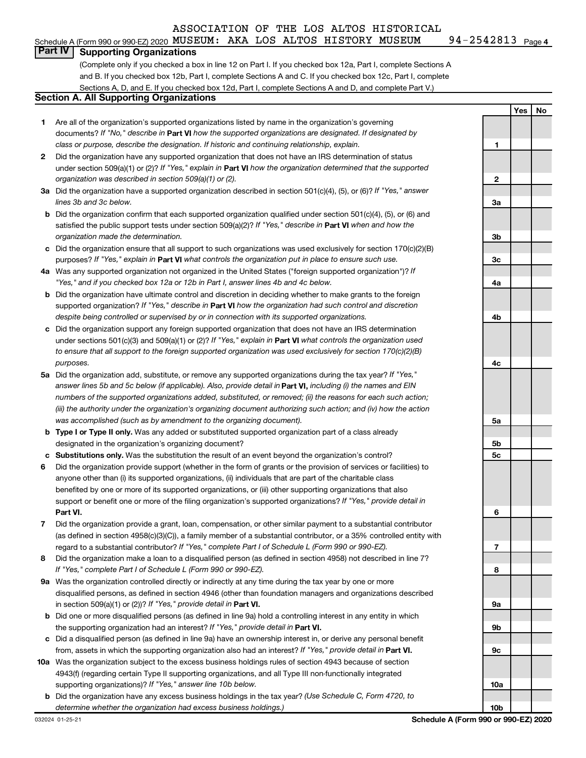ASSOCIATION OF THE LOS ALTOS HISTORICAL

Schedule A (Form 990 or 990-EZ) 2020 MUSEUM: AKA LOS ALTOS HISTORY MUSEUM 94-2542813 Page 4

## Part IV Supporting Organizations

(Complete only if you checked a box in line 12 on Part I. If you checked box 12a, Part I, complete Sections A and B. If you checked box 12b, Part I, complete Sections A and C. If you checked box 12c, Part I, complete Sections A, D, and E. If you checked box 12d, Part I, complete Sections A and D, and complete Part V.)

### Section A. All Supporting Organizations

| | | | Yes | No |
|---|---|---|---|---|
| **1** | Are all of the organization's supported organizations listed by name in the organization's governing documents? *If "No," describe in* **Part VI** *how the supported organizations are designated. If designated by class or purpose, describe the designation. If historic and continuing relationship, explain.* | 1 | | |
| **2** | Did the organization have any supported organization that does not have an IRS determination of status under section 509(a)(1) or (2)? *If "Yes," explain in* **Part VI** *how the organization determined that the supported organization was described in section 509(a)(1) or (2).* | 2 | | |
| **3a** | Did the organization have a supported organization described in section 501(c)(4), (5), or (6)? *If "Yes," answer lines 3b and 3c below.* | 3a | | |
| **b** | Did the organization confirm that each supported organization qualified under section 501(c)(4), (5), or (6) and satisfied the public support tests under section 509(a)(2)? *If "Yes," describe in* **Part VI** *when and how the organization made the determination.* | 3b | | |
| **c** | Did the organization ensure that all support to such organizations was used exclusively for section 170(c)(2)(B) purposes? *If "Yes," explain in* **Part VI** *what controls the organization put in place to ensure such use.* | 3c | | |
| **4a** | Was any supported organization not organized in the United States ("foreign supported organization")? *If "Yes," and if you checked box 12a or 12b in Part I, answer lines 4b and 4c below.* | 4a | | |
| **b** | Did the organization have ultimate control and discretion in deciding whether to make grants to the foreign supported organization? *If "Yes," describe in* **Part VI** *how the organization had such control and discretion despite being controlled or supervised by or in connection with its supported organizations.* | 4b | | |
| **c** | Did the organization support any foreign supported organization that does not have an IRS determination under sections 501(c)(3) and 509(a)(1) or (2)? *If "Yes," explain in* **Part VI** *what controls the organization used to ensure that all support to the foreign supported organization was used exclusively for section 170(c)(2)(B) purposes.* | 4c | | |
| **5a** | Did the organization add, substitute, or remove any supported organizations during the tax year? *If "Yes," answer lines 5b and 5c below (if applicable). Also, provide detail in* **Part VI,** *including (i) the names and EIN numbers of the supported organizations added, substituted, or removed; (ii) the reasons for each such action; (iii) the authority under the organization's organizing document authorizing such action; and (iv) how the action was accomplished (such as by amendment to the organizing document).* | 5a | | |
| **b** | **Type I or Type II only.** Was any added or substituted supported organization part of a class already designated in the organization's organizing document? | 5b | | |
| **c** | **Substitutions only.** Was the substitution the result of an event beyond the organization's control? | 5c | | |
| **6** | Did the organization provide support (whether in the form of grants or the provision of services or facilities) to anyone other than (i) its supported organizations, (ii) individuals that are part of the charitable class benefited by one or more of its supported organizations, or (iii) other supporting organizations that also support or benefit one or more of the filing organization's supported organizations? *If "Yes," provide detail in* **Part VI.** | 6 | | |
| **7** | Did the organization provide a grant, loan, compensation, or other similar payment to a substantial contributor (as defined in section 4958(c)(3)(C)), a family member of a substantial contributor, or a 35% controlled entity with regard to a substantial contributor? *If "Yes," complete Part I of Schedule L (Form 990 or 990-EZ).* | 7 | | |
| **8** | Did the organization make a loan to a disqualified person (as defined in section 4958) not described in line 7? *If "Yes," complete Part I of Schedule L (Form 990 or 990-EZ).* | 8 | | |
| **9a** | Was the organization controlled directly or indirectly at any time during the tax year by one or more disqualified persons, as defined in section 4946 (other than foundation managers and organizations described in section 509(a)(1) or (2))? *If "Yes," provide detail in* **Part VI.** | 9a | | |
| **b** | Did one or more disqualified persons (as defined in line 9a) hold a controlling interest in any entity in which the supporting organization had an interest? *If "Yes," provide detail in* **Part VI.** | 9b | | |
| **c** | Did a disqualified person (as defined in line 9a) have an ownership interest in, or derive any personal benefit from, assets in which the supporting organization also had an interest? *If "Yes," provide detail in* **Part VI.** | 9c | | |
| **10a** | Was the organization subject to the excess business holdings rules of section 4943 because of section 4943(f) (regarding certain Type II supporting organizations, and all Type III non-functionally integrated supporting organizations)? *If "Yes," answer line 10b below.* | 10a | | |
| **b** | Did the organization have any excess business holdings in the tax year? *(Use Schedule C, Form 4720, to determine whether the organization had excess business holdings.)* | 10b | | |

032024 01-25-21 **Schedule A (Form 990 or 990-EZ) 2020**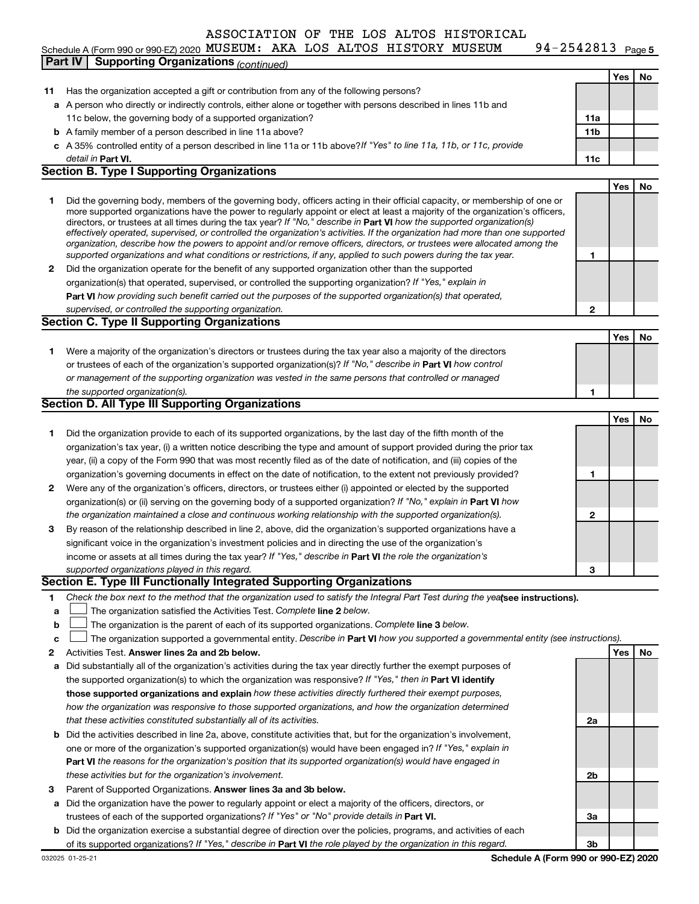ASSOCIATION OF THE LOS ALTOS HISTORICAL MUSEUM: AKA LOS ALTOS HISTORY MUSEUM 94-2542813

Schedule A (Form 990 or 990-EZ) 2020

## Part IV Supporting Organizations *(continued)*

| | | | Yes | No |
|---|---|---|---|---|
| **11** | Has the organization accepted a gift or contribution from any of the following persons? | | | |
| **a** | A person who directly or indirectly controls, either alone or together with persons described in lines 11b and 11c below, the governing body of a supported organization? | **11a** | | |
| **b** | A family member of a person described in line 11a above? | **11b** | | |
| **c** | A 35% controlled entity of a person described in line 11a or 11b above? *If "Yes" to line 11a, 11b, or 11c, provide detail in* **Part VI.** | **11c** | | |

### Section B. Type I Supporting Organizations

| | | | Yes | No |
|---|---|---|---|---|
| **1** | Did the governing body, members of the governing body, officers acting in their official capacity, or membership of one or more supported organizations have the power to regularly appoint or elect at least a majority of the organization's officers, directors, or trustees at all times during the tax year? *If "No," describe in* **Part VI** *how the supported organization(s) effectively operated, supervised, or controlled the organization's activities. If the organization had more than one supported organization, describe how the powers to appoint and/or remove officers, directors, or trustees were allocated among the supported organizations and what conditions or restrictions, if any, applied to such powers during the tax year.* | **1** | | |
| **2** | Did the organization operate for the benefit of any supported organization other than the supported organization(s) that operated, supervised, or controlled the supporting organization? *If "Yes," explain in* **Part VI** *how providing such benefit carried out the purposes of the supported organization(s) that operated, supervised, or controlled the supporting organization.* | **2** | | |

### Section C. Type II Supporting Organizations

| | | | Yes | No |
|---|---|---|---|---|
| **1** | Were a majority of the organization's directors or trustees during the tax year also a majority of the directors or trustees of each of the organization's supported organization(s)? *If "No," describe in* **Part VI** *how control or management of the supporting organization was vested in the same persons that controlled or managed the supported organization(s).* | **1** | | |

### Section D. All Type III Supporting Organizations

| | | | Yes | No |
|---|---|---|---|---|
| **1** | Did the organization provide to each of its supported organizations, by the last day of the fifth month of the organization's tax year, (i) a written notice describing the type and amount of support provided during the prior tax year, (ii) a copy of the Form 990 that was most recently filed as of the date of notification, and (iii) copies of the organization's governing documents in effect on the date of notification, to the extent not previously provided? | **1** | | |
| **2** | Were any of the organization's officers, directors, or trustees either (i) appointed or elected by the supported organization(s) or (ii) serving on the governing body of a supported organization? *If "No," explain in* **Part VI** *how the organization maintained a close and continuous working relationship with the supported organization(s).* | **2** | | |
| **3** | By reason of the relationship described in line 2, above, did the organization's supported organizations have a significant voice in the organization's investment policies and in directing the use of the organization's income or assets at all times during the tax year? *If "Yes," describe in* **Part VI** *the role the organization's supported organizations played in this regard.* | **3** | | |

### Section E. Type III Functionally Integrated Supporting Organizations

**1** *Check the box next to the method that the organization used to satisfy the Integral Part Test during the year* **(see instructions).**

- **a** ☐ The organization satisfied the Activities Test. *Complete* **line 2** *below.*
- **b** ☐ The organization is the parent of each of its supported organizations. *Complete* **line 3** *below.*
- **c** ☐ The organization supported a governmental entity. *Describe in* **Part VI** *how you supported a governmental entity (see instructions).*

| | | | Yes | No |
|---|---|---|---|---|
| **2** | Activities Test. **Answer lines 2a and 2b below.** | | | |
| **a** | Did substantially all of the organization's activities during the tax year directly further the exempt purposes of the supported organization(s) to which the organization was responsive? *If "Yes," then in* **Part VI identify those supported organizations and explain** *how these activities directly furthered their exempt purposes, how the organization was responsive to those supported organizations, and how the organization determined that these activities constituted substantially all of its activities.* | **2a** | | |
| **b** | Did the activities described in line 2a, above, constitute activities that, but for the organization's involvement, one or more of the organization's supported organization(s) would have been engaged in? *If "Yes," explain in* **Part VI** *the reasons for the organization's position that its supported organization(s) would have engaged in these activities but for the organization's involvement.* | **2b** | | |
| **3** | Parent of Supported Organizations. **Answer lines 3a and 3b below.** | | | |
| **a** | Did the organization have the power to regularly appoint or elect a majority of the officers, directors, or trustees of each of the supported organizations? *If "Yes" or "No" provide details in* **Part VI.** | **3a** | | |
| **b** | Did the organization exercise a substantial degree of direction over the policies, programs, and activities of each of its supported organizations? *If "Yes," describe in* **Part VI** *the role played by the organization in this regard.* | **3b** | | |

032025 01-25-21 **Schedule A (Form 990 or 990-EZ) 2020**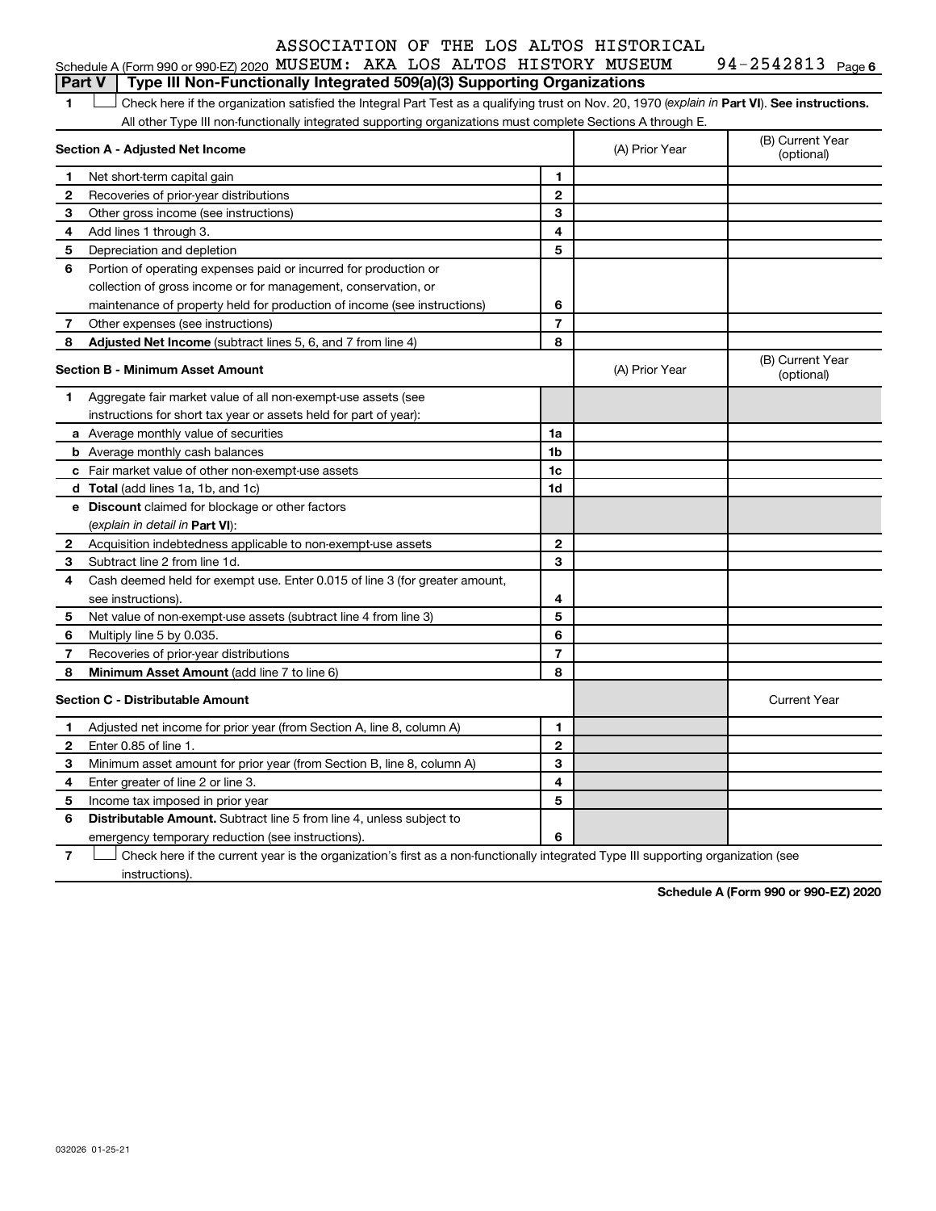ASSOCIATION OF THE LOS ALTOS HISTORICAL MUSEUM: AKA LOS ALTOS HISTORY MUSEUM 94-2542813

Schedule A (Form 990 or 990-EZ) 2020 Page 6

## Part V | Type III Non-Functionally Integrated 509(a)(3) Supporting Organizations

**1** ☐ Check here if the organization satisfied the Integral Part Test as a qualifying trust on Nov. 20, 1970 (*explain in* **Part VI**). **See instructions.** All other Type III non-functionally integrated supporting organizations must complete Sections A through E.

| **Section A - Adjusted Net Income** | | (A) Prior Year | (B) Current Year (optional) |
|---|---|---|---|
| **1** Net short-term capital gain | 1 | | |
| **2** Recoveries of prior-year distributions | 2 | | |
| **3** Other gross income (see instructions) | 3 | | |
| **4** Add lines 1 through 3. | 4 | | |
| **5** Depreciation and depletion | 5 | | |
| **6** Portion of operating expenses paid or incurred for production or collection of gross income or for management, conservation, or maintenance of property held for production of income (see instructions) | 6 | | |
| **7** Other expenses (see instructions) | 7 | | |
| **8** **Adjusted Net Income** (subtract lines 5, 6, and 7 from line 4) | 8 | | |

| **Section B - Minimum Asset Amount** | | (A) Prior Year | (B) Current Year (optional) |
|---|---|---|---|
| **1** Aggregate fair market value of all non-exempt-use assets (see instructions for short tax year or assets held for part of year): | | | |
| **a** Average monthly value of securities | 1a | | |
| **b** Average monthly cash balances | 1b | | |
| **c** Fair market value of other non-exempt-use assets | 1c | | |
| **d** **Total** (add lines 1a, 1b, and 1c) | 1d | | |
| **e** **Discount** claimed for blockage or other factors (*explain in detail in* **Part VI**): | | | |
| **2** Acquisition indebtedness applicable to non-exempt-use assets | 2 | | |
| **3** Subtract line 2 from line 1d. | 3 | | |
| **4** Cash deemed held for exempt use. Enter 0.015 of line 3 (for greater amount, see instructions). | 4 | | |
| **5** Net value of non-exempt-use assets (subtract line 4 from line 3) | 5 | | |
| **6** Multiply line 5 by 0.035. | 6 | | |
| **7** Recoveries of prior-year distributions | 7 | | |
| **8** **Minimum Asset Amount** (add line 7 to line 6) | 8 | | |

| **Section C - Distributable Amount** | | | Current Year |
|---|---|---|---|
| **1** Adjusted net income for prior year (from Section A, line 8, column A) | 1 | | |
| **2** Enter 0.85 of line 1. | 2 | | |
| **3** Minimum asset amount for prior year (from Section B, line 8, column A) | 3 | | |
| **4** Enter greater of line 2 or line 3. | 4 | | |
| **5** Income tax imposed in prior year | 5 | | |
| **6** **Distributable Amount.** Subtract line 5 from line 4, unless subject to emergency temporary reduction (see instructions). | 6 | | |

**7** ☐ Check here if the current year is the organization's first as a non-functionally integrated Type III supporting organization (see instructions).

**Schedule A (Form 990 or 990-EZ) 2020**

032026 01-25-21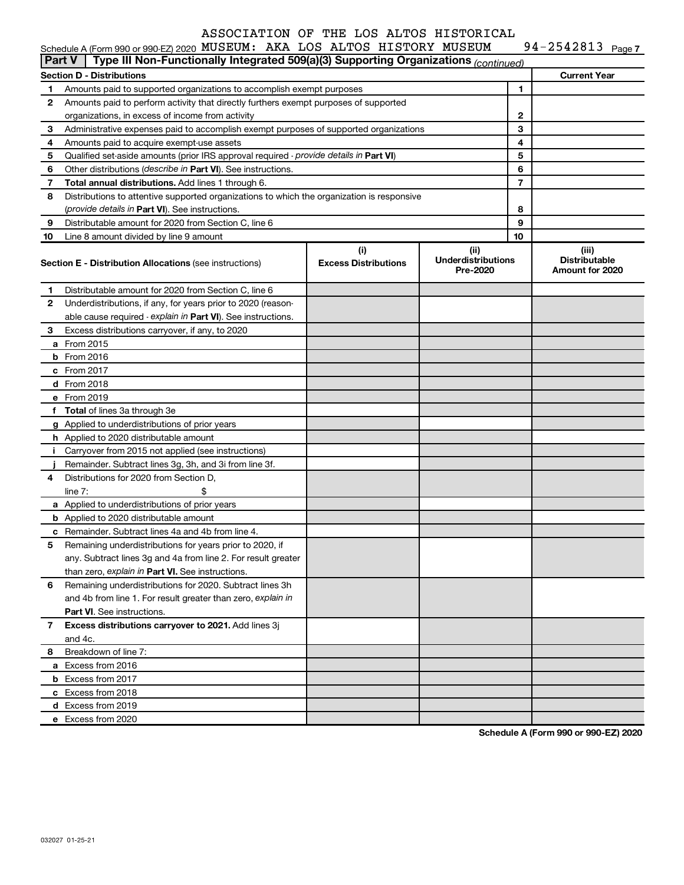ASSOCIATION OF THE LOS ALTOS HISTORICAL MUSEUM: AKA LOS ALTOS HISTORY MUSEUM 94-2542813

Schedule A (Form 990 or 990-EZ) 2020

**Part V | Type III Non-Functionally Integrated 509(a)(3) Supporting Organizations** *(continued)*

| **Section D - Distributions** | | | **Current Year** |
|---|---|---|---|
| 1 | Amounts paid to supported organizations to accomplish exempt purposes | 1 | |
| 2 | Amounts paid to perform activity that directly furthers exempt purposes of supported organizations, in excess of income from activity | 2 | |
| 3 | Administrative expenses paid to accomplish exempt purposes of supported organizations | 3 | |
| 4 | Amounts paid to acquire exempt-use assets | 4 | |
| 5 | Qualified set-aside amounts (prior IRS approval required - *provide details in* **Part VI**) | 5 | |
| 6 | Other distributions (*describe in* **Part VI**). See instructions. | 6 | |
| 7 | **Total annual distributions.** Add lines 1 through 6. | 7 | |
| 8 | Distributions to attentive supported organizations to which the organization is responsive (*provide details in* **Part VI**). See instructions. | 8 | |
| 9 | Distributable amount for 2020 from Section C, line 6 | 9 | |
| 10 | Line 8 amount divided by line 9 amount | 10 | |

| **Section E - Distribution Allocations** (see instructions) | (i) **Excess Distributions** | (ii) **Underdistributions Pre-2020** | (iii) **Distributable Amount for 2020** |
|---|---|---|---|
| **1** Distributable amount for 2020 from Section C, line 6 | | | |
| **2** Underdistributions, if any, for years prior to 2020 (reasonable cause required - *explain in* **Part VI**). See instructions. | | | |
| **3** Excess distributions carryover, if any, to 2020 | | | |
| **a** From 2015 | | | |
| **b** From 2016 | | | |
| **c** From 2017 | | | |
| **d** From 2018 | | | |
| **e** From 2019 | | | |
| **f** **Total** of lines 3a through 3e | | | |
| **g** Applied to underdistributions of prior years | | | |
| **h** Applied to 2020 distributable amount | | | |
| **i** Carryover from 2015 not applied (see instructions) | | | |
| **j** Remainder. Subtract lines 3g, 3h, and 3i from line 3f. | | | |
| **4** Distributions for 2020 from Section D, line 7: $ | | | |
| **a** Applied to underdistributions of prior years | | | |
| **b** Applied to 2020 distributable amount | | | |
| **c** Remainder. Subtract lines 4a and 4b from line 4. | | | |
| **5** Remaining underdistributions for years prior to 2020, if any. Subtract lines 3g and 4a from line 2. For result greater than zero, *explain in* **Part VI.** See instructions. | | | |
| **6** Remaining underdistributions for 2020. Subtract lines 3h and 4b from line 1. For result greater than zero, *explain in* **Part VI**. See instructions. | | | |
| **7** **Excess distributions carryover to 2021.** Add lines 3j and 4c. | | | |
| **8** Breakdown of line 7: | | | |
| **a** Excess from 2016 | | | |
| **b** Excess from 2017 | | | |
| **c** Excess from 2018 | | | |
| **d** Excess from 2019 | | | |
| **e** Excess from 2020 | | | |

**Schedule A (Form 990 or 990-EZ) 2020**

032027 01-25-21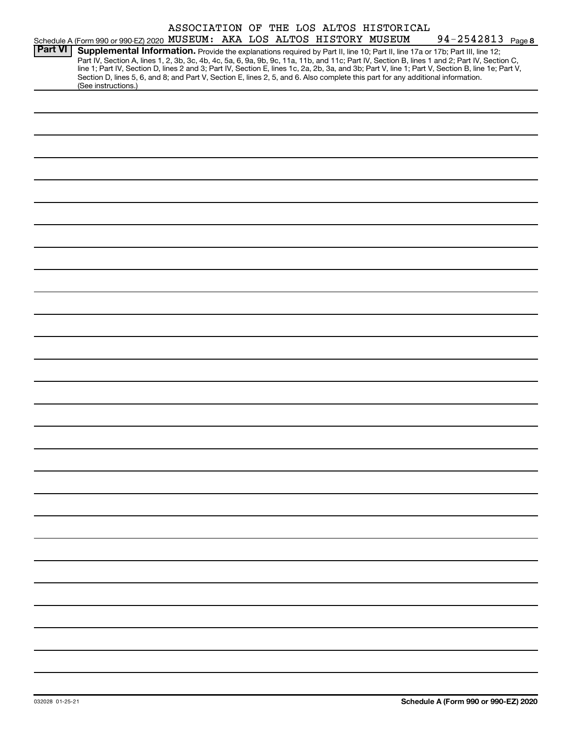Schedule A (Form 990 or 990-EZ) 2020 ASSOCIATION OF THE LOS ALTOS HISTORICAL MUSEUM: AKA LOS ALTOS HISTORY MUSEUM 94-2542813 Page 8

**Part VI** **Supplemental Information.** Provide the explanations required by Part II, line 10; Part II, line 17a or 17b; Part III, line 12; Part IV, Section A, lines 1, 2, 3b, 3c, 4b, 4c, 5a, 6, 9a, 9b, 9c, 11a, 11b, and 11c; Part IV, Section B, lines 1 and 2; Part IV, Section C, line 1; Part IV, Section D, lines 2 and 3; Part IV, Section E, lines 1c, 2a, 2b, 3a, and 3b; Part V, line 1; Part V, Section B, line 1e; Part V, Section D, lines 5, 6, and 8; and Part V, Section E, lines 2, 5, and 6. Also complete this part for any additional information. (See instructions.)

032028 01-25-21 **Schedule A (Form 990 or 990-EZ) 2020**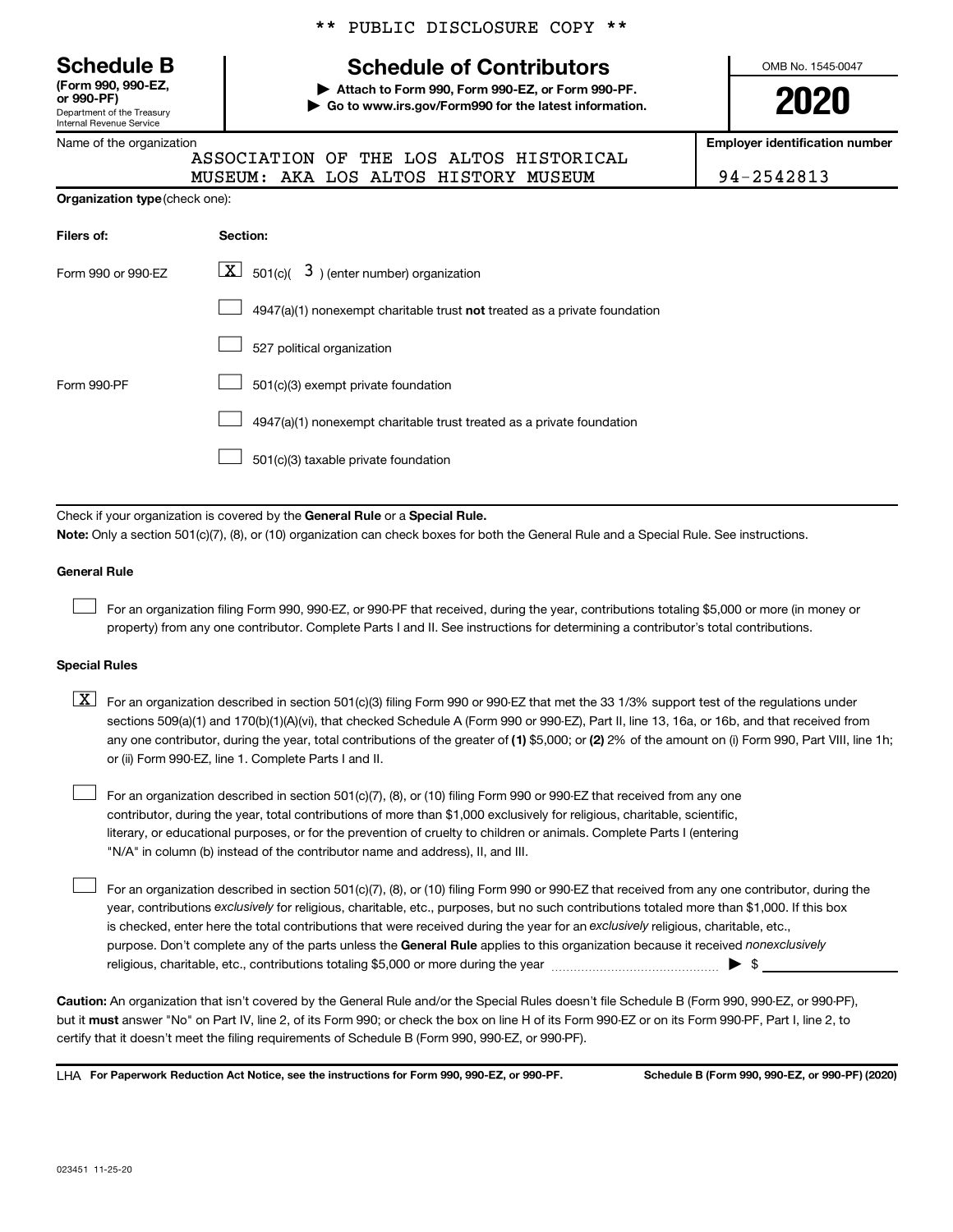** PUBLIC DISCLOSURE COPY **

# Schedule B

**(Form 990, 990-EZ, or 990-PF)**
Department of the Treasury
Internal Revenue Service

## Schedule of Contributors

▶ **Attach to Form 990, Form 990-EZ, or Form 990-PF.**
▶ **Go to www.irs.gov/Form990 for the latest information.**

OMB No. 1545-0047

**2020**

Name of the organization: ASSOCIATION OF THE LOS ALTOS HISTORICAL MUSEUM: AKA LOS ALTOS HISTORY MUSEUM

**Employer identification number:** 94-2542813

**Organization type** (check one):

| Filers of: | Section: |
|---|---|
| Form 990 or 990-EZ | [X] 501(c)( 3 ) (enter number) organization |
| | [ ] 4947(a)(1) nonexempt charitable trust **not** treated as a private foundation |
| | [ ] 527 political organization |
| Form 990-PF | [ ] 501(c)(3) exempt private foundation |
| | [ ] 4947(a)(1) nonexempt charitable trust treated as a private foundation |
| | [ ] 501(c)(3) taxable private foundation |

Check if your organization is covered by the **General Rule** or a **Special Rule.**

**Note:** Only a section 501(c)(7), (8), or (10) organization can check boxes for both the General Rule and a Special Rule. See instructions.

**General Rule**

[ ] For an organization filing Form 990, 990-EZ, or 990-PF that received, during the year, contributions totaling $5,000 or more (in money or property) from any one contributor. Complete Parts I and II. See instructions for determining a contributor's total contributions.

**Special Rules**

[X] For an organization described in section 501(c)(3) filing Form 990 or 990-EZ that met the 33 1/3% support test of the regulations under sections 509(a)(1) and 170(b)(1)(A)(vi), that checked Schedule A (Form 990 or 990-EZ), Part II, line 13, 16a, or 16b, and that received from any one contributor, during the year, total contributions of the greater of **(1)** $5,000; or **(2)** 2% of the amount on (i) Form 990, Part VIII, line 1h; or (ii) Form 990-EZ, line 1. Complete Parts I and II.

[ ] For an organization described in section 501(c)(7), (8), or (10) filing Form 990 or 990-EZ that received from any one contributor, during the year, total contributions of more than $1,000 exclusively for religious, charitable, scientific, literary, or educational purposes, or for the prevention of cruelty to children or animals. Complete Parts I (entering "N/A" in column (b) instead of the contributor name and address), II, and III.

[ ] For an organization described in section 501(c)(7), (8), or (10) filing Form 990 or 990-EZ that received from any one contributor, during the year, contributions *exclusively* for religious, charitable, etc., purposes, but no such contributions totaled more than $1,000. If this box is checked, enter here the total contributions that were received during the year for an *exclusively* religious, charitable, etc., purpose. Don't complete any of the parts unless the **General Rule** applies to this organization because it received *nonexclusively* religious, charitable, etc., contributions totaling $5,000 or more during the year ▶ $ ____________

**Caution:** An organization that isn't covered by the General Rule and/or the Special Rules doesn't file Schedule B (Form 990, 990-EZ, or 990-PF), but it **must** answer "No" on Part IV, line 2, of its Form 990; or check the box on line H of its Form 990-EZ or on its Form 990-PF, Part I, line 2, to certify that it doesn't meet the filing requirements of Schedule B (Form 990, 990-EZ, or 990-PF).

LHA **For Paperwork Reduction Act Notice, see the instructions for Form 990, 990-EZ, or 990-PF.** **Schedule B (Form 990, 990-EZ, or 990-PF) (2020)**

023451 11-25-20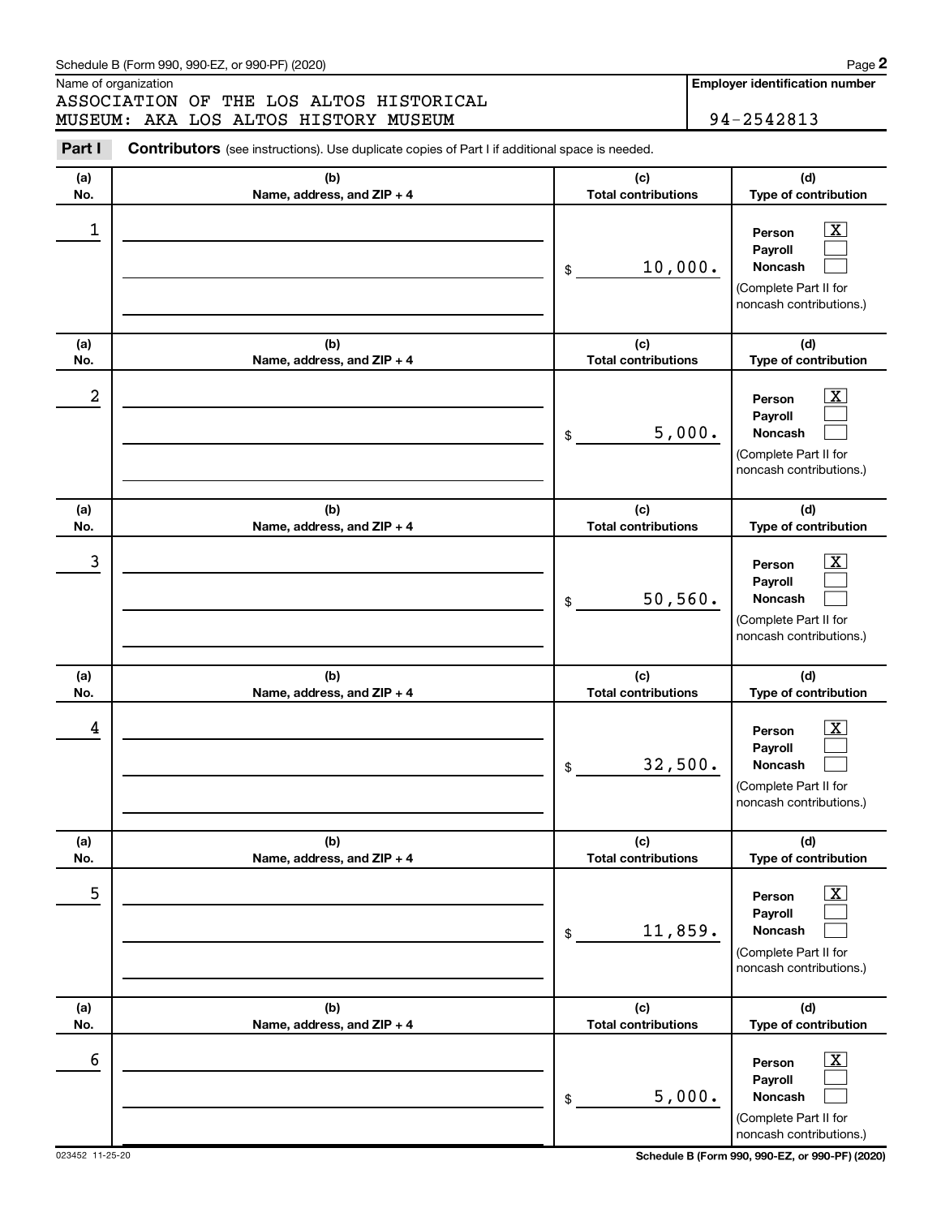Schedule B (Form 990, 990-EZ, or 990-PF) (2020) Page **2**

Name of organization

ASSOCIATION OF THE LOS ALTOS HISTORICAL MUSEUM: AKA LOS ALTOS HISTORY MUSEUM

**Employer identification number**

94-2542813

**Part I** **Contributors** (see instructions). Use duplicate copies of Part I if additional space is needed.

| (a) No. | (b) Name, address, and ZIP + 4 | (c) Total contributions | (d) Type of contribution |
|---|---|---|---|
| 1 | | $ 10,000. | Person [X] Payroll [ ] Noncash [ ] (Complete Part II for noncash contributions.) |
| 2 | | $ 5,000. | Person [X] Payroll [ ] Noncash [ ] (Complete Part II for noncash contributions.) |
| 3 | | $ 50,560. | Person [X] Payroll [ ] Noncash [ ] (Complete Part II for noncash contributions.) |
| 4 | | $ 32,500. | Person [X] Payroll [ ] Noncash [ ] (Complete Part II for noncash contributions.) |
| 5 | | $ 11,859. | Person [X] Payroll [ ] Noncash [ ] (Complete Part II for noncash contributions.) |
| 6 | | $ 5,000. | Person [X] Payroll [ ] Noncash [ ] (Complete Part II for noncash contributions.) |

023452 11-25-20 **Schedule B (Form 990, 990-EZ, or 990-PF) (2020)**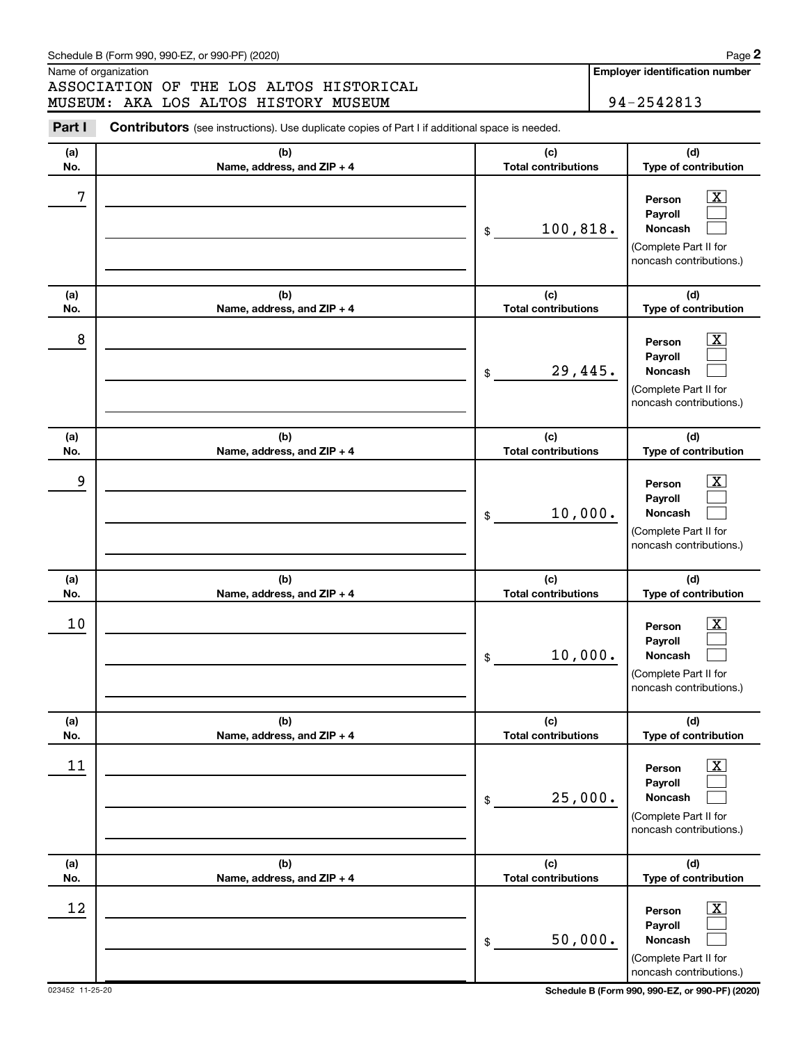Schedule B (Form 990, 990-EZ, or 990-PF) (2020)

Name of organization

ASSOCIATION OF THE LOS ALTOS HISTORICAL MUSEUM: AKA LOS ALTOS HISTORY MUSEUM

**Employer identification number**

94-2542813

**Part I** **Contributors** (see instructions). Use duplicate copies of Part I if additional space is needed.

| (a) No. | (b) Name, address, and ZIP + 4 | (c) Total contributions | (d) Type of contribution |
|---|---|---|---|
| 7 | | $ 100,818. | Person [X] Payroll [ ] Noncash [ ] (Complete Part II for noncash contributions.) |
| 8 | | $ 29,445. | Person [X] Payroll [ ] Noncash [ ] (Complete Part II for noncash contributions.) |
| 9 | | $ 10,000. | Person [X] Payroll [ ] Noncash [ ] (Complete Part II for noncash contributions.) |
| 10 | | $ 10,000. | Person [X] Payroll [ ] Noncash [ ] (Complete Part II for noncash contributions.) |
| 11 | | $ 25,000. | Person [X] Payroll [ ] Noncash [ ] (Complete Part II for noncash contributions.) |
| 12 | | $ 50,000. | Person [X] Payroll [ ] Noncash [ ] (Complete Part II for noncash contributions.) |

023452 11-25-20

**Schedule B (Form 990, 990-EZ, or 990-PF) (2020)**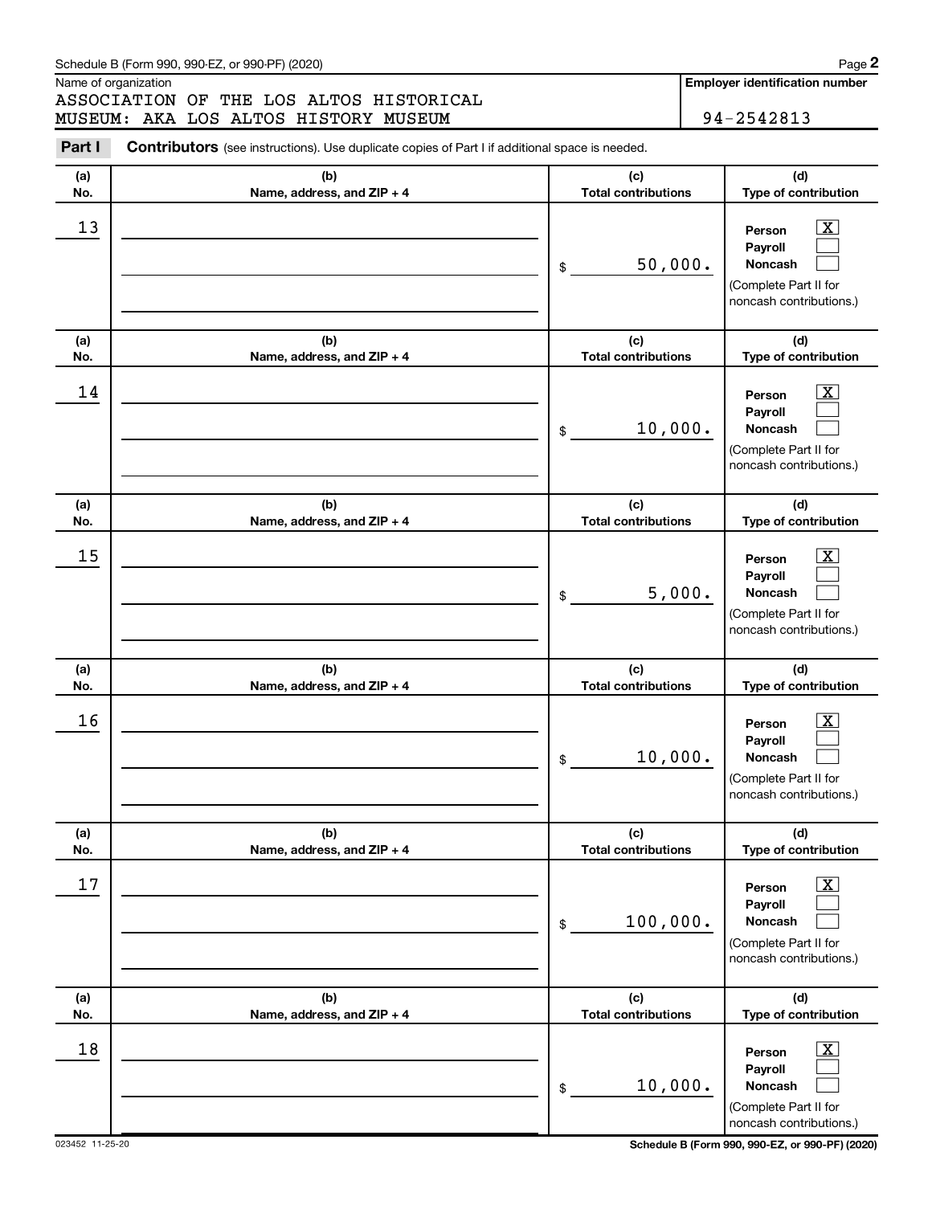Schedule B (Form 990, 990-EZ, or 990-PF) (2020)

Name of organization

ASSOCIATION OF THE LOS ALTOS HISTORICAL MUSEUM: AKA LOS ALTOS HISTORY MUSEUM

**Employer identification number**

94-2542813

**Part I** **Contributors** (see instructions). Use duplicate copies of Part I if additional space is needed.

| (a) No. | (b) Name, address, and ZIP + 4 | (c) Total contributions | (d) Type of contribution |
|---|---|---|---|
| 13 | | $ 50,000. | Person [X] Payroll [ ] Noncash [ ] (Complete Part II for noncash contributions.) |
| 14 | | $ 10,000. | Person [X] Payroll [ ] Noncash [ ] (Complete Part II for noncash contributions.) |
| 15 | | $ 5,000. | Person [X] Payroll [ ] Noncash [ ] (Complete Part II for noncash contributions.) |
| 16 | | $ 10,000. | Person [X] Payroll [ ] Noncash [ ] (Complete Part II for noncash contributions.) |
| 17 | | $ 100,000. | Person [X] Payroll [ ] Noncash [ ] (Complete Part II for noncash contributions.) |
| 18 | | $ 10,000. | Person [X] Payroll [ ] Noncash [ ] (Complete Part II for noncash contributions.) |

023452 11-25-20

**Schedule B (Form 990, 990-EZ, or 990-PF) (2020)**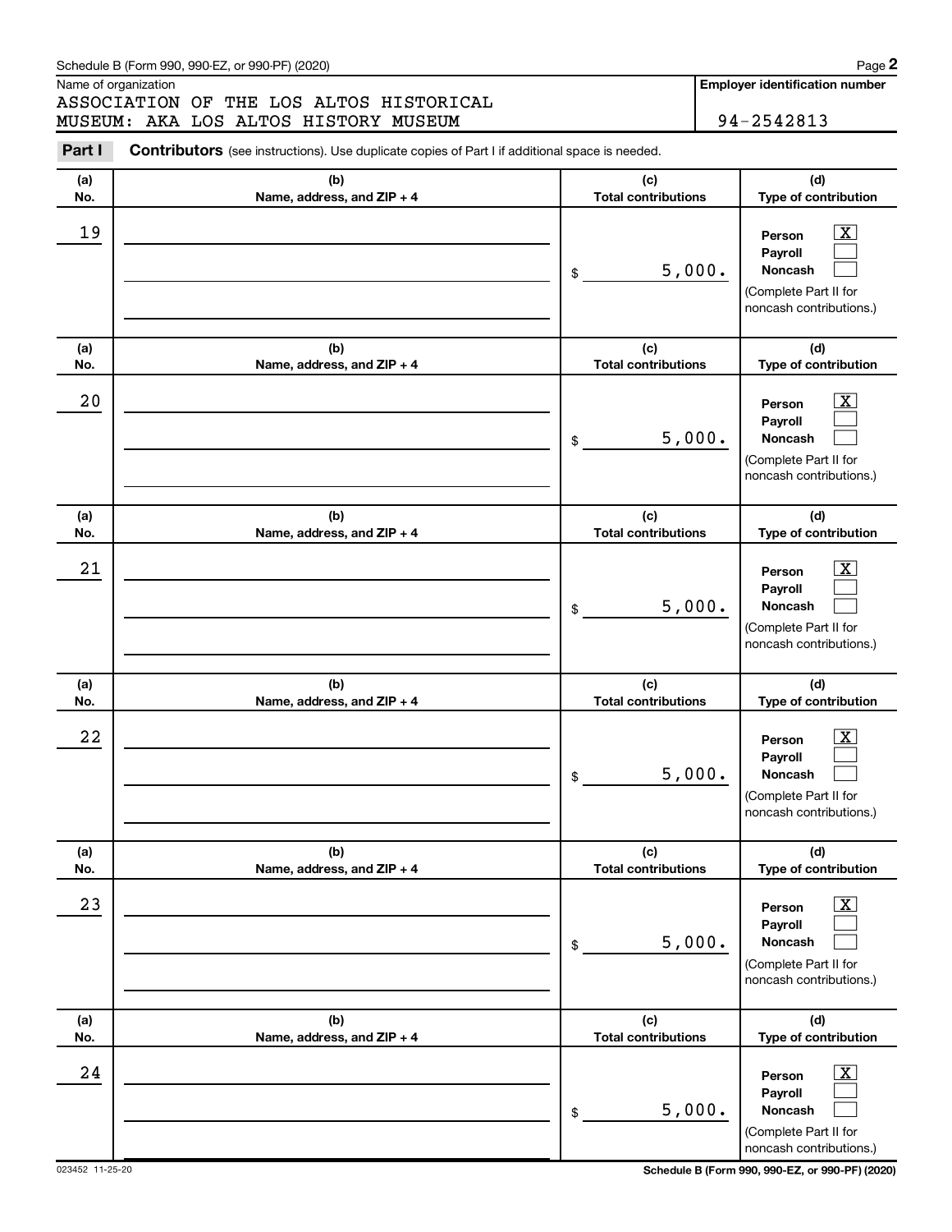Schedule B (Form 990, 990-EZ, or 990-PF) (2020)

Name of organization

ASSOCIATION OF THE LOS ALTOS HISTORICAL MUSEUM: AKA LOS ALTOS HISTORY MUSEUM

**Employer identification number**

94-2542813

**Part I** **Contributors** (see instructions). Use duplicate copies of Part I if additional space is needed.

| (a) No. | (b) Name, address, and ZIP + 4 | (c) Total contributions | (d) Type of contribution |
|---|---|---|---|
| 19 | | $ 5,000. | Person [X] Payroll [ ] Noncash [ ] (Complete Part II for noncash contributions.) |
| 20 | | $ 5,000. | Person [X] Payroll [ ] Noncash [ ] (Complete Part II for noncash contributions.) |
| 21 | | $ 5,000. | Person [X] Payroll [ ] Noncash [ ] (Complete Part II for noncash contributions.) |
| 22 | | $ 5,000. | Person [X] Payroll [ ] Noncash [ ] (Complete Part II for noncash contributions.) |
| 23 | | $ 5,000. | Person [X] Payroll [ ] Noncash [ ] (Complete Part II for noncash contributions.) |
| 24 | | $ 5,000. | Person [X] Payroll [ ] Noncash [ ] (Complete Part II for noncash contributions.) |

023452 11-25-20

**Schedule B (Form 990, 990-EZ, or 990-PF) (2020)**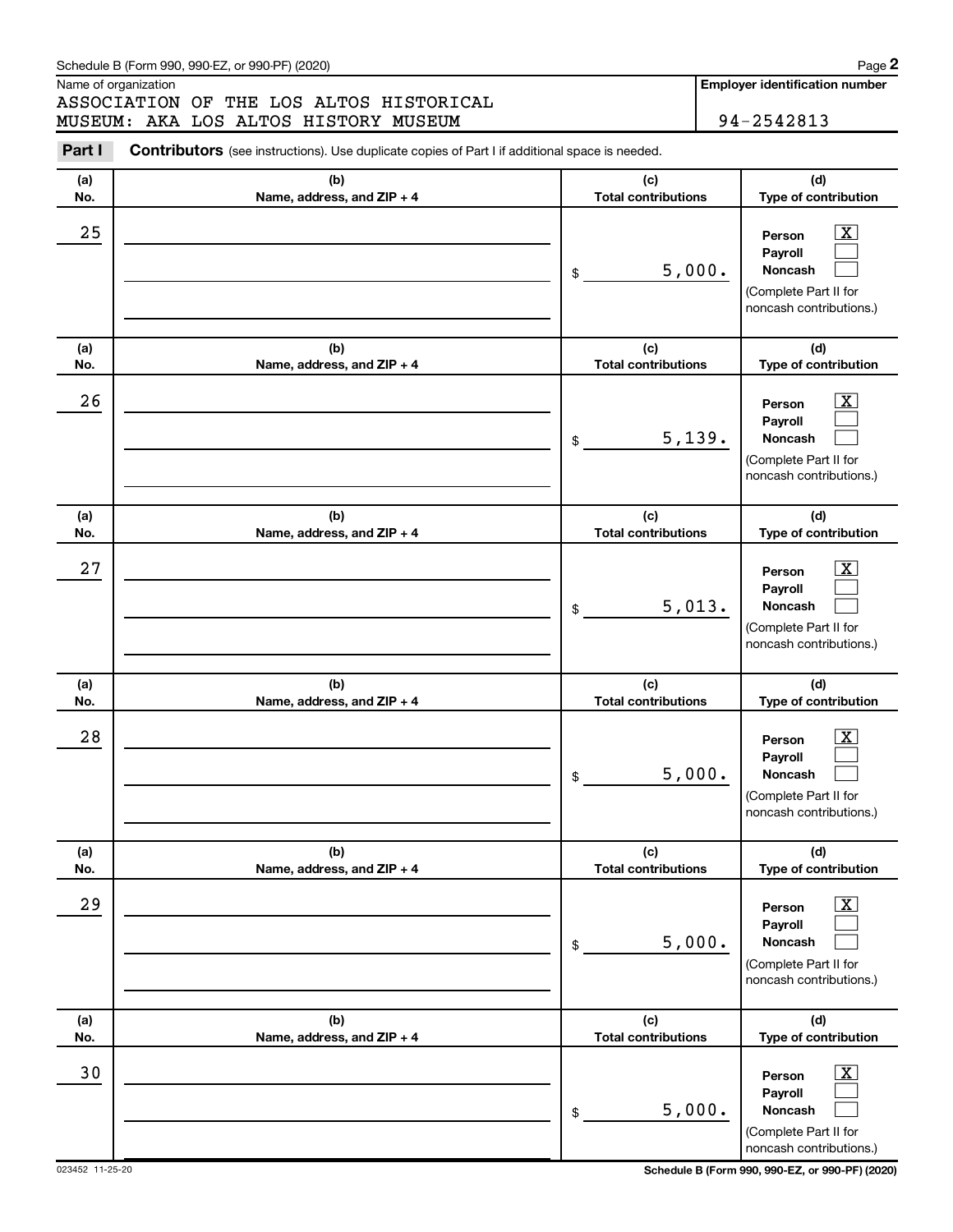Schedule B (Form 990, 990-EZ, or 990-PF) (2020)

Name of organization

ASSOCIATION OF THE LOS ALTOS HISTORICAL MUSEUM: AKA LOS ALTOS HISTORY MUSEUM

**Employer identification number**

94-2542813

**Part I** **Contributors** (see instructions). Use duplicate copies of Part I if additional space is needed.

| (a) No. | (b) Name, address, and ZIP + 4 | (c) Total contributions | (d) Type of contribution |
|---|---|---|---|
| 25 | | $ 5,000. | Person [X] Payroll [ ] Noncash [ ] (Complete Part II for noncash contributions.) |
| 26 | | $ 5,139. | Person [X] Payroll [ ] Noncash [ ] (Complete Part II for noncash contributions.) |
| 27 | | $ 5,013. | Person [X] Payroll [ ] Noncash [ ] (Complete Part II for noncash contributions.) |
| 28 | | $ 5,000. | Person [X] Payroll [ ] Noncash [ ] (Complete Part II for noncash contributions.) |
| 29 | | $ 5,000. | Person [X] Payroll [ ] Noncash [ ] (Complete Part II for noncash contributions.) |
| 30 | | $ 5,000. | Person [X] Payroll [ ] Noncash [ ] (Complete Part II for noncash contributions.) |

023452 11-25-20

Schedule B (Form 990, 990-EZ, or 990-PF) (2020)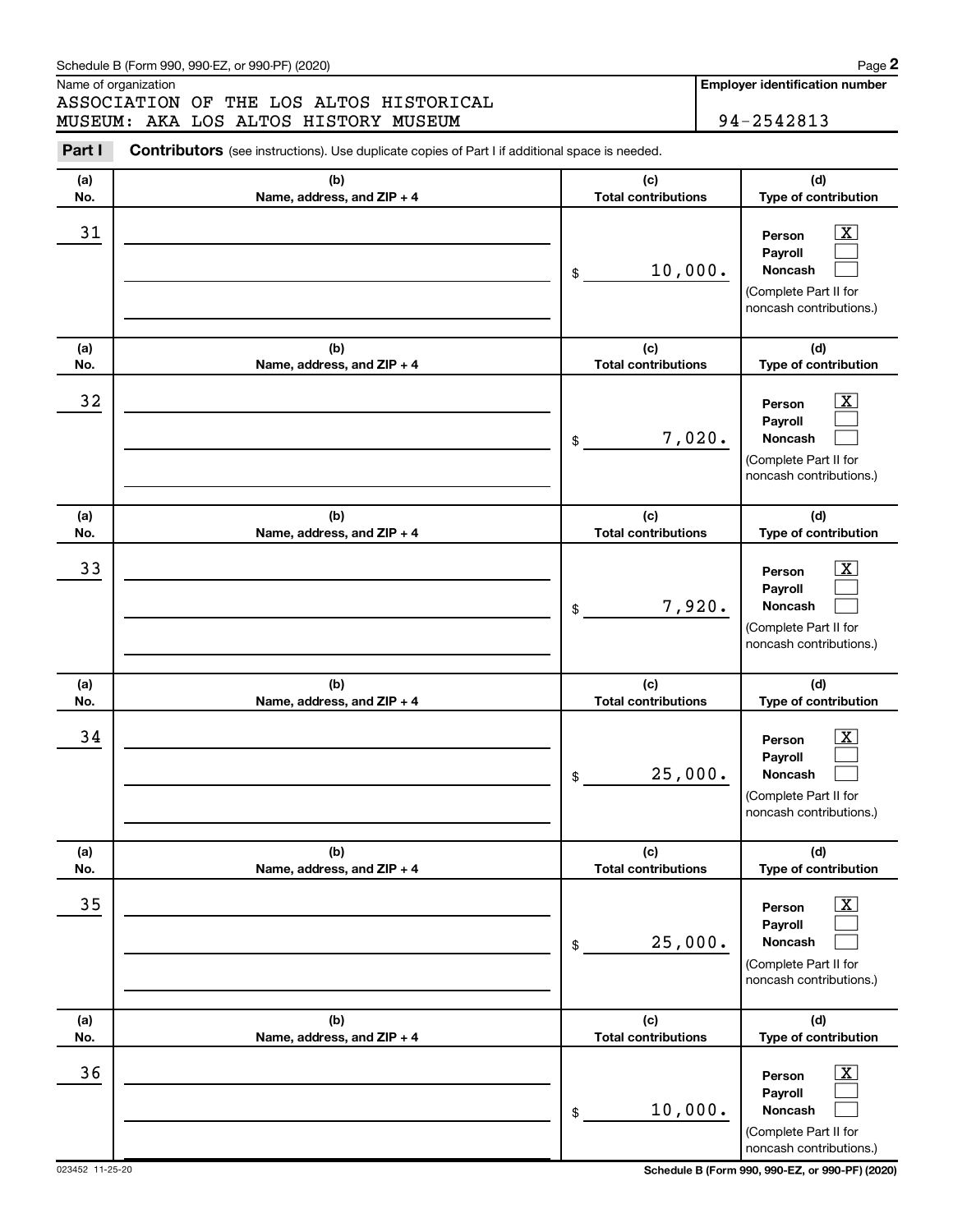Schedule B (Form 990, 990-EZ, or 990-PF) (2020)

Name of organization: ASSOCIATION OF THE LOS ALTOS HISTORICAL MUSEUM: AKA LOS ALTOS HISTORY MUSEUM

**Employer identification number:** 94-2542813

**Part I** **Contributors** (see instructions). Use duplicate copies of Part I if additional space is needed.

| (a) No. | (b) Name, address, and ZIP + 4 | (c) Total contributions | (d) Type of contribution |
|---|---|---|---|
| 31 | | $ 10,000. | Person [X] Payroll [ ] Noncash [ ] (Complete Part II for noncash contributions.) |
| 32 | | $ 7,020. | Person [X] Payroll [ ] Noncash [ ] (Complete Part II for noncash contributions.) |
| 33 | | $ 7,920. | Person [X] Payroll [ ] Noncash [ ] (Complete Part II for noncash contributions.) |
| 34 | | $ 25,000. | Person [X] Payroll [ ] Noncash [ ] (Complete Part II for noncash contributions.) |
| 35 | | $ 25,000. | Person [X] Payroll [ ] Noncash [ ] (Complete Part II for noncash contributions.) |
| 36 | | $ 10,000. | Person [X] Payroll [ ] Noncash [ ] (Complete Part II for noncash contributions.) |

023452 11-25-20

Schedule B (Form 990, 990-EZ, or 990-PF) (2020)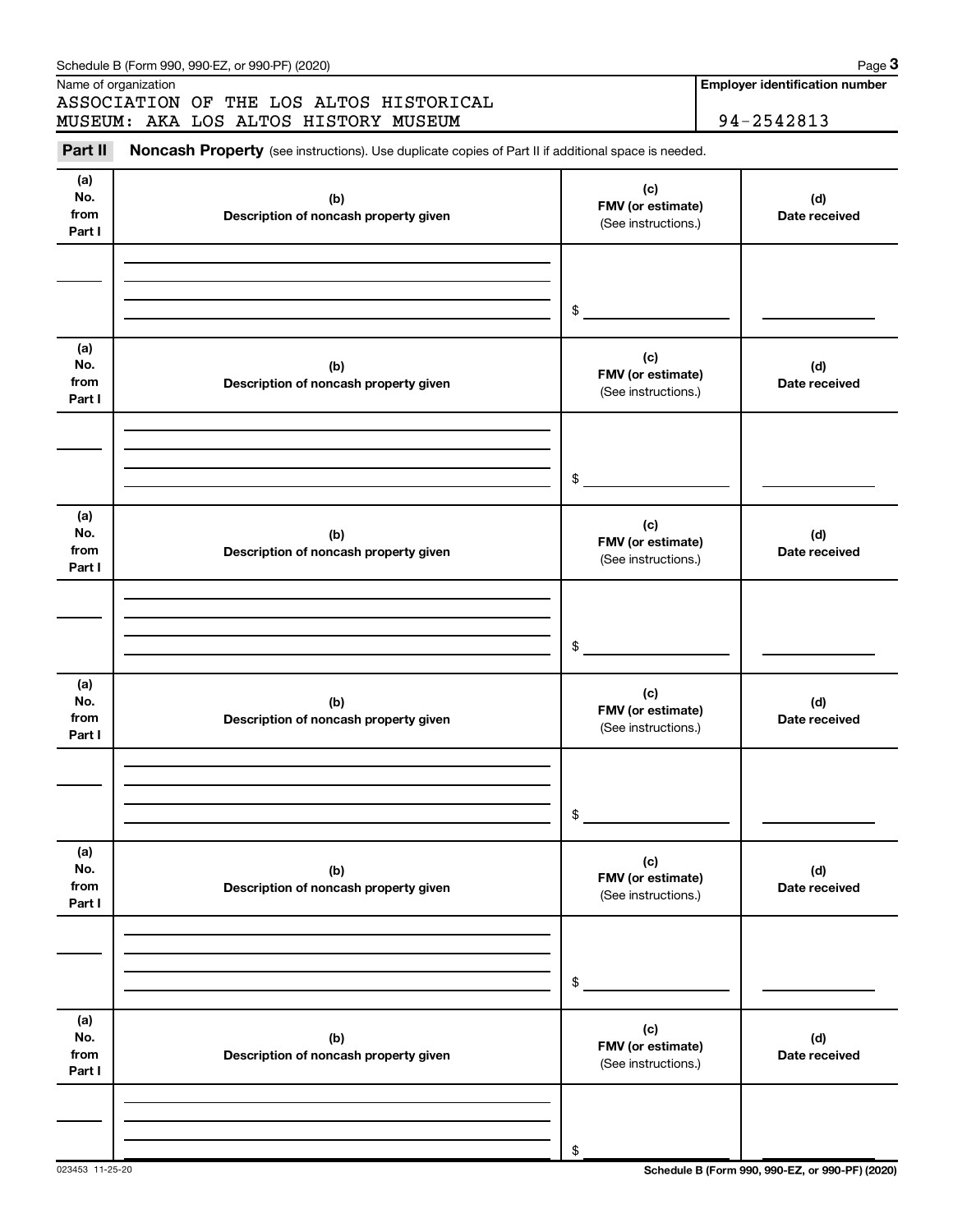Schedule B (Form 990, 990-EZ, or 990-PF) (2020)

Name of organization

ASSOCIATION OF THE LOS ALTOS HISTORICAL MUSEUM: AKA LOS ALTOS HISTORY MUSEUM

**Employer identification number**

94-2542813

**Part II** **Noncash Property** (see instructions). Use duplicate copies of Part II if additional space is needed.

| (a) No. from Part I | (b) Description of noncash property given | (c) FMV (or estimate) (See instructions.) | (d) Date received |
|---|---|---|---|
| | | $ | |

| (a) No. from Part I | (b) Description of noncash property given | (c) FMV (or estimate) (See instructions.) | (d) Date received |
|---|---|---|---|
| | | $ | |

| (a) No. from Part I | (b) Description of noncash property given | (c) FMV (or estimate) (See instructions.) | (d) Date received |
|---|---|---|---|
| | | $ | |

| (a) No. from Part I | (b) Description of noncash property given | (c) FMV (or estimate) (See instructions.) | (d) Date received |
|---|---|---|---|
| | | $ | |

| (a) No. from Part I | (b) Description of noncash property given | (c) FMV (or estimate) (See instructions.) | (d) Date received |
|---|---|---|---|
| | | $ | |

| (a) No. from Part I | (b) Description of noncash property given | (c) FMV (or estimate) (See instructions.) | (d) Date received |
|---|---|---|---|
| | | $ | |

023453 11-25-20

**Schedule B (Form 990, 990-EZ, or 990-PF) (2020)**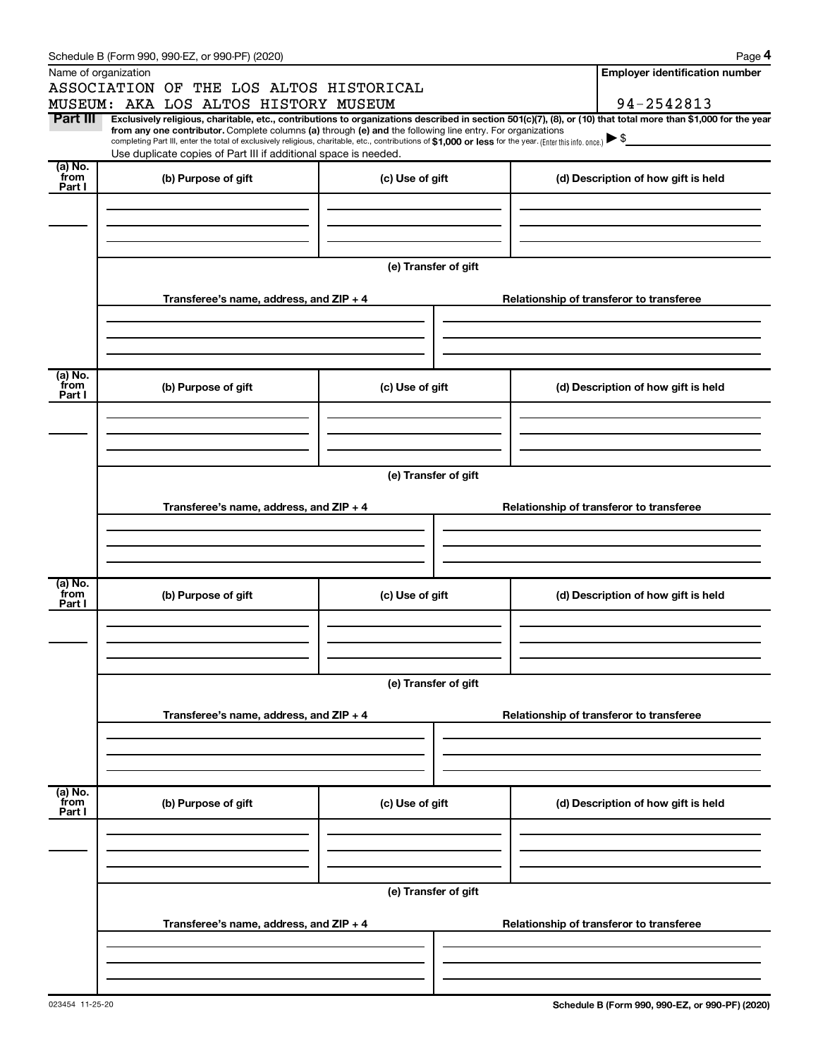Schedule B (Form 990, 990-EZ, or 990-PF) (2020)

Name of organization

ASSOCIATION OF THE LOS ALTOS HISTORICAL MUSEUM: AKA LOS ALTOS HISTORY MUSEUM

**Employer identification number**

94-2542813

**Part III** **Exclusively religious, charitable, etc., contributions to organizations described in section 501(c)(7), (8), or (10) that total more than $1,000 for the year from any one contributor.** Complete columns **(a)** through **(e)** and the following line entry. For organizations completing Part III, enter the total of exclusively religious, charitable, etc., contributions of **$1,000 or less** for the year. (Enter this info. once.) ▶ $

Use duplicate copies of Part III if additional space is needed.

| (a) No. from Part I | (b) Purpose of gift | (c) Use of gift | (d) Description of how gift is held |
|---|---|---|---|
| | | | |

**(e) Transfer of gift**

| Transferee's name, address, and ZIP + 4 | Relationship of transferor to transferee |
|---|---|
| | |

| (a) No. from Part I | (b) Purpose of gift | (c) Use of gift | (d) Description of how gift is held |
|---|---|---|---|
| | | | |

**(e) Transfer of gift**

| Transferee's name, address, and ZIP + 4 | Relationship of transferor to transferee |
|---|---|
| | |

| (a) No. from Part I | (b) Purpose of gift | (c) Use of gift | (d) Description of how gift is held |
|---|---|---|---|
| | | | |

**(e) Transfer of gift**

| Transferee's name, address, and ZIP + 4 | Relationship of transferor to transferee |
|---|---|
| | |

| (a) No. from Part I | (b) Purpose of gift | (c) Use of gift | (d) Description of how gift is held |
|---|---|---|---|
| | | | |

**(e) Transfer of gift**

| Transferee's name, address, and ZIP + 4 | Relationship of transferor to transferee |
|---|---|
| | |

023454 11-25-20

**Schedule B (Form 990, 990-EZ, or 990-PF) (2020)**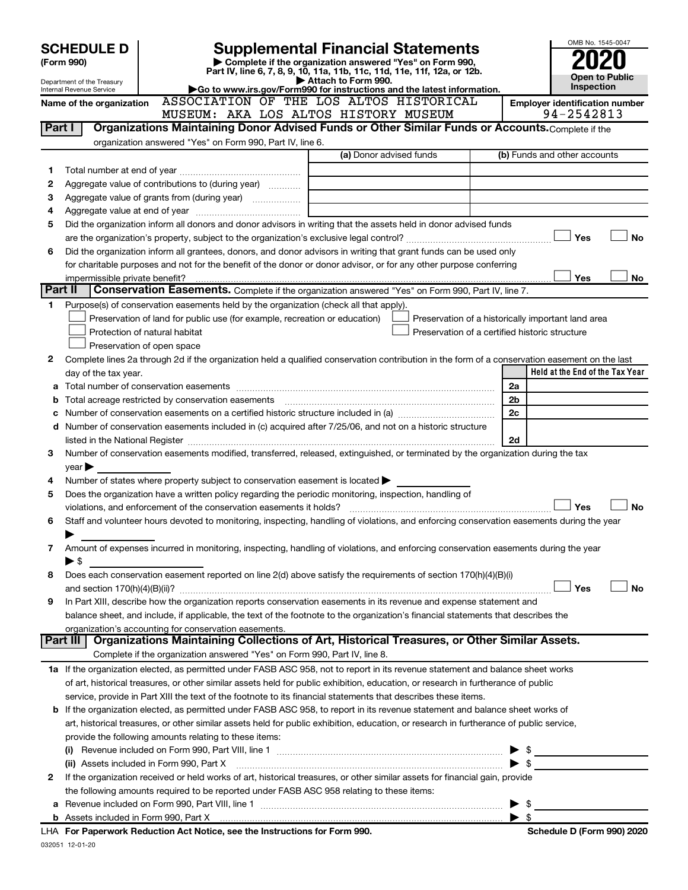# SCHEDULE D (Form 990)

Department of the Treasury
Internal Revenue Service

# Supplemental Financial Statements

▶ Complete if the organization answered "Yes" on Form 990, Part IV, line 6, 7, 8, 9, 10, 11a, 11b, 11c, 11d, 11e, 11f, 12a, or 12b.
▶ Attach to Form 990.
▶Go to www.irs.gov/Form990 for instructions and the latest information.

OMB No. 1545-0047

**2020**

**Open to Public Inspection**

Name of the organization: ASSOCIATION OF THE LOS ALTOS HISTORICAL MUSEUM: AKA LOS ALTOS HISTORY MUSEUM

Employer identification number: 94-2542813

## Part I Organizations Maintaining Donor Advised Funds or Other Similar Funds or Accounts. Complete if the organization answered "Yes" on Form 990, Part IV, line 6.

| | | (a) Donor advised funds | (b) Funds and other accounts |
|---|---|---|---|
| 1 | Total number at end of year | | |
| 2 | Aggregate value of contributions to (during year) | | |
| 3 | Aggregate value of grants from (during year) | | |
| 4 | Aggregate value at end of year | | |

5 Did the organization inform all donors and donor advisors in writing that the assets held in donor advised funds are the organization's property, subject to the organization's exclusive legal control? ☐ Yes ☐ No

6 Did the organization inform all grantees, donors, and donor advisors in writing that grant funds can be used only for charitable purposes and not for the benefit of the donor or donor advisor, or for any other purpose conferring impermissible private benefit? ☐ Yes ☐ No

## Part II Conservation Easements. Complete if the organization answered "Yes" on Form 990, Part IV, line 7.

1 Purpose(s) of conservation easements held by the organization (check all that apply).
- ☐ Preservation of land for public use (for example, recreation or education)
- ☐ Protection of natural habitat
- ☐ Preservation of open space
- ☐ Preservation of a historically important land area
- ☐ Preservation of a certified historic structure

2 Complete lines 2a through 2d if the organization held a qualified conservation contribution in the form of a conservation easement on the last day of the tax year.

| | | | Held at the End of the Tax Year |
|---|---|---|---|
| a | Total number of conservation easements | 2a | |
| b | Total acreage restricted by conservation easements | 2b | |
| c | Number of conservation easements on a certified historic structure included in (a) | 2c | |
| d | Number of conservation easements included in (c) acquired after 7/25/06, and not on a historic structure listed in the National Register | 2d | |

3 Number of conservation easements modified, transferred, released, extinguished, or terminated by the organization during the tax year ▶

4 Number of states where property subject to conservation easement is located ▶

5 Does the organization have a written policy regarding the periodic monitoring, inspection, handling of violations, and enforcement of the conservation easements it holds? ☐ Yes ☐ No

6 Staff and volunteer hours devoted to monitoring, inspecting, handling of violations, and enforcing conservation easements during the year ▶

7 Amount of expenses incurred in monitoring, inspecting, handling of violations, and enforcing conservation easements during the year ▶ $

8 Does each conservation easement reported on line 2(d) above satisfy the requirements of section 170(h)(4)(B)(i) and section 170(h)(4)(B)(ii)? ☐ Yes ☐ No

9 In Part XIII, describe how the organization reports conservation easements in its revenue and expense statement and balance sheet, and include, if applicable, the text of the footnote to the organization's financial statements that describes the organization's accounting for conservation easements.

## Part III Organizations Maintaining Collections of Art, Historical Treasures, or Other Similar Assets. Complete if the organization answered "Yes" on Form 990, Part IV, line 8.

1a If the organization elected, as permitted under FASB ASC 958, not to report in its revenue statement and balance sheet works of art, historical treasures, or other similar assets held for public exhibition, education, or research in furtherance of public service, provide in Part XIII the text of the footnote to its financial statements that describes these items.

b If the organization elected, as permitted under FASB ASC 958, to report in its revenue statement and balance sheet works of art, historical treasures, or other similar assets held for public exhibition, education, or research in furtherance of public service, provide the following amounts relating to these items:

(i) Revenue included on Form 990, Part VIII, line 1 ▶ $

(ii) Assets included in Form 990, Part X ▶ $

2 If the organization received or held works of art, historical treasures, or other similar assets for financial gain, provide the following amounts required to be reported under FASB ASC 958 relating to these items:

a Revenue included on Form 990, Part VIII, line 1 ▶ $

b Assets included in Form 990, Part X ▶ $

LHA For Paperwork Reduction Act Notice, see the Instructions for Form 990. Schedule D (Form 990) 2020

032051 12-01-20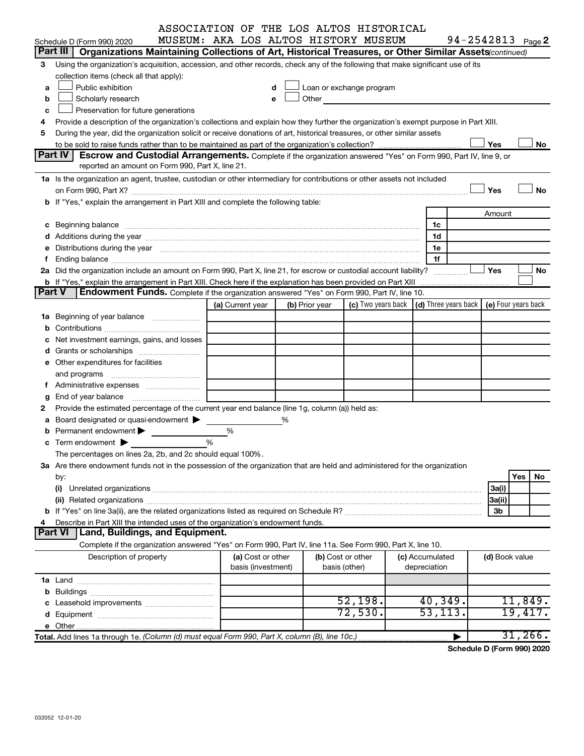ASSOCIATION OF THE LOS ALTOS HISTORICAL MUSEUM: AKA LOS ALTOS HISTORY MUSEUM 94-2542813

Schedule D (Form 990) 2020 Page 2

## Part III Organizations Maintaining Collections of Art, Historical Treasures, or Other Similar Assets (continued)

3 Using the organization's acquisition, accession, and other records, check any of the following that make significant use of its collection items (check all that apply):

- a ☐ Public exhibition
- b ☐ Scholarly research
- c ☐ Preservation for future generations
- d ☐ Loan or exchange program
- e ☐ Other

4 Provide a description of the organization's collections and explain how they further the organization's exempt purpose in Part XIII.

5 During the year, did the organization solicit or receive donations of art, historical treasures, or other similar assets to be sold to raise funds rather than to be maintained as part of the organization's collection? ☐ Yes ☐ No

## Part IV Escrow and Custodial Arrangements.

Complete if the organization answered "Yes" on Form 990, Part IV, line 9, or reported an amount on Form 990, Part X, line 21.

1a Is the organization an agent, trustee, custodian or other intermediary for contributions or other assets not included on Form 990, Part X? ☐ Yes ☐ No

b If "Yes," explain the arrangement in Part XIII and complete the following table:

| | | Amount |
|---|---|---|
| c Beginning balance | 1c | |
| d Additions during the year | 1d | |
| e Distributions during the year | 1e | |
| f Ending balance | 1f | |

2a Did the organization include an amount on Form 990, Part X, line 21, for escrow or custodial account liability? ☐ Yes ☐ No

b If "Yes," explain the arrangement in Part XIII. Check here if the explanation has been provided on Part XIII ☐

## Part V Endowment Funds.

Complete if the organization answered "Yes" on Form 990, Part IV, line 10.

| | (a) Current year | (b) Prior year | (c) Two years back | (d) Three years back | (e) Four years back |
|---|---|---|---|---|---|
| 1a Beginning of year balance | | | | | |
| b Contributions | | | | | |
| c Net investment earnings, gains, and losses | | | | | |
| d Grants or scholarships | | | | | |
| e Other expenditures for facilities and programs | | | | | |
| f Administrative expenses | | | | | |
| g End of year balance | | | | | |

2 Provide the estimated percentage of the current year end balance (line 1g, column (a)) held as:

- a Board designated or quasi-endowment ▶ %
- b Permanent endowment ▶ %
- c Term endowment ▶ %

The percentages on lines 2a, 2b, and 2c should equal 100%.

3a Are there endowment funds not in the possession of the organization that are held and administered for the organization by:

| | | Yes | No |
|---|---|---|---|
| (i) Unrelated organizations | 3a(i) | | |
| (ii) Related organizations | 3a(ii) | | |
| b If "Yes" on line 3a(ii), are the related organizations listed as required on Schedule R? | 3b | | |

4 Describe in Part XIII the intended uses of the organization's endowment funds.

## Part VI Land, Buildings, and Equipment.

Complete if the organization answered "Yes" on Form 990, Part IV, line 11a. See Form 990, Part X, line 10.

| Description of property | (a) Cost or other basis (investment) | (b) Cost or other basis (other) | (c) Accumulated depreciation | (d) Book value |
|---|---|---|---|---|
| 1a Land | | | | |
| b Buildings | | | | |
| c Leasehold improvements | | 52,198. | 40,349. | 11,849. |
| d Equipment | | 72,530. | 53,113. | 19,417. |
| e Other | | | | |
| Total. Add lines 1a through 1e. *(Column (d) must equal Form 990, Part X, column (B), line 10c.)* | | | ▶ | 31,266. |

Schedule D (Form 990) 2020

032052 12-01-20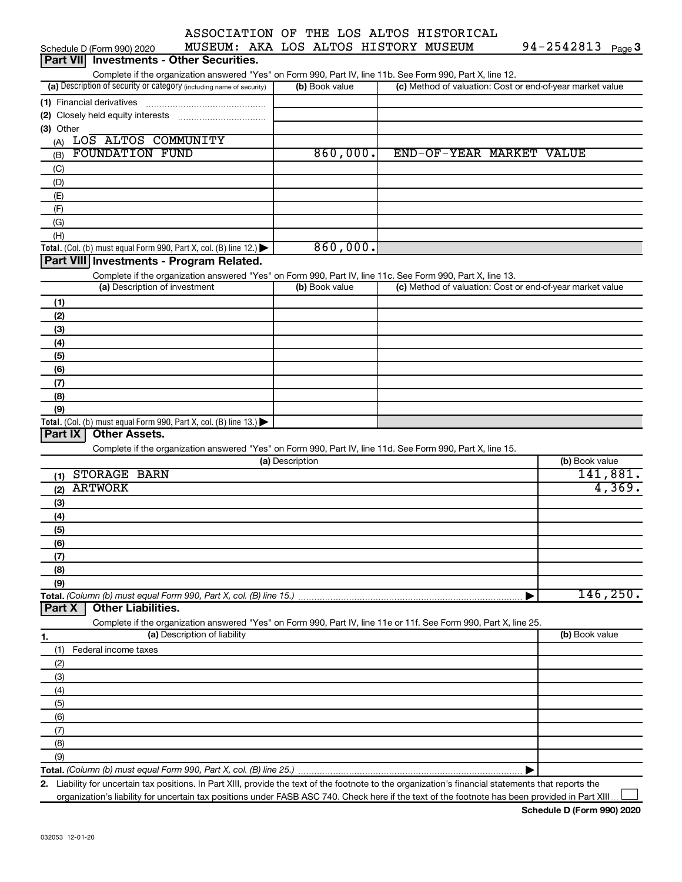ASSOCIATION OF THE LOS ALTOS HISTORICAL MUSEUM: AKA LOS ALTOS HISTORY MUSEUM 94-2542813

Schedule D (Form 990) 2020 Page 3

## Part VII Investments - Other Securities.

Complete if the organization answered "Yes" on Form 990, Part IV, line 11b. See Form 990, Part X, line 12.

| (a) Description of security or category (including name of security) | (b) Book value | (c) Method of valuation: Cost or end-of-year market value |
|---|---|---|
| (1) Financial derivatives | | |
| (2) Closely held equity interests | | |
| (3) Other | | |
| (A) LOS ALTOS COMMUNITY | | |
| (B) FOUNDATION FUND | 860,000. | END-OF-YEAR MARKET VALUE |
| (C) | | |
| (D) | | |
| (E) | | |
| (F) | | |
| (G) | | |
| (H) | | |
| Total. (Col. (b) must equal Form 990, Part X, col. (B) line 12.) | 860,000. | |

## Part VIII Investments - Program Related.

Complete if the organization answered "Yes" on Form 990, Part IV, line 11c. See Form 990, Part X, line 13.

| (a) Description of investment | (b) Book value | (c) Method of valuation: Cost or end-of-year market value |
|---|---|---|
| (1) | | |
| (2) | | |
| (3) | | |
| (4) | | |
| (5) | | |
| (6) | | |
| (7) | | |
| (8) | | |
| (9) | | |
| Total. (Col. (b) must equal Form 990, Part X, col. (B) line 13.) | | |

## Part IX Other Assets.

Complete if the organization answered "Yes" on Form 990, Part IV, line 11d. See Form 990, Part X, line 15.

| (a) Description | (b) Book value |
|---|---|
| (1) STORAGE BARN | 141,881. |
| (2) ARTWORK | 4,369. |
| (3) | |
| (4) | |
| (5) | |
| (6) | |
| (7) | |
| (8) | |
| (9) | |
| Total. (Column (b) must equal Form 990, Part X, col. (B) line 15.) | 146,250. |

## Part X Other Liabilities.

Complete if the organization answered "Yes" on Form 990, Part IV, line 11e or 11f. See Form 990, Part X, line 25.

| 1. (a) Description of liability | (b) Book value |
|---|---|
| (1) Federal income taxes | |
| (2) | |
| (3) | |
| (4) | |
| (5) | |
| (6) | |
| (7) | |
| (8) | |
| (9) | |
| Total. (Column (b) must equal Form 990, Part X, col. (B) line 25.) | |

2. Liability for uncertain tax positions. In Part XIII, provide the text of the footnote to the organization's financial statements that reports the organization's liability for uncertain tax positions under FASB ASC 740. Check here if the text of the footnote has been provided in Part XIII ☐

Schedule D (Form 990) 2020

032053 12-01-20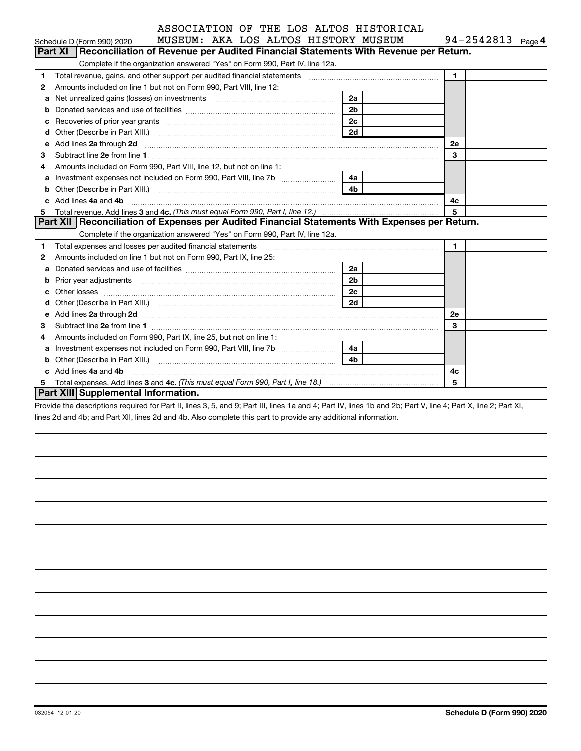ASSOCIATION OF THE LOS ALTOS HISTORICAL MUSEUM: AKA LOS ALTOS HISTORY MUSEUM 94-2542813

Schedule D (Form 990) 2020 Page **4**

## Part XI Reconciliation of Revenue per Audited Financial Statements With Revenue per Return.

Complete if the organization answered "Yes" on Form 990, Part IV, line 12a.

| | | | | | |
|---|---|---|---|---|---|
| **1** | Total revenue, gains, and other support per audited financial statements | | | 1 | |
| **2** | Amounts included on line 1 but not on Form 990, Part VIII, line 12: | | | | |
| **a** | Net unrealized gains (losses) on investments | 2a | | | |
| **b** | Donated services and use of facilities | 2b | | | |
| **c** | Recoveries of prior year grants | 2c | | | |
| **d** | Other (Describe in Part XIII.) | 2d | | | |
| **e** | Add lines **2a** through **2d** | | | 2e | |
| **3** | Subtract line **2e** from line **1** | | | 3 | |
| **4** | Amounts included on Form 990, Part VIII, line 12, but not on line 1: | | | | |
| **a** | Investment expenses not included on Form 990, Part VIII, line 7b | 4a | | | |
| **b** | Other (Describe in Part XIII.) | 4b | | | |
| **c** | Add lines **4a** and **4b** | | | 4c | |
| **5** | Total revenue. Add lines **3** and **4c.** *(This must equal Form 990, Part I, line 12.)* | | | 5 | |

## Part XII Reconciliation of Expenses per Audited Financial Statements With Expenses per Return.

Complete if the organization answered "Yes" on Form 990, Part IV, line 12a.

| | | | | | |
|---|---|---|---|---|---|
| **1** | Total expenses and losses per audited financial statements | | | 1 | |
| **2** | Amounts included on line 1 but not on Form 990, Part IX, line 25: | | | | |
| **a** | Donated services and use of facilities | 2a | | | |
| **b** | Prior year adjustments | 2b | | | |
| **c** | Other losses | 2c | | | |
| **d** | Other (Describe in Part XIII.) | 2d | | | |
| **e** | Add lines **2a** through **2d** | | | 2e | |
| **3** | Subtract line **2e** from line **1** | | | 3 | |
| **4** | Amounts included on Form 990, Part IX, line 25, but not on line 1: | | | | |
| **a** | Investment expenses not included on Form 990, Part VIII, line 7b | 4a | | | |
| **b** | Other (Describe in Part XIII.) | 4b | | | |
| **c** | Add lines **4a** and **4b** | | | 4c | |
| **5** | Total expenses. Add lines **3** and **4c.** *(This must equal Form 990, Part I, line 18.)* | | | 5 | |

## Part XIII Supplemental Information.

Provide the descriptions required for Part II, lines 3, 5, and 9; Part III, lines 1a and 4; Part IV, lines 1b and 2b; Part V, line 4; Part X, line 2; Part XI, lines 2d and 4b; and Part XII, lines 2d and 4b. Also complete this part to provide any additional information.

032054 12-01-20 **Schedule D (Form 990) 2020**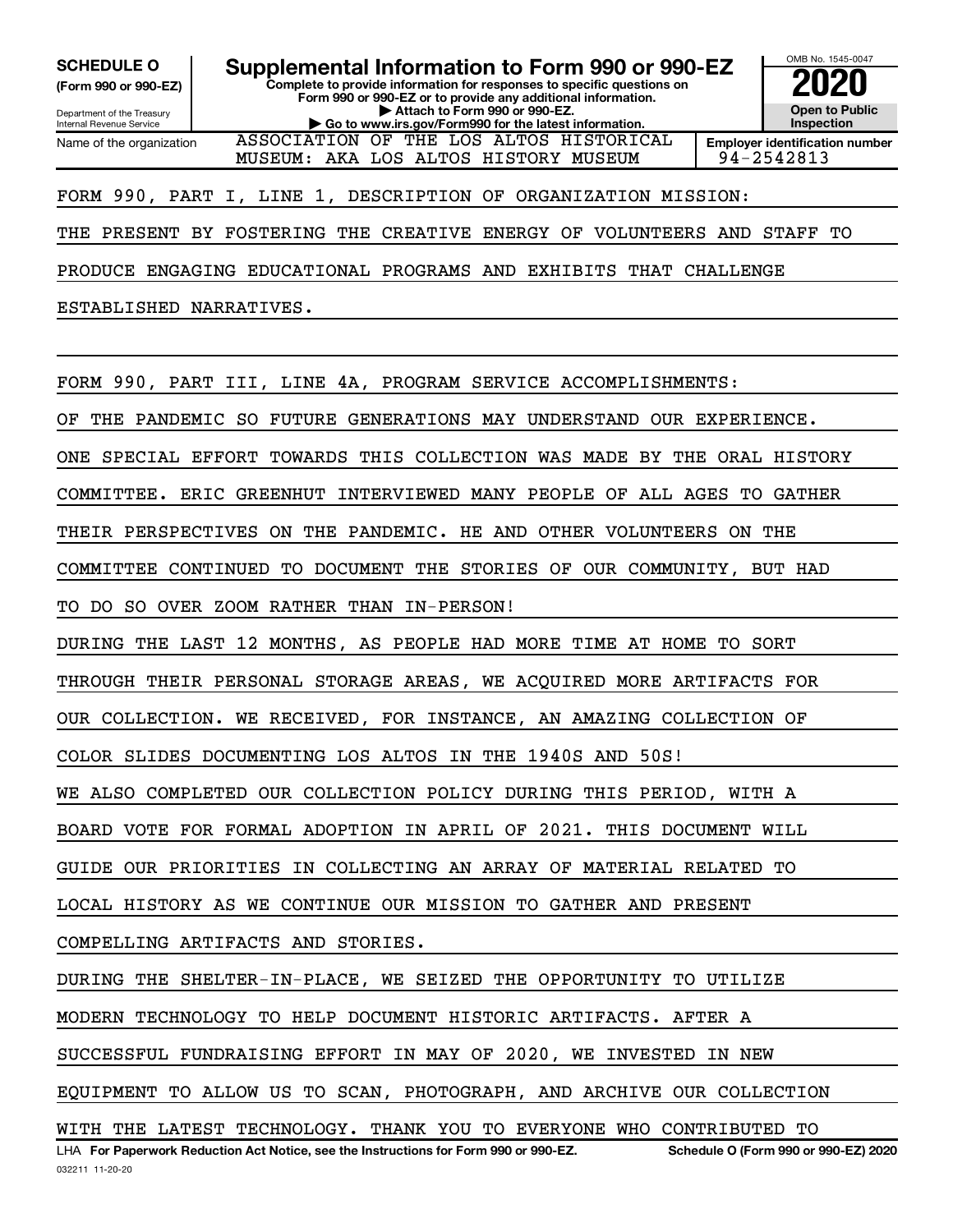**SCHEDULE O**
**(Form 990 or 990-EZ)**

Department of the Treasury
Internal Revenue Service

# Supplemental Information to Form 990 or 990-EZ

**Complete to provide information for responses to specific questions on Form 990 or 990-EZ or to provide any additional information.**
**▶ Attach to Form 990 or 990-EZ.**
**▶ Go to www.irs.gov/Form990 for the latest information.**

OMB No. 1545-0047

**2020**

**Open to Public Inspection**

| Name of the organization | Employer identification number |
|---|---|
| ASSOCIATION OF THE LOS ALTOS HISTORICAL MUSEUM: AKA LOS ALTOS HISTORY MUSEUM | 94-2542813 |

FORM 990, PART I, LINE 1, DESCRIPTION OF ORGANIZATION MISSION:

THE PRESENT BY FOSTERING THE CREATIVE ENERGY OF VOLUNTEERS AND STAFF TO PRODUCE ENGAGING EDUCATIONAL PROGRAMS AND EXHIBITS THAT CHALLENGE ESTABLISHED NARRATIVES.

FORM 990, PART III, LINE 4A, PROGRAM SERVICE ACCOMPLISHMENTS:

OF THE PANDEMIC SO FUTURE GENERATIONS MAY UNDERSTAND OUR EXPERIENCE. ONE SPECIAL EFFORT TOWARDS THIS COLLECTION WAS MADE BY THE ORAL HISTORY COMMITTEE. ERIC GREENHUT INTERVIEWED MANY PEOPLE OF ALL AGES TO GATHER THEIR PERSPECTIVES ON THE PANDEMIC. HE AND OTHER VOLUNTEERS ON THE COMMITTEE CONTINUED TO DOCUMENT THE STORIES OF OUR COMMUNITY, BUT HAD TO DO SO OVER ZOOM RATHER THAN IN-PERSON!

DURING THE LAST 12 MONTHS, AS PEOPLE HAD MORE TIME AT HOME TO SORT THROUGH THEIR PERSONAL STORAGE AREAS, WE ACQUIRED MORE ARTIFACTS FOR OUR COLLECTION. WE RECEIVED, FOR INSTANCE, AN AMAZING COLLECTION OF COLOR SLIDES DOCUMENTING LOS ALTOS IN THE 1940S AND 50S!

WE ALSO COMPLETED OUR COLLECTION POLICY DURING THIS PERIOD, WITH A BOARD VOTE FOR FORMAL ADOPTION IN APRIL OF 2021. THIS DOCUMENT WILL GUIDE OUR PRIORITIES IN COLLECTING AN ARRAY OF MATERIAL RELATED TO LOCAL HISTORY AS WE CONTINUE OUR MISSION TO GATHER AND PRESENT COMPELLING ARTIFACTS AND STORIES.

DURING THE SHELTER-IN-PLACE, WE SEIZED THE OPPORTUNITY TO UTILIZE MODERN TECHNOLOGY TO HELP DOCUMENT HISTORIC ARTIFACTS. AFTER A SUCCESSFUL FUNDRAISING EFFORT IN MAY OF 2020, WE INVESTED IN NEW EQUIPMENT TO ALLOW US TO SCAN, PHOTOGRAPH, AND ARCHIVE OUR COLLECTION WITH THE LATEST TECHNOLOGY. THANK YOU TO EVERYONE WHO CONTRIBUTED TO

LHA **For Paperwork Reduction Act Notice, see the Instructions for Form 990 or 990-EZ.** **Schedule O (Form 990 or 990-EZ) 2020**

032211 11-20-20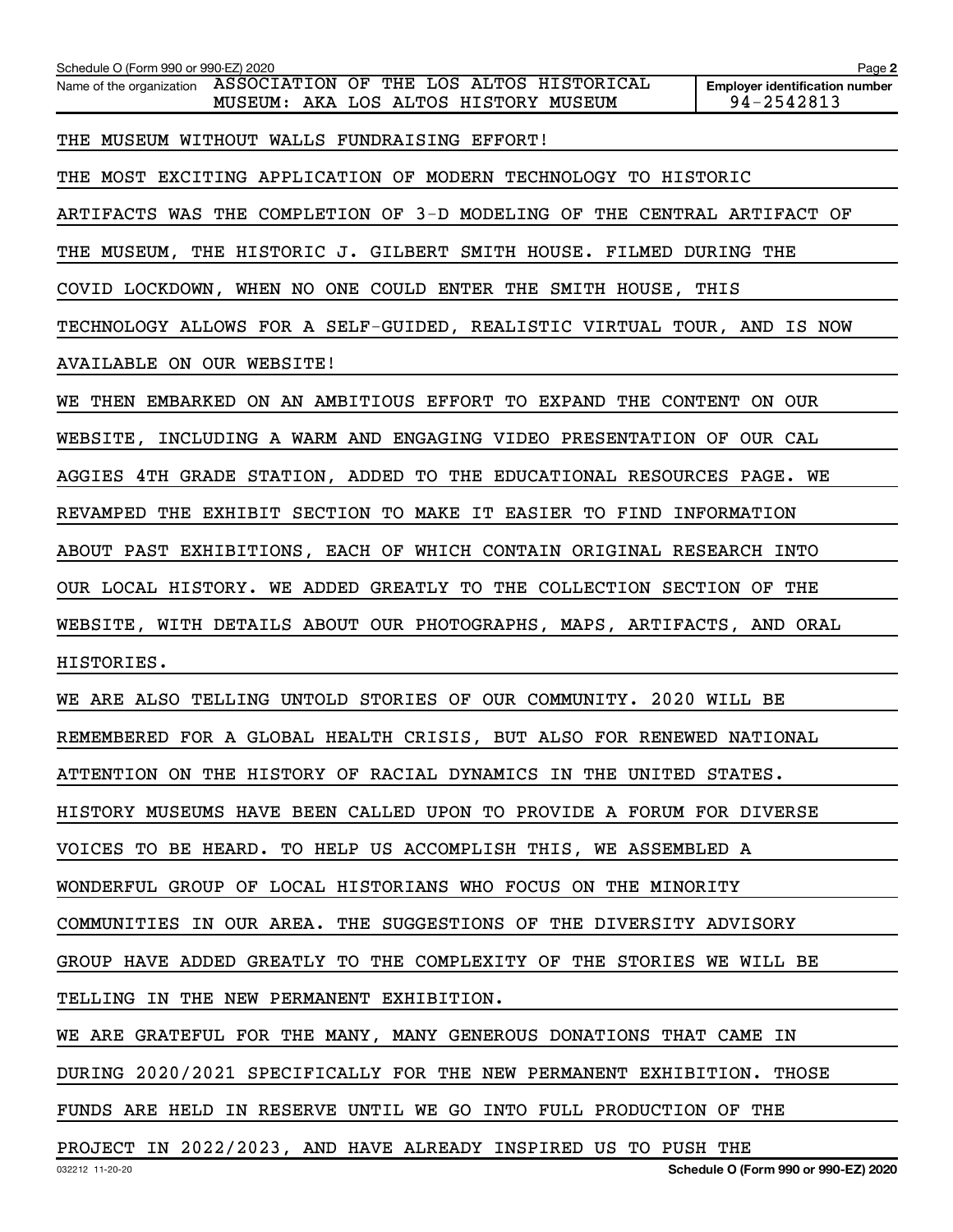THE MUSEUM WITHOUT WALLS FUNDRAISING EFFORT!

THE MOST EXCITING APPLICATION OF MODERN TECHNOLOGY TO HISTORIC ARTIFACTS WAS THE COMPLETION OF 3-D MODELING OF THE CENTRAL ARTIFACT OF THE MUSEUM, THE HISTORIC J. GILBERT SMITH HOUSE. FILMED DURING THE COVID LOCKDOWN, WHEN NO ONE COULD ENTER THE SMITH HOUSE, THIS TECHNOLOGY ALLOWS FOR A SELF-GUIDED, REALISTIC VIRTUAL TOUR, AND IS NOW AVAILABLE ON OUR WEBSITE!

WE THEN EMBARKED ON AN AMBITIOUS EFFORT TO EXPAND THE CONTENT ON OUR WEBSITE, INCLUDING A WARM AND ENGAGING VIDEO PRESENTATION OF OUR CAL AGGIES 4TH GRADE STATION, ADDED TO THE EDUCATIONAL RESOURCES PAGE. WE REVAMPED THE EXHIBIT SECTION TO MAKE IT EASIER TO FIND INFORMATION ABOUT PAST EXHIBITIONS, EACH OF WHICH CONTAIN ORIGINAL RESEARCH INTO OUR LOCAL HISTORY. WE ADDED GREATLY TO THE COLLECTION SECTION OF THE WEBSITE, WITH DETAILS ABOUT OUR PHOTOGRAPHS, MAPS, ARTIFACTS, AND ORAL HISTORIES.

WE ARE ALSO TELLING UNTOLD STORIES OF OUR COMMUNITY. 2020 WILL BE REMEMBERED FOR A GLOBAL HEALTH CRISIS, BUT ALSO FOR RENEWED NATIONAL ATTENTION ON THE HISTORY OF RACIAL DYNAMICS IN THE UNITED STATES. HISTORY MUSEUMS HAVE BEEN CALLED UPON TO PROVIDE A FORUM FOR DIVERSE VOICES TO BE HEARD. TO HELP US ACCOMPLISH THIS, WE ASSEMBLED A WONDERFUL GROUP OF LOCAL HISTORIANS WHO FOCUS ON THE MINORITY COMMUNITIES IN OUR AREA. THE SUGGESTIONS OF THE DIVERSITY ADVISORY GROUP HAVE ADDED GREATLY TO THE COMPLEXITY OF THE STORIES WE WILL BE TELLING IN THE NEW PERMANENT EXHIBITION.

WE ARE GRATEFUL FOR THE MANY, MANY GENEROUS DONATIONS THAT CAME IN DURING 2020/2021 SPECIFICALLY FOR THE NEW PERMANENT EXHIBITION. THOSE FUNDS ARE HELD IN RESERVE UNTIL WE GO INTO FULL PRODUCTION OF THE PROJECT IN 2022/2023, AND HAVE ALREADY INSPIRED US TO PUSH THE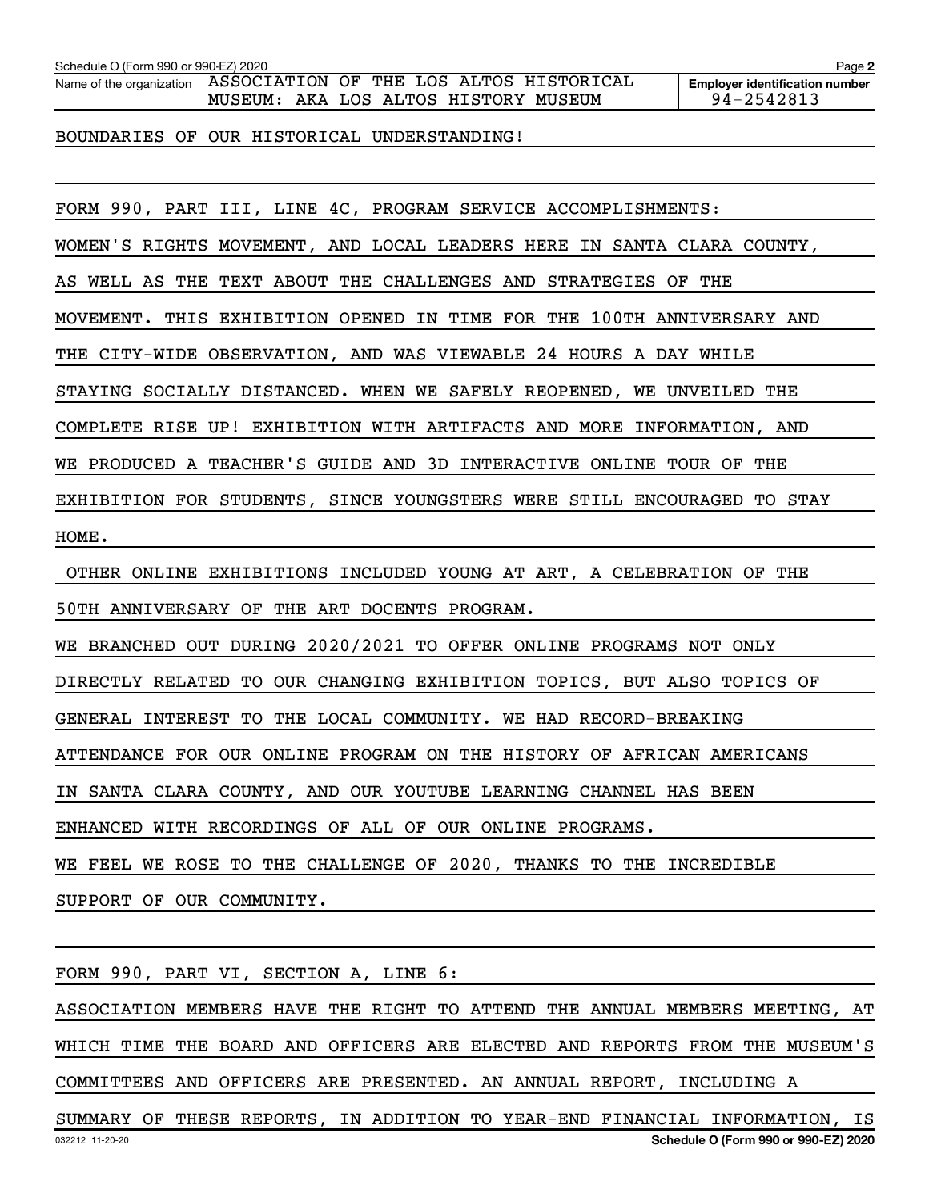Schedule O (Form 990 or 990-EZ) 2020

Name of the organization: ASSOCIATION OF THE LOS ALTOS HISTORICAL MUSEUM: AKA LOS ALTOS HISTORY MUSEUM

Employer identification number: 94-2542813

BOUNDARIES OF OUR HISTORICAL UNDERSTANDING!

FORM 990, PART III, LINE 4C, PROGRAM SERVICE ACCOMPLISHMENTS:

WOMEN'S RIGHTS MOVEMENT, AND LOCAL LEADERS HERE IN SANTA CLARA COUNTY, AS WELL AS THE TEXT ABOUT THE CHALLENGES AND STRATEGIES OF THE MOVEMENT. THIS EXHIBITION OPENED IN TIME FOR THE 100TH ANNIVERSARY AND THE CITY-WIDE OBSERVATION, AND WAS VIEWABLE 24 HOURS A DAY WHILE STAYING SOCIALLY DISTANCED. WHEN WE SAFELY REOPENED, WE UNVEILED THE COMPLETE RISE UP! EXHIBITION WITH ARTIFACTS AND MORE INFORMATION, AND WE PRODUCED A TEACHER'S GUIDE AND 3D INTERACTIVE ONLINE TOUR OF THE EXHIBITION FOR STUDENTS, SINCE YOUNGSTERS WERE STILL ENCOURAGED TO STAY HOME.

OTHER ONLINE EXHIBITIONS INCLUDED YOUNG AT ART, A CELEBRATION OF THE 50TH ANNIVERSARY OF THE ART DOCENTS PROGRAM.

WE BRANCHED OUT DURING 2020/2021 TO OFFER ONLINE PROGRAMS NOT ONLY DIRECTLY RELATED TO OUR CHANGING EXHIBITION TOPICS, BUT ALSO TOPICS OF GENERAL INTEREST TO THE LOCAL COMMUNITY. WE HAD RECORD-BREAKING ATTENDANCE FOR OUR ONLINE PROGRAM ON THE HISTORY OF AFRICAN AMERICANS IN SANTA CLARA COUNTY, AND OUR YOUTUBE LEARNING CHANNEL HAS BEEN ENHANCED WITH RECORDINGS OF ALL OF OUR ONLINE PROGRAMS.

WE FEEL WE ROSE TO THE CHALLENGE OF 2020, THANKS TO THE INCREDIBLE SUPPORT OF OUR COMMUNITY.

FORM 990, PART VI, SECTION A, LINE 6:

ASSOCIATION MEMBERS HAVE THE RIGHT TO ATTEND THE ANNUAL MEMBERS MEETING, AT WHICH TIME THE BOARD AND OFFICERS ARE ELECTED AND REPORTS FROM THE MUSEUM'S COMMITTEES AND OFFICERS ARE PRESENTED. AN ANNUAL REPORT, INCLUDING A SUMMARY OF THESE REPORTS, IN ADDITION TO YEAR-END FINANCIAL INFORMATION, IS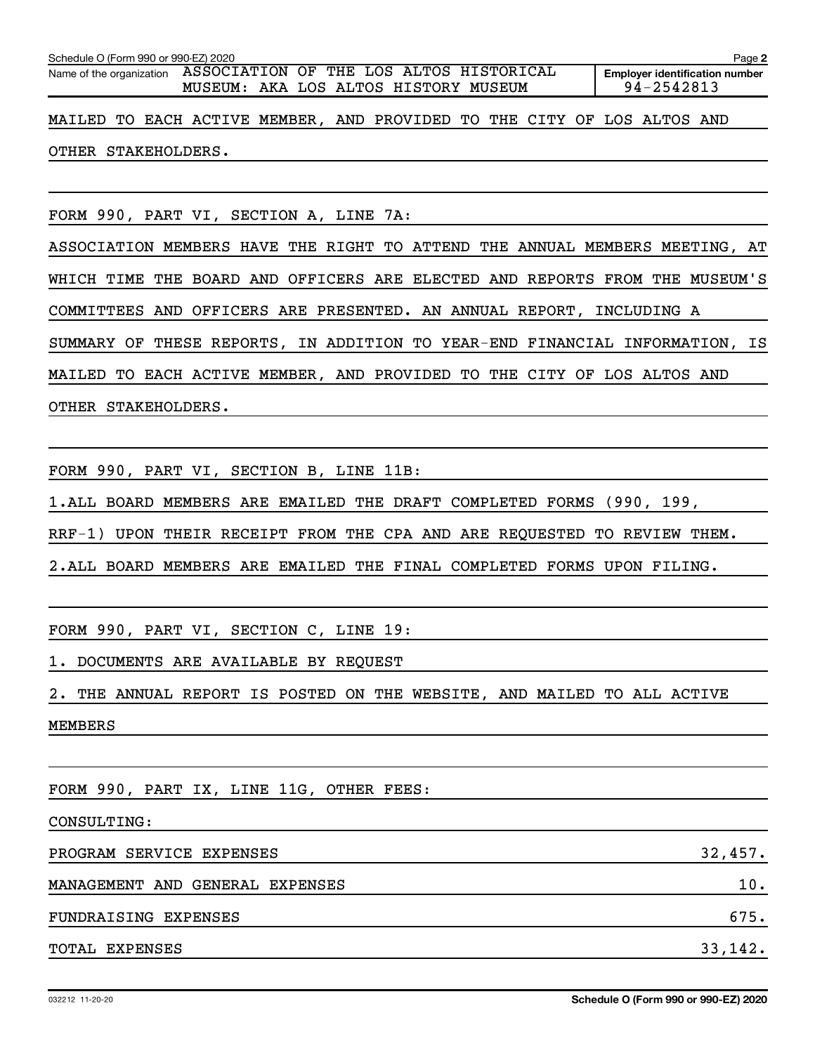Schedule O (Form 990 or 990-EZ) 2020

Name of the organization: ASSOCIATION OF THE LOS ALTOS HISTORICAL MUSEUM: AKA LOS ALTOS HISTORY MUSEUM

Employer identification number: 94-2542813

MAILED TO EACH ACTIVE MEMBER, AND PROVIDED TO THE CITY OF LOS ALTOS AND OTHER STAKEHOLDERS.

FORM 990, PART VI, SECTION A, LINE 7A:

ASSOCIATION MEMBERS HAVE THE RIGHT TO ATTEND THE ANNUAL MEMBERS MEETING, AT WHICH TIME THE BOARD AND OFFICERS ARE ELECTED AND REPORTS FROM THE MUSEUM'S COMMITTEES AND OFFICERS ARE PRESENTED. AN ANNUAL REPORT, INCLUDING A SUMMARY OF THESE REPORTS, IN ADDITION TO YEAR-END FINANCIAL INFORMATION, IS MAILED TO EACH ACTIVE MEMBER, AND PROVIDED TO THE CITY OF LOS ALTOS AND OTHER STAKEHOLDERS.

FORM 990, PART VI, SECTION B, LINE 11B:

1.ALL BOARD MEMBERS ARE EMAILED THE DRAFT COMPLETED FORMS (990, 199, RRF-1) UPON THEIR RECEIPT FROM THE CPA AND ARE REQUESTED TO REVIEW THEM.

2.ALL BOARD MEMBERS ARE EMAILED THE FINAL COMPLETED FORMS UPON FILING.

FORM 990, PART VI, SECTION C, LINE 19:

1. DOCUMENTS ARE AVAILABLE BY REQUEST

2. THE ANNUAL REPORT IS POSTED ON THE WEBSITE, AND MAILED TO ALL ACTIVE MEMBERS

FORM 990, PART IX, LINE 11G, OTHER FEES:

CONSULTING:

| | |
|---|---|
| PROGRAM SERVICE EXPENSES | 32,457. |
| MANAGEMENT AND GENERAL EXPENSES | 10. |
| FUNDRAISING EXPENSES | 675. |
| TOTAL EXPENSES | 33,142. |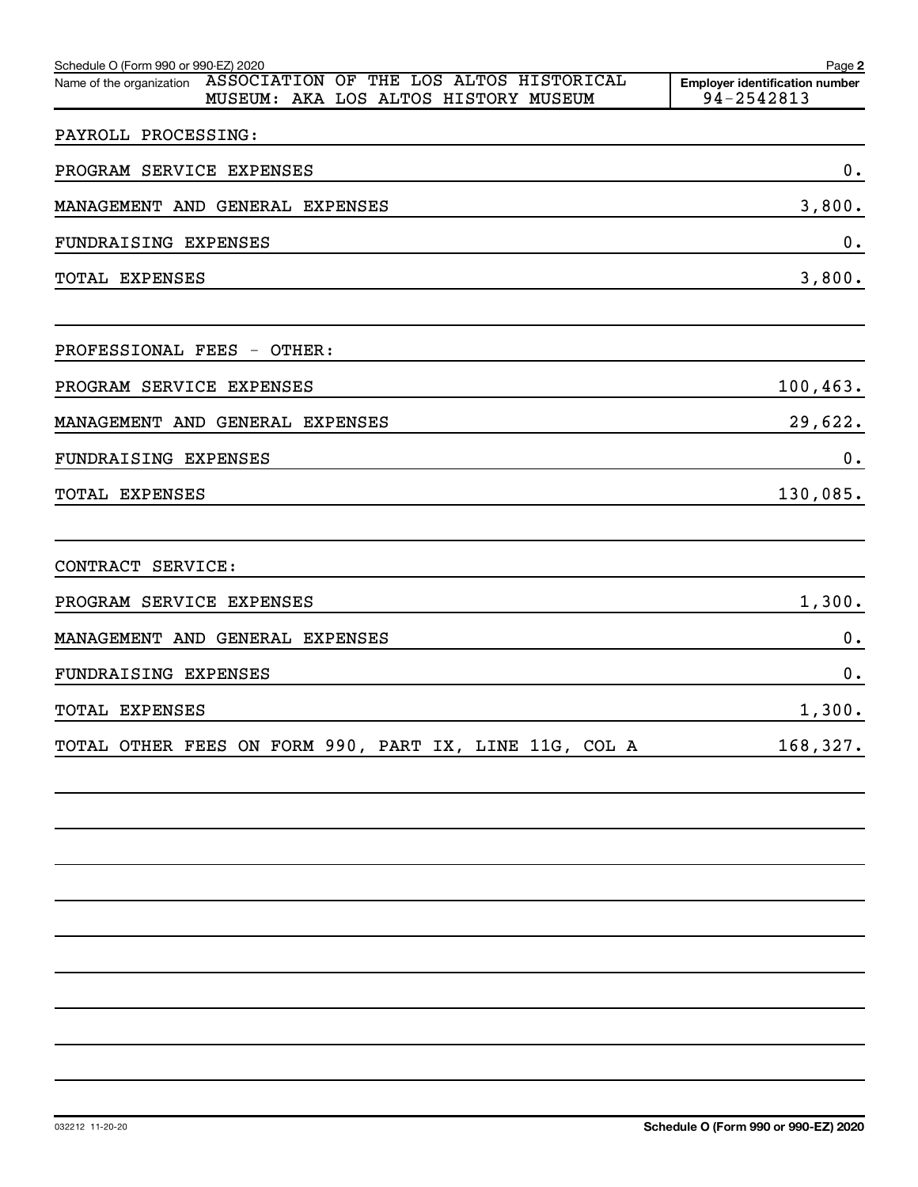Schedule O (Form 990 or 990-EZ) 2020

Name of the organization ASSOCIATION OF THE LOS ALTOS HISTORICAL MUSEUM: AKA LOS ALTOS HISTORY MUSEUM

**Employer identification number** 94-2542813

| | |
|---|---|
| PAYROLL PROCESSING: | |
| PROGRAM SERVICE EXPENSES | 0. |
| MANAGEMENT AND GENERAL EXPENSES | 3,800. |
| FUNDRAISING EXPENSES | 0. |
| TOTAL EXPENSES | 3,800. |
| | |
| PROFESSIONAL FEES - OTHER: | |
| PROGRAM SERVICE EXPENSES | 100,463. |
| MANAGEMENT AND GENERAL EXPENSES | 29,622. |
| FUNDRAISING EXPENSES | 0. |
| TOTAL EXPENSES | 130,085. |
| | |
| CONTRACT SERVICE: | |
| PROGRAM SERVICE EXPENSES | 1,300. |
| MANAGEMENT AND GENERAL EXPENSES | 0. |
| FUNDRAISING EXPENSES | 0. |
| TOTAL EXPENSES | 1,300. |
| TOTAL OTHER FEES ON FORM 990, PART IX, LINE 11G, COL A | 168,327. |

032212 11-20-20

**Schedule O (Form 990 or 990-EZ) 2020**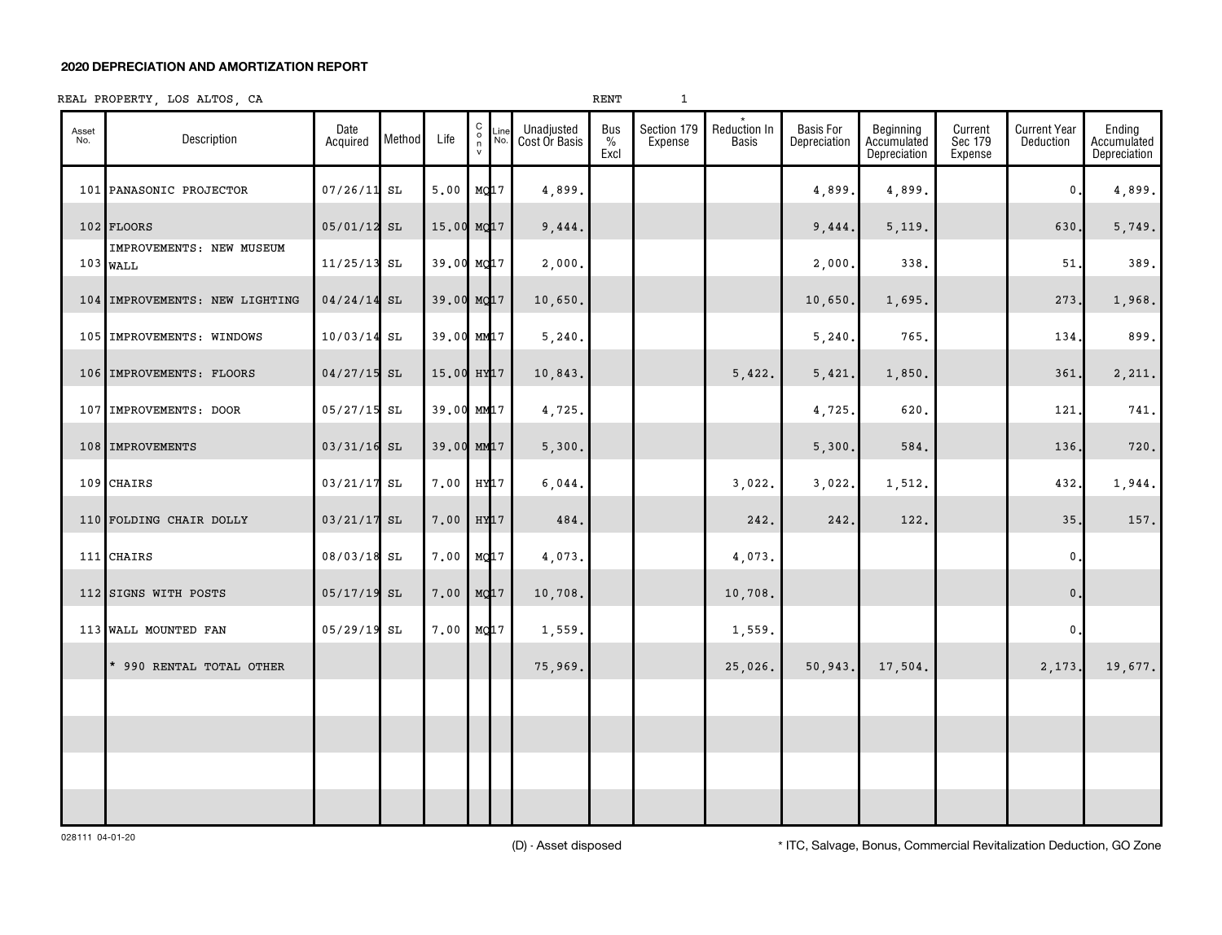**2020 DEPRECIATION AND AMORTIZATION REPORT**

REAL PROPERTY, LOS ALTOS, CA RENT 1

| Asset No. | Description | Date Acquired | Method | Life | Conv | Line No. | Unadjusted Cost Or Basis | Bus % Excl | Section 179 Expense | * Reduction In Basis | Basis For Depreciation | Beginning Accumulated Depreciation | Current Sec 179 Expense | Current Year Deduction | Ending Accumulated Depreciation |
|---|---|---|---|---|---|---|---|---|---|---|---|---|---|---|---|
| 101 | PANASONIC PROJECTOR | 07/26/11 | SL | 5.00 | MQ | 17 | 4,899. | | | | 4,899. | 4,899. | | 0. | 4,899. |
| 102 | FLOORS | 05/01/12 | SL | 15.00 | MQ | 17 | 9,444. | | | | 9,444. | 5,119. | | 630. | 5,749. |
| 103 | IMPROVEMENTS: NEW MUSEUM WALL | 11/25/13 | SL | 39.00 | MQ | 17 | 2,000. | | | | 2,000. | 338. | | 51. | 389. |
| 104 | IMPROVEMENTS: NEW LIGHTING | 04/24/14 | SL | 39.00 | MQ | 17 | 10,650. | | | | 10,650. | 1,695. | | 273. | 1,968. |
| 105 | IMPROVEMENTS: WINDOWS | 10/03/14 | SL | 39.00 | MM | 17 | 5,240. | | | | 5,240. | 765. | | 134. | 899. |
| 106 | IMPROVEMENTS: FLOORS | 04/27/15 | SL | 15.00 | HY | 17 | 10,843. | | | 5,422. | 5,421. | 1,850. | | 361. | 2,211. |
| 107 | IMPROVEMENTS: DOOR | 05/27/15 | SL | 39.00 | MM | 17 | 4,725. | | | | 4,725. | 620. | | 121. | 741. |
| 108 | IMPROVEMENTS | 03/31/16 | SL | 39.00 | MM | 17 | 5,300. | | | | 5,300. | 584. | | 136. | 720. |
| 109 | CHAIRS | 03/21/17 | SL | 7.00 | HY | 17 | 6,044. | | | 3,022. | 3,022. | 1,512. | | 432. | 1,944. |
| 110 | FOLDING CHAIR DOLLY | 03/21/17 | SL | 7.00 | HY | 17 | 484. | | | 242. | 242. | 122. | | 35. | 157. |
| 111 | CHAIRS | 08/03/18 | SL | 7.00 | MQ | 17 | 4,073. | | | 4,073. | | | | 0. | |
| 112 | SIGNS WITH POSTS | 05/17/19 | SL | 7.00 | MQ | 17 | 10,708. | | | 10,708. | | | | 0. | |
| 113 | WALL MOUNTED FAN | 05/29/19 | SL | 7.00 | MQ | 17 | 1,559. | | | 1,559. | | | | 0. | |
| | * 990 RENTAL TOTAL OTHER | | | | | | 75,969. | | | 25,026. | 50,943. | 17,504. | | 2,173. | 19,677. |

028111 04-01-20

(D) - Asset disposed

* ITC, Salvage, Bonus, Commercial Revitalization Deduction, GO Zone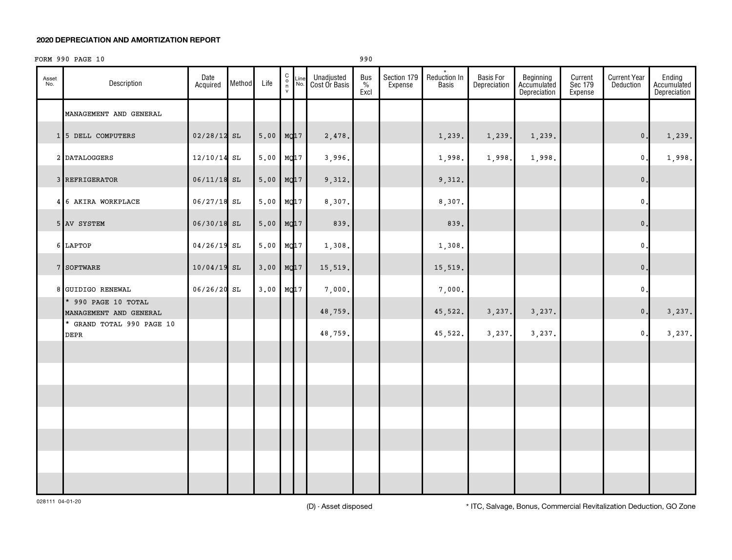## 2020 DEPRECIATION AND AMORTIZATION REPORT

FORM 990 PAGE 10 990

| Asset No. | Description | Date Acquired | Method | Life | Conv | Line No. | Unadjusted Cost Or Basis | Bus % Excl | Section 179 Expense | * Reduction In Basis | Basis For Depreciation | Beginning Accumulated Depreciation | Current Sec 179 Expense | Current Year Deduction | Ending Accumulated Depreciation |
|---|---|---|---|---|---|---|---|---|---|---|---|---|---|---|---|
| | MANAGEMENT AND GENERAL | | | | | | | | | | | | | | |
| 1 | 5 DELL COMPUTERS | 02/28/12 | SL | 5.00 | MQ | 17 | 2,478. | | | 1,239. | 1,239. | 1,239. | | 0. | 1,239. |
| 2 | DATALOGGERS | 12/10/14 | SL | 5.00 | MQ | 17 | 3,996. | | | 1,998. | 1,998. | 1,998. | | 0. | 1,998. |
| 3 | REFRIGERATOR | 06/11/18 | SL | 5.00 | MQ | 17 | 9,312. | | | 9,312. | | | | 0. | |
| 4 | 6 AKIRA WORKPLACE | 06/27/18 | SL | 5.00 | MQ | 17 | 8,307. | | | 8,307. | | | | 0. | |
| 5 | AV SYSTEM | 06/30/18 | SL | 5.00 | MQ | 17 | 839. | | | 839. | | | | 0. | |
| 6 | LAPTOP | 04/26/19 | SL | 5.00 | MQ | 17 | 1,308. | | | 1,308. | | | | 0. | |
| 7 | SOFTWARE | 10/04/19 | SL | 3.00 | MQ | 17 | 15,519. | | | 15,519. | | | | 0. | |
| 8 | GUIDIGO RENEWAL | 06/26/20 | SL | 3.00 | MQ | 17 | 7,000. | | | 7,000. | | | | 0. | |
| | * 990 PAGE 10 TOTAL MANAGEMENT AND GENERAL | | | | | | 48,759. | | | 45,522. | 3,237. | 3,237. | | 0. | 3,237. |
| | * GRAND TOTAL 990 PAGE 10 DEPR | | | | | | 48,759. | | | 45,522. | 3,237. | 3,237. | | 0. | 3,237. |

028111 04-01-20

(D) - Asset disposed

* ITC, Salvage, Bonus, Commercial Revitalization Deduction, GO Zone